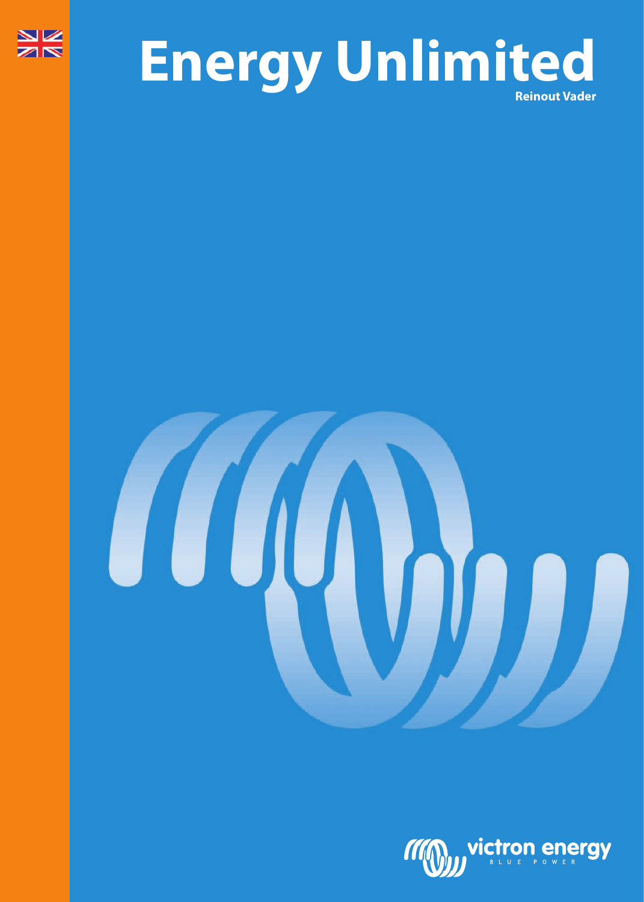# Energy Unlimited

**Reinout Vader**

victron energy

BLUE POWER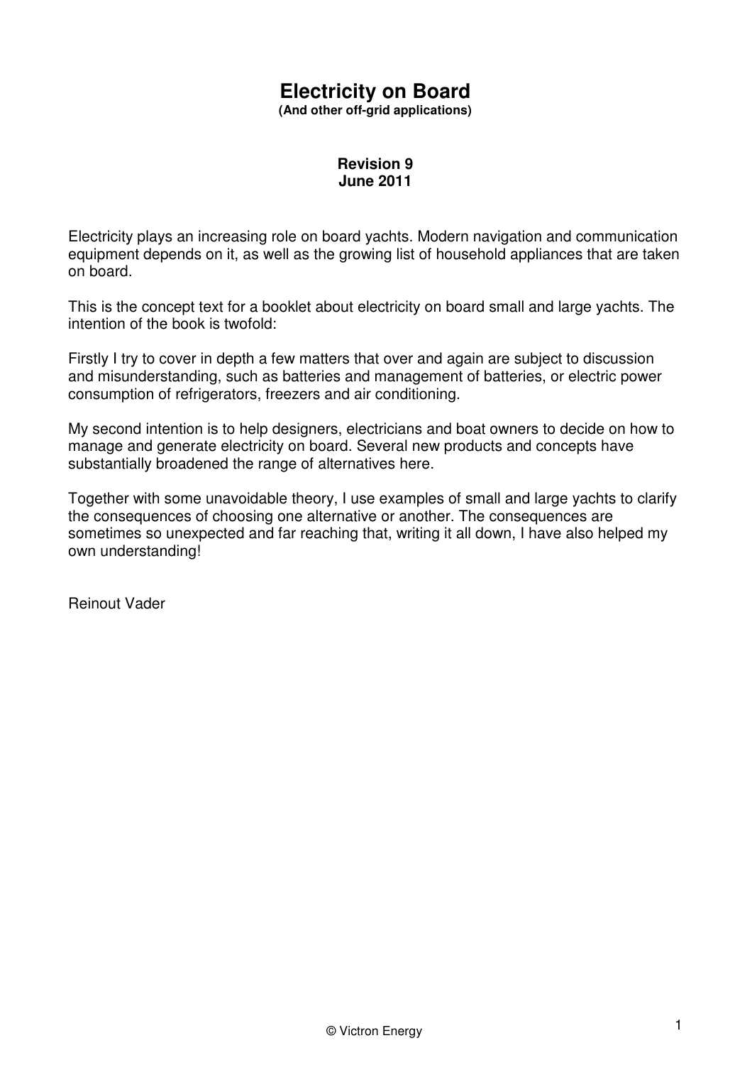# Electricity on Board

**(And other off-grid applications)**

**Revision 9**
**June 2011**

Electricity plays an increasing role on board yachts. Modern navigation and communication equipment depends on it, as well as the growing list of household appliances that are taken on board.

This is the concept text for a booklet about electricity on board small and large yachts. The intention of the book is twofold:

Firstly I try to cover in depth a few matters that over and again are subject to discussion and misunderstanding, such as batteries and management of batteries, or electric power consumption of refrigerators, freezers and air conditioning.

My second intention is to help designers, electricians and boat owners to decide on how to manage and generate electricity on board. Several new products and concepts have substantially broadened the range of alternatives here.

Together with some unavoidable theory, I use examples of small and large yachts to clarify the consequences of choosing one alternative or another. The consequences are sometimes so unexpected and far reaching that, writing it all down, I have also helped my own understanding!

Reinout Vader

© Victron Energy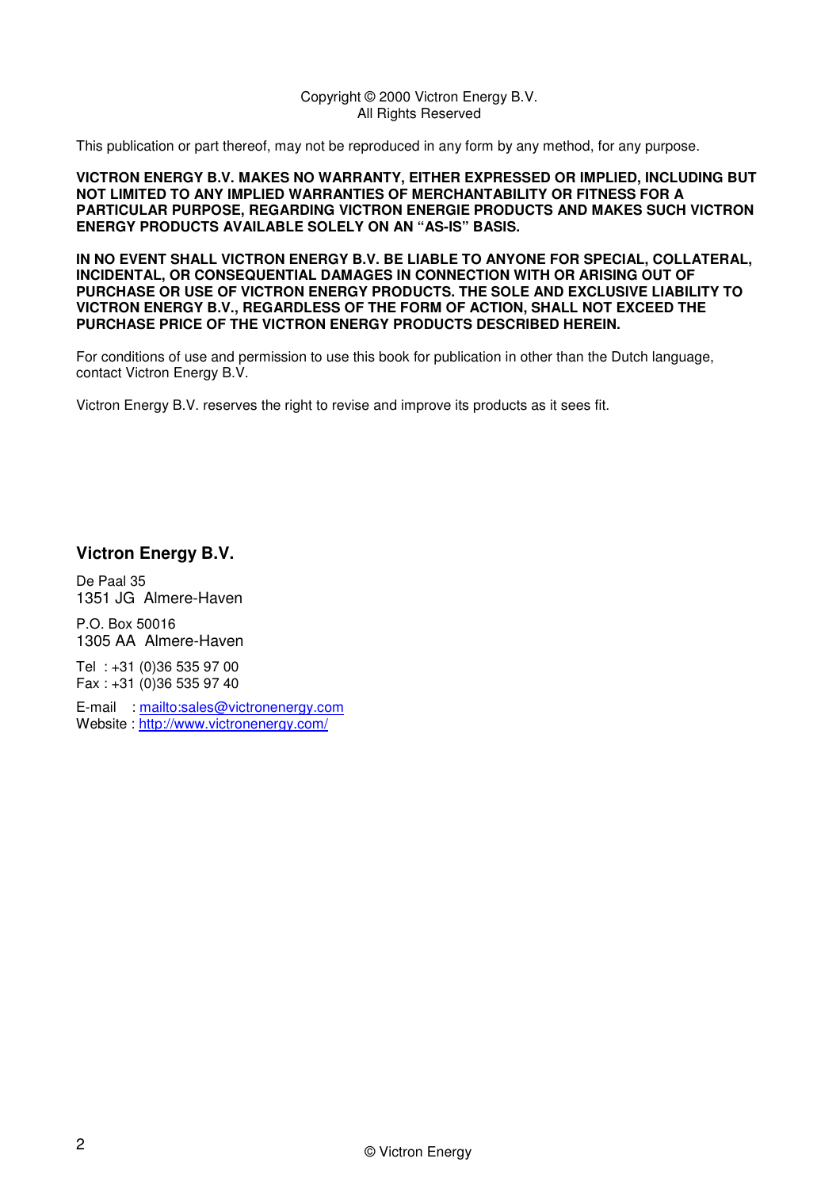Copyright © 2000 Victron Energy B.V.
All Rights Reserved

This publication or part thereof, may not be reproduced in any form by any method, for any purpose.

**VICTRON ENERGY B.V. MAKES NO WARRANTY, EITHER EXPRESSED OR IMPLIED, INCLUDING BUT NOT LIMITED TO ANY IMPLIED WARRANTIES OF MERCHANTABILITY OR FITNESS FOR A PARTICULAR PURPOSE, REGARDING VICTRON ENERGIE PRODUCTS AND MAKES SUCH VICTRON ENERGY PRODUCTS AVAILABLE SOLELY ON AN "AS-IS" BASIS.**

**IN NO EVENT SHALL VICTRON ENERGY B.V. BE LIABLE TO ANYONE FOR SPECIAL, COLLATERAL, INCIDENTAL, OR CONSEQUENTIAL DAMAGES IN CONNECTION WITH OR ARISING OUT OF PURCHASE OR USE OF VICTRON ENERGY PRODUCTS. THE SOLE AND EXCLUSIVE LIABILITY TO VICTRON ENERGY B.V., REGARDLESS OF THE FORM OF ACTION, SHALL NOT EXCEED THE PURCHASE PRICE OF THE VICTRON ENERGY PRODUCTS DESCRIBED HEREIN.**

For conditions of use and permission to use this book for publication in other than the Dutch language, contact Victron Energy B.V.

Victron Energy B.V. reserves the right to revise and improve its products as it sees fit.

**Victron Energy B.V.**

De Paal 35
1351 JG Almere-Haven

P.O. Box 50016
1305 AA Almere-Haven

Tel : +31 (0)36 535 97 00
Fax : +31 (0)36 535 97 40

E-mail : mailto:sales@victronenergy.com
Website : http://www.victronenergy.com/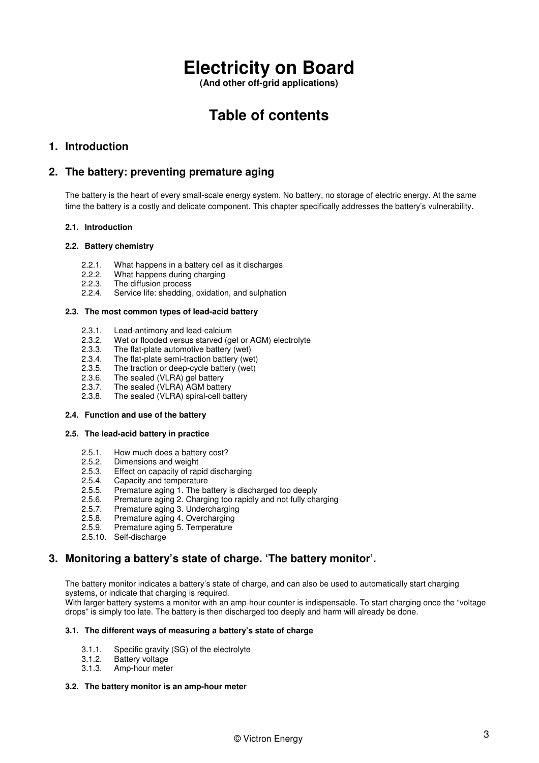# Electricity on Board

**(And other off-grid applications)**

# Table of contents

## 1. Introduction

## 2. The battery: preventing premature aging

The battery is the heart of every small-scale energy system. No battery, no storage of electric energy. At the same time the battery is a costly and delicate component. This chapter specifically addresses the battery's vulnerability.

#### 2.1. Introduction

#### 2.2. Battery chemistry

- 2.2.1. What happens in a battery cell as it discharges
- 2.2.2. What happens during charging
- 2.2.3. The diffusion process
- 2.2.4. Service life: shedding, oxidation, and sulphation

#### 2.3. The most common types of lead-acid battery

- 2.3.1. Lead-antimony and lead-calcium
- 2.3.2. Wet or flooded versus starved (gel or AGM) electrolyte
- 2.3.3. The flat-plate automotive battery (wet)
- 2.3.4. The flat-plate semi-traction battery (wet)
- 2.3.5. The traction or deep-cycle battery (wet)
- 2.3.6. The sealed (VLRA) gel battery
- 2.3.7. The sealed (VLRA) AGM battery
- 2.3.8. The sealed (VLRA) spiral-cell battery

#### 2.4. Function and use of the battery

#### 2.5. The lead-acid battery in practice

- 2.5.1. How much does a battery cost?
- 2.5.2. Dimensions and weight
- 2.5.3. Effect on capacity of rapid discharging
- 2.5.4. Capacity and temperature
- 2.5.5. Premature aging 1. The battery is discharged too deeply
- 2.5.6. Premature aging 2. Charging too rapidly and not fully charging
- 2.5.7. Premature aging 3. Undercharging
- 2.5.8. Premature aging 4. Overcharging
- 2.5.9. Premature aging 5. Temperature
- 2.5.10. Self-discharge

## 3. Monitoring a battery's state of charge. 'The battery monitor'.

The battery monitor indicates a battery's state of charge, and can also be used to automatically start charging systems, or indicate that charging is required.
With larger battery systems a monitor with an amp-hour counter is indispensable. To start charging once the "voltage drops" is simply too late. The battery is then discharged too deeply and harm will already be done.

#### 3.1. The different ways of measuring a battery's state of charge

- 3.1.1. Specific gravity (SG) of the electrolyte
- 3.1.2. Battery voltage
- 3.1.3. Amp-hour meter

#### 3.2. The battery monitor is an amp-hour meter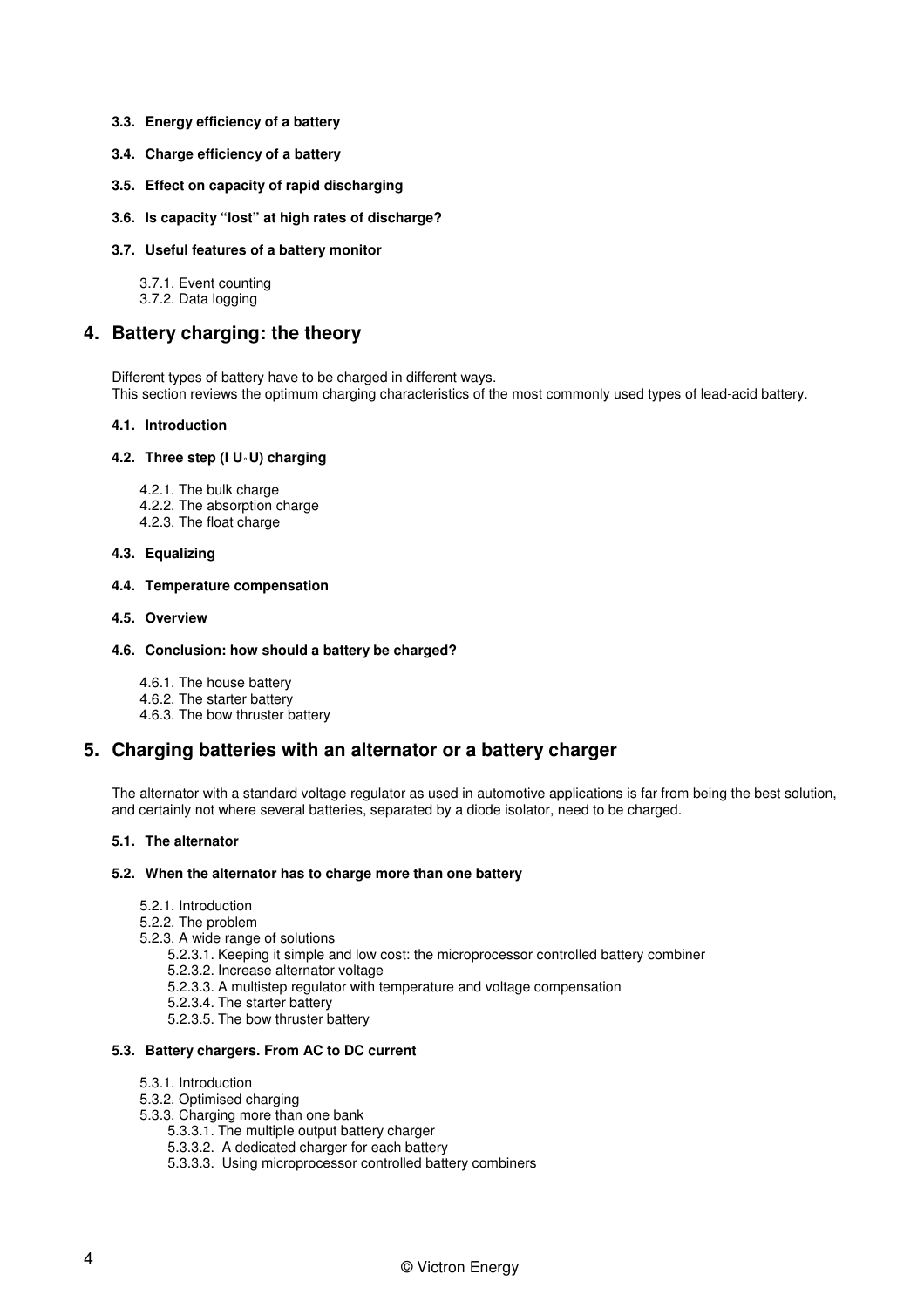**3.3. Energy efficiency of a battery**

**3.4. Charge efficiency of a battery**

**3.5. Effect on capacity of rapid discharging**

**3.6. Is capacity "lost" at high rates of discharge?**

**3.7. Useful features of a battery monitor**

- 3.7.1. Event counting
- 3.7.2. Data logging

## 4. Battery charging: the theory

Different types of battery have to be charged in different ways.
This section reviews the optimum charging characteristics of the most commonly used types of lead-acid battery.

**4.1. Introduction**

**4.2. Three step (I U◦U) charging**

- 4.2.1. The bulk charge
- 4.2.2. The absorption charge
- 4.2.3. The float charge

**4.3. Equalizing**

**4.4. Temperature compensation**

**4.5. Overview**

**4.6. Conclusion: how should a battery be charged?**

- 4.6.1. The house battery
- 4.6.2. The starter battery
- 4.6.3. The bow thruster battery

## 5. Charging batteries with an alternator or a battery charger

The alternator with a standard voltage regulator as used in automotive applications is far from being the best solution, and certainly not where several batteries, separated by a diode isolator, need to be charged.

**5.1. The alternator**

**5.2. When the alternator has to charge more than one battery**

- 5.2.1. Introduction
- 5.2.2. The problem
- 5.2.3. A wide range of solutions
  - 5.2.3.1. Keeping it simple and low cost: the microprocessor controlled battery combiner
  - 5.2.3.2. Increase alternator voltage
  - 5.2.3.3. A multistep regulator with temperature and voltage compensation
  - 5.2.3.4. The starter battery
  - 5.2.3.5. The bow thruster battery

**5.3. Battery chargers. From AC to DC current**

- 5.3.1. Introduction
- 5.3.2. Optimised charging
- 5.3.3. Charging more than one bank
  - 5.3.3.1. The multiple output battery charger
  - 5.3.3.2. A dedicated charger for each battery
  - 5.3.3.3. Using microprocessor controlled battery combiners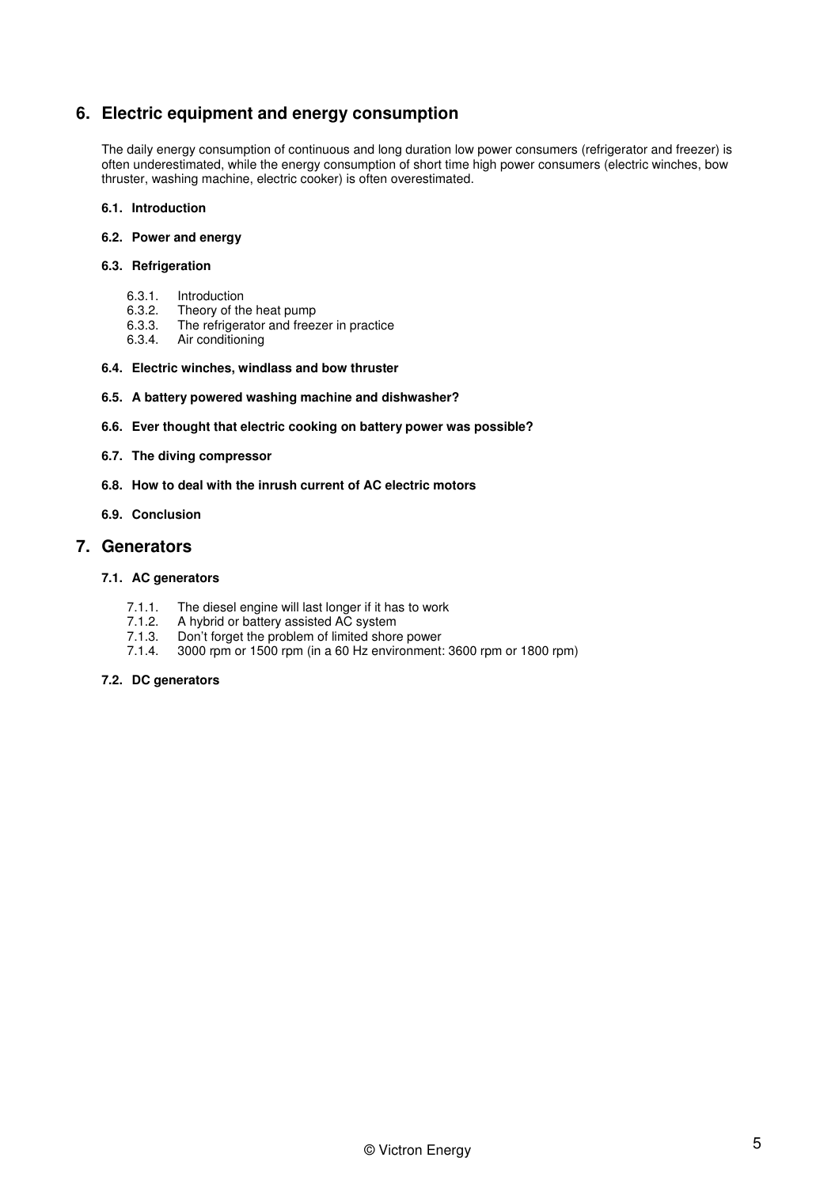## 6. Electric equipment and energy consumption

The daily energy consumption of continuous and long duration low power consumers (refrigerator and freezer) is often underestimated, while the energy consumption of short time high power consumers (electric winches, bow thruster, washing machine, electric cooker) is often overestimated.

**6.1. Introduction**

**6.2. Power and energy**

**6.3. Refrigeration**

- 6.3.1. Introduction
- 6.3.2. Theory of the heat pump
- 6.3.3. The refrigerator and freezer in practice
- 6.3.4. Air conditioning

**6.4. Electric winches, windlass and bow thruster**

**6.5. A battery powered washing machine and dishwasher?**

**6.6. Ever thought that electric cooking on battery power was possible?**

**6.7. The diving compressor**

**6.8. How to deal with the inrush current of AC electric motors**

**6.9. Conclusion**

## 7. Generators

**7.1. AC generators**

- 7.1.1. The diesel engine will last longer if it has to work
- 7.1.2. A hybrid or battery assisted AC system
- 7.1.3. Don't forget the problem of limited shore power
- 7.1.4. 3000 rpm or 1500 rpm (in a 60 Hz environment: 3600 rpm or 1800 rpm)

**7.2. DC generators**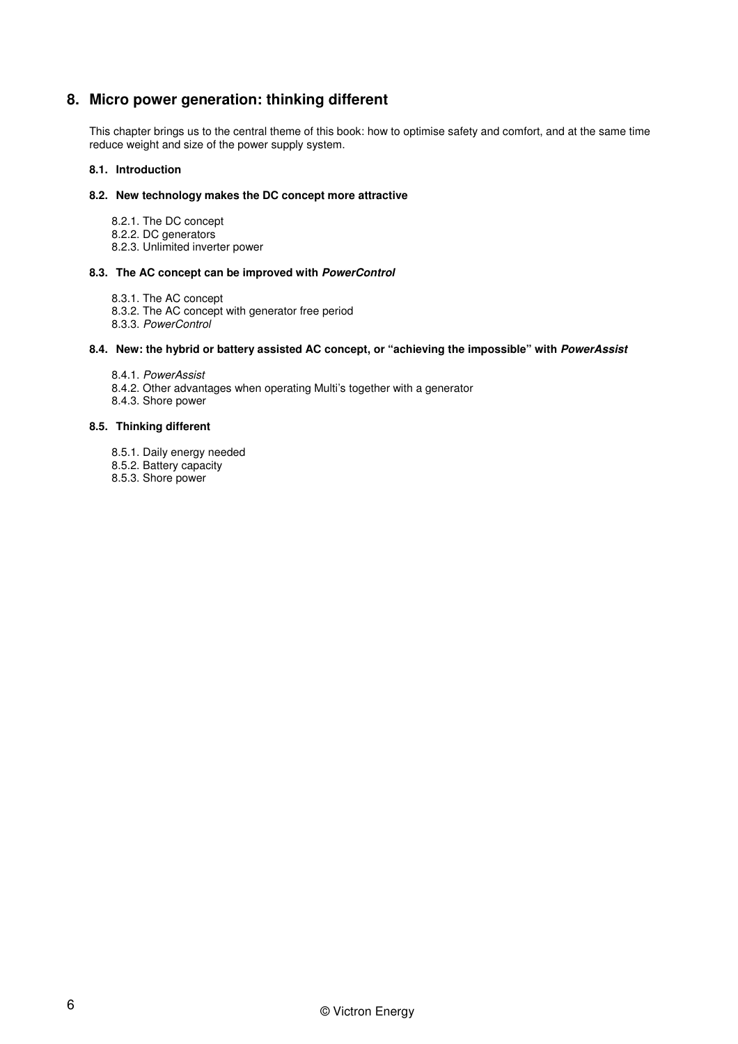## 8. Micro power generation: thinking different

This chapter brings us to the central theme of this book: how to optimise safety and comfort, and at the same time reduce weight and size of the power supply system.

### 8.1. Introduction

### 8.2. New technology makes the DC concept more attractive

8.2.1. The DC concept
8.2.2. DC generators
8.2.3. Unlimited inverter power

### 8.3. The AC concept can be improved with ***PowerControl***

8.3.1. The AC concept
8.3.2. The AC concept with generator free period
8.3.3. *PowerControl*

### 8.4. New: the hybrid or battery assisted AC concept, or "achieving the impossible" with ***PowerAssist***

8.4.1. *PowerAssist*
8.4.2. Other advantages when operating Multi's together with a generator
8.4.3. Shore power

### 8.5. Thinking different

8.5.1. Daily energy needed
8.5.2. Battery capacity
8.5.3. Shore power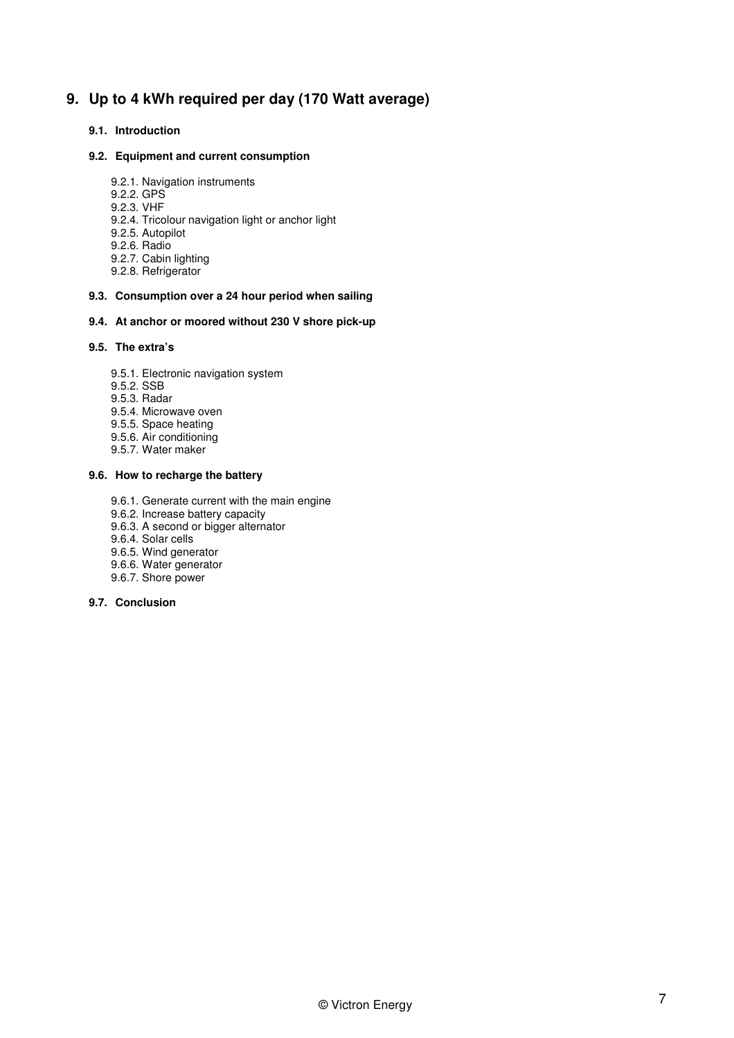## 9. Up to 4 kWh required per day (170 Watt average)

### 9.1. Introduction

### 9.2. Equipment and current consumption

9.2.1. Navigation instruments
9.2.2. GPS
9.2.3. VHF
9.2.4. Tricolour navigation light or anchor light
9.2.5. Autopilot
9.2.6. Radio
9.2.7. Cabin lighting
9.2.8. Refrigerator

### 9.3. Consumption over a 24 hour period when sailing

### 9.4. At anchor or moored without 230 V shore pick-up

### 9.5. The extra's

9.5.1. Electronic navigation system
9.5.2. SSB
9.5.3. Radar
9.5.4. Microwave oven
9.5.5. Space heating
9.5.6. Air conditioning
9.5.7. Water maker

### 9.6. How to recharge the battery

9.6.1. Generate current with the main engine
9.6.2. Increase battery capacity
9.6.3. A second or bigger alternator
9.6.4. Solar cells
9.6.5. Wind generator
9.6.6. Water generator
9.6.7. Shore power

### 9.7. Conclusion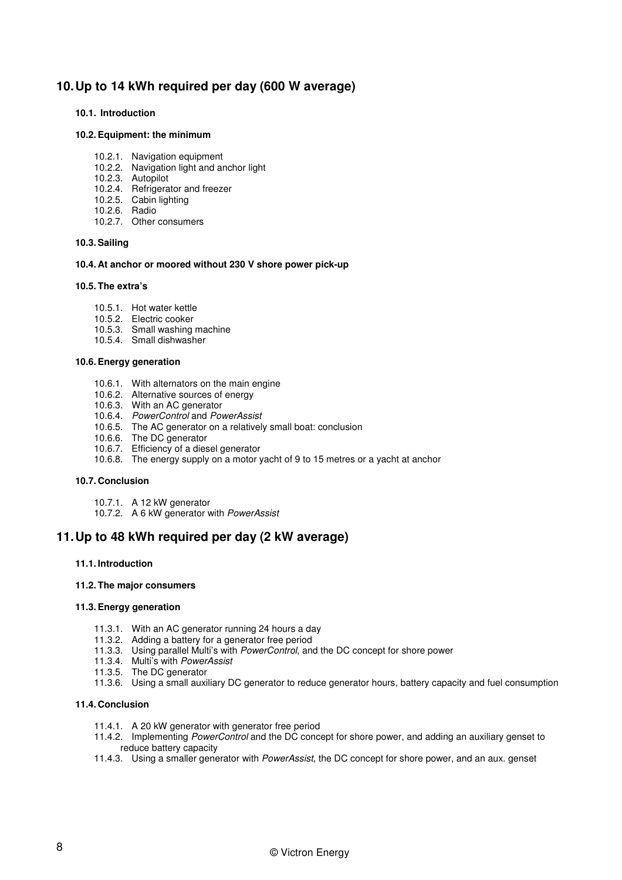## 10. Up to 14 kWh required per day (600 W average)

**10.1. Introduction**

**10.2. Equipment: the minimum**

- 10.2.1. Navigation equipment
- 10.2.2. Navigation light and anchor light
- 10.2.3. Autopilot
- 10.2.4. Refrigerator and freezer
- 10.2.5. Cabin lighting
- 10.2.6. Radio
- 10.2.7. Other consumers

**10.3. Sailing**

**10.4. At anchor or moored without 230 V shore power pick-up**

**10.5. The extra's**

- 10.5.1. Hot water kettle
- 10.5.2. Electric cooker
- 10.5.3. Small washing machine
- 10.5.4. Small dishwasher

**10.6. Energy generation**

- 10.6.1. With alternators on the main engine
- 10.6.2. Alternative sources of energy
- 10.6.3. With an AC generator
- 10.6.4. *PowerControl* and *PowerAssist*
- 10.6.5. The AC generator on a relatively small boat: conclusion
- 10.6.6. The DC generator
- 10.6.7. Efficiency of a diesel generator
- 10.6.8. The energy supply on a motor yacht of 9 to 15 metres or a yacht at anchor

**10.7. Conclusion**

- 10.7.1. A 12 kW generator
- 10.7.2. A 6 kW generator with *PowerAssist*

## 11. Up to 48 kWh required per day (2 kW average)

**11.1. Introduction**

**11.2. The major consumers**

**11.3. Energy generation**

- 11.3.1. With an AC generator running 24 hours a day
- 11.3.2. Adding a battery for a generator free period
- 11.3.3. Using parallel Multi's with *PowerControl*, and the DC concept for shore power
- 11.3.4. Multi's with *PowerAssist*
- 11.3.5. The DC generator
- 11.3.6. Using a small auxiliary DC generator to reduce generator hours, battery capacity and fuel consumption

**11.4. Conclusion**

- 11.4.1. A 20 kW generator with generator free period
- 11.4.2. Implementing *PowerControl* and the DC concept for shore power, and adding an auxiliary genset to reduce battery capacity
- 11.4.3. Using a smaller generator with *PowerAssist*, the DC concept for shore power, and an aux. genset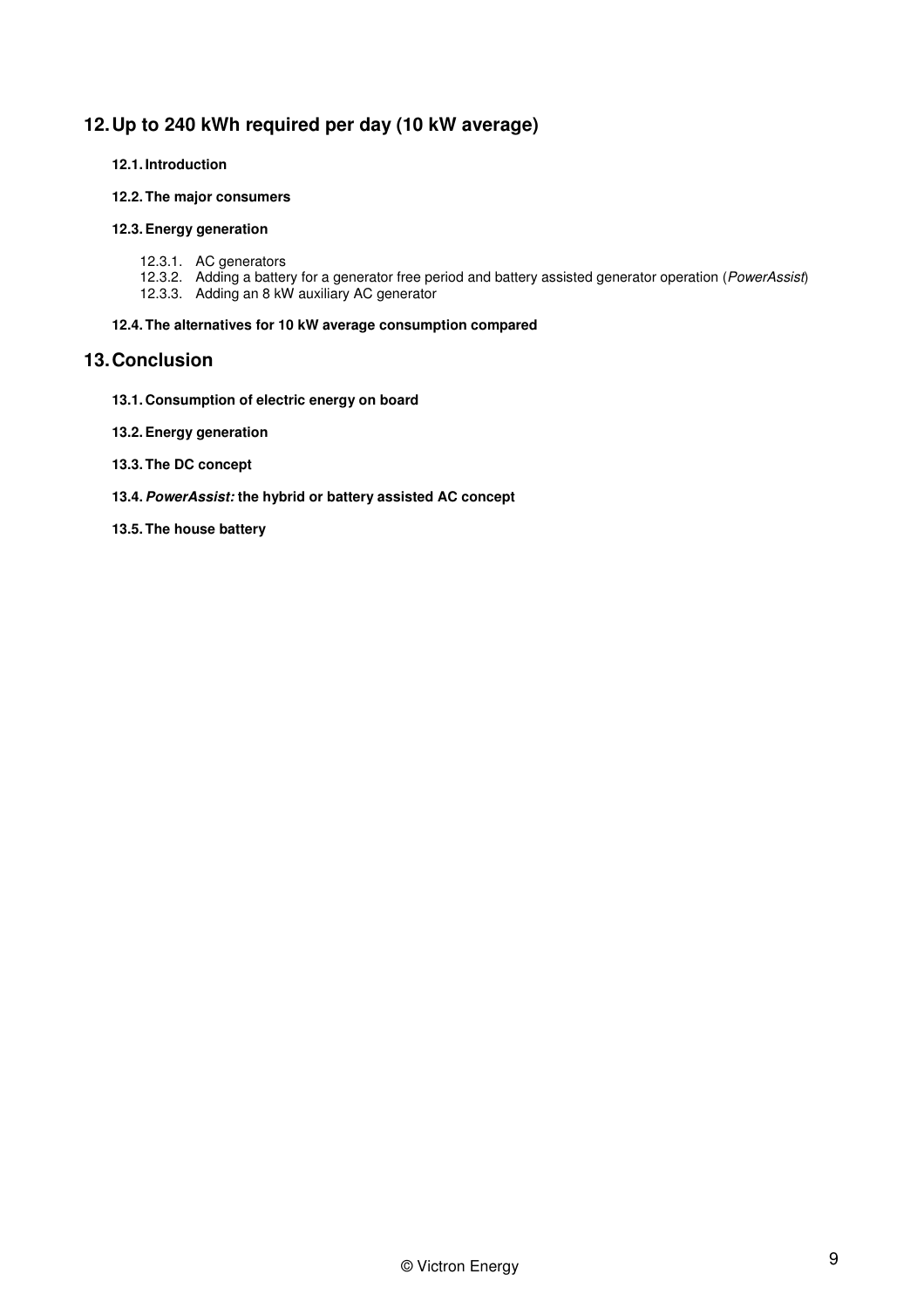## 12. Up to 240 kWh required per day (10 kW average)

### 12.1. Introduction

### 12.2. The major consumers

### 12.3. Energy generation

- 12.3.1. AC generators
- 12.3.2. Adding a battery for a generator free period and battery assisted generator operation (*PowerAssist*)
- 12.3.3. Adding an 8 kW auxiliary AC generator

### 12.4. The alternatives for 10 kW average consumption compared

## 13. Conclusion

### 13.1. Consumption of electric energy on board

### 13.2. Energy generation

### 13.3. The DC concept

### 13.4. *PowerAssist:* the hybrid or battery assisted AC concept

### 13.5. The house battery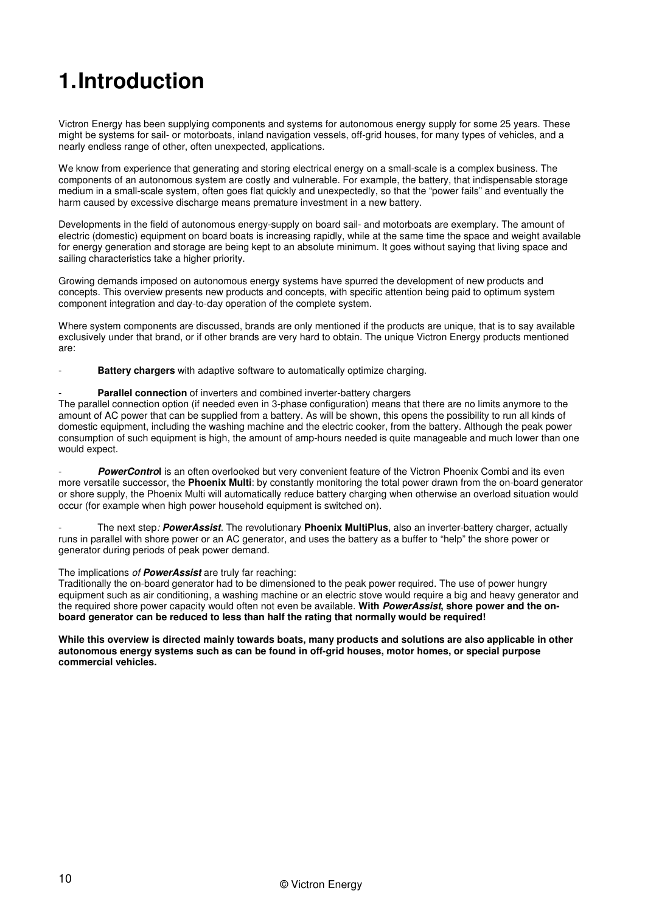# 1. Introduction

Victron Energy has been supplying components and systems for autonomous energy supply for some 25 years. These might be systems for sail- or motorboats, inland navigation vessels, off-grid houses, for many types of vehicles, and a nearly endless range of other, often unexpected, applications.

We know from experience that generating and storing electrical energy on a small-scale is a complex business. The components of an autonomous system are costly and vulnerable. For example, the battery, that indispensable storage medium in a small-scale system, often goes flat quickly and unexpectedly, so that the "power fails" and eventually the harm caused by excessive discharge means premature investment in a new battery.

Developments in the field of autonomous energy-supply on board sail- and motorboats are exemplary. The amount of electric (domestic) equipment on board boats is increasing rapidly, while at the same time the space and weight available for energy generation and storage are being kept to an absolute minimum. It goes without saying that living space and sailing characteristics take a higher priority.

Growing demands imposed on autonomous energy systems have spurred the development of new products and concepts. This overview presents new products and concepts, with specific attention being paid to optimum system component integration and day-to-day operation of the complete system.

Where system components are discussed, brands are only mentioned if the products are unique, that is to say available exclusively under that brand, or if other brands are very hard to obtain. The unique Victron Energy products mentioned are:

- **Battery chargers** with adaptive software to automatically optimize charging.

- **Parallel connection** of inverters and combined inverter-battery chargers

The parallel connection option (if needed even in 3-phase configuration) means that there are no limits anymore to the amount of AC power that can be supplied from a battery. As will be shown, this opens the possibility to run all kinds of domestic equipment, including the washing machine and the electric cooker, from the battery. Although the peak power consumption of such equipment is high, the amount of amp-hours needed is quite manageable and much lower than one would expect.

- ***PowerControl*** is an often overlooked but very convenient feature of the Victron Phoenix Combi and its even more versatile successor, the **Phoenix Multi**: by constantly monitoring the total power drawn from the on-board generator or shore supply, the Phoenix Multi will automatically reduce battery charging when otherwise an overload situation would occur (for example when high power household equipment is switched on).

- The next step*:* ***PowerAssist***. The revolutionary **Phoenix MultiPlus**, also an inverter-battery charger, actually runs in parallel with shore power or an AC generator, and uses the battery as a buffer to "help" the shore power or generator during periods of peak power demand.

The implications *of* ***PowerAssist*** are truly far reaching:
Traditionally the on-board generator had to be dimensioned to the peak power required. The use of power hungry equipment such as air conditioning, a washing machine or an electric stove would require a big and heavy generator and the required shore power capacity would often not even be available. **With *PowerAssist*, shore power and the on-board generator can be reduced to less than half the rating that normally would be required!**

**While this overview is directed mainly towards boats, many products and solutions are also applicable in other autonomous energy systems such as can be found in off-grid houses, motor homes, or special purpose commercial vehicles.**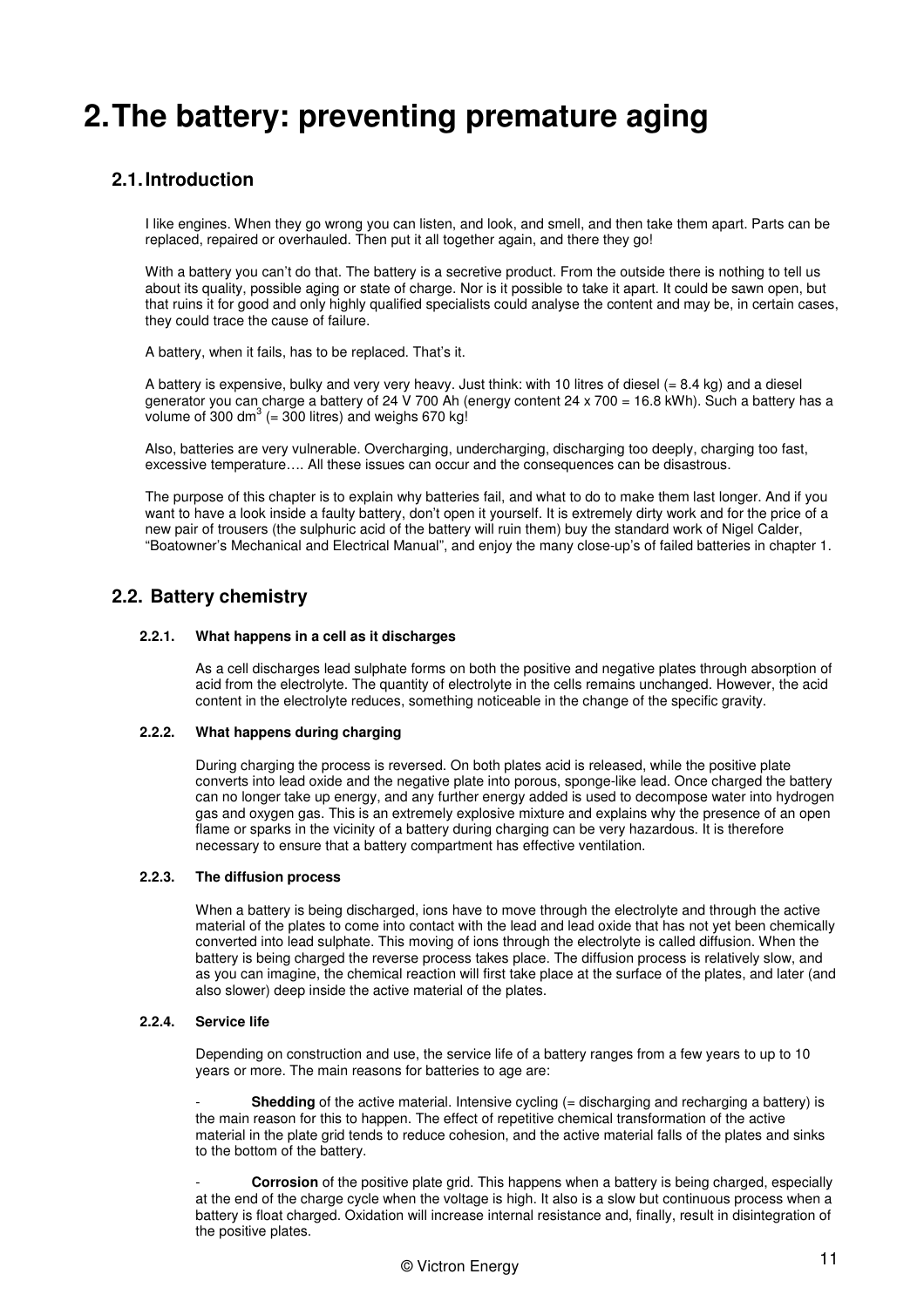# 2. The battery: preventing premature aging

## 2.1. Introduction

I like engines. When they go wrong you can listen, and look, and smell, and then take them apart. Parts can be replaced, repaired or overhauled. Then put it all together again, and there they go!

With a battery you can't do that. The battery is a secretive product. From the outside there is nothing to tell us about its quality, possible aging or state of charge. Nor is it possible to take it apart. It could be sawn open, but that ruins it for good and only highly qualified specialists could analyse the content and may be, in certain cases, they could trace the cause of failure.

A battery, when it fails, has to be replaced. That's it.

A battery is expensive, bulky and very very heavy. Just think: with 10 litres of diesel (= 8.4 kg) and a diesel generator you can charge a battery of 24 V 700 Ah (energy content 24 x 700 = 16.8 kWh). Such a battery has a volume of 300 $dm^3$ (= 300 litres) and weighs 670 kg!

Also, batteries are very vulnerable. Overcharging, undercharging, discharging too deeply, charging too fast, excessive temperature…. All these issues can occur and the consequences can be disastrous.

The purpose of this chapter is to explain why batteries fail, and what to do to make them last longer. And if you want to have a look inside a faulty battery, don't open it yourself. It is extremely dirty work and for the price of a new pair of trousers (the sulphuric acid of the battery will ruin them) buy the standard work of Nigel Calder, "Boatowner's Mechanical and Electrical Manual", and enjoy the many close-up's of failed batteries in chapter 1.

## 2.2. Battery chemistry

### 2.2.1. What happens in a cell as it discharges

As a cell discharges lead sulphate forms on both the positive and negative plates through absorption of acid from the electrolyte. The quantity of electrolyte in the cells remains unchanged. However, the acid content in the electrolyte reduces, something noticeable in the change of the specific gravity.

### 2.2.2. What happens during charging

During charging the process is reversed. On both plates acid is released, while the positive plate converts into lead oxide and the negative plate into porous, sponge-like lead. Once charged the battery can no longer take up energy, and any further energy added is used to decompose water into hydrogen gas and oxygen gas. This is an extremely explosive mixture and explains why the presence of an open flame or sparks in the vicinity of a battery during charging can be very hazardous. It is therefore necessary to ensure that a battery compartment has effective ventilation.

### 2.2.3. The diffusion process

When a battery is being discharged, ions have to move through the electrolyte and through the active material of the plates to come into contact with the lead and lead oxide that has not yet been chemically converted into lead sulphate. This moving of ions through the electrolyte is called diffusion. When the battery is being charged the reverse process takes place. The diffusion process is relatively slow, and as you can imagine, the chemical reaction will first take place at the surface of the plates, and later (and also slower) deep inside the active material of the plates.

### 2.2.4. Service life

Depending on construction and use, the service life of a battery ranges from a few years to up to 10 years or more. The main reasons for batteries to age are:

- **Shedding** of the active material. Intensive cycling (= discharging and recharging a battery) is the main reason for this to happen. The effect of repetitive chemical transformation of the active material in the plate grid tends to reduce cohesion, and the active material falls of the plates and sinks to the bottom of the battery.

- **Corrosion** of the positive plate grid. This happens when a battery is being charged, especially at the end of the charge cycle when the voltage is high. It also is a slow but continuous process when a battery is float charged. Oxidation will increase internal resistance and, finally, result in disintegration of the positive plates.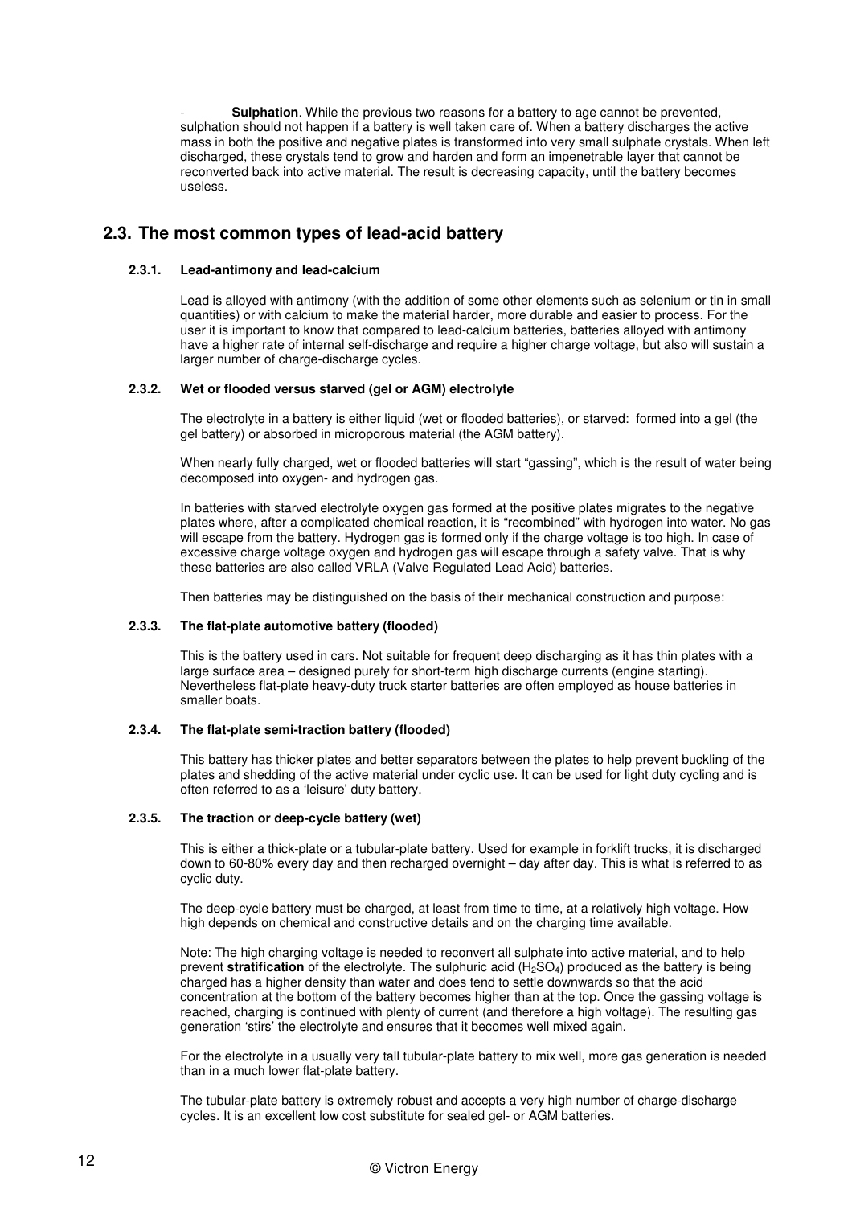- **Sulphation**. While the previous two reasons for a battery to age cannot be prevented, sulphation should not happen if a battery is well taken care of. When a battery discharges the active mass in both the positive and negative plates is transformed into very small sulphate crystals. When left discharged, these crystals tend to grow and harden and form an impenetrable layer that cannot be reconverted back into active material. The result is decreasing capacity, until the battery becomes useless.

## 2.3. The most common types of lead-acid battery

#### 2.3.1. Lead-antimony and lead-calcium

Lead is alloyed with antimony (with the addition of some other elements such as selenium or tin in small quantities) or with calcium to make the material harder, more durable and easier to process. For the user it is important to know that compared to lead-calcium batteries, batteries alloyed with antimony have a higher rate of internal self-discharge and require a higher charge voltage, but also will sustain a larger number of charge-discharge cycles.

#### 2.3.2. Wet or flooded versus starved (gel or AGM) electrolyte

The electrolyte in a battery is either liquid (wet or flooded batteries), or starved: formed into a gel (the gel battery) or absorbed in microporous material (the AGM battery).

When nearly fully charged, wet or flooded batteries will start "gassing", which is the result of water being decomposed into oxygen- and hydrogen gas.

In batteries with starved electrolyte oxygen gas formed at the positive plates migrates to the negative plates where, after a complicated chemical reaction, it is "recombined" with hydrogen into water. No gas will escape from the battery. Hydrogen gas is formed only if the charge voltage is too high. In case of excessive charge voltage oxygen and hydrogen gas will escape through a safety valve. That is why these batteries are also called VRLA (Valve Regulated Lead Acid) batteries.

Then batteries may be distinguished on the basis of their mechanical construction and purpose:

#### 2.3.3. The flat-plate automotive battery (flooded)

This is the battery used in cars. Not suitable for frequent deep discharging as it has thin plates with a large surface area – designed purely for short-term high discharge currents (engine starting). Nevertheless flat-plate heavy-duty truck starter batteries are often employed as house batteries in smaller boats.

#### 2.3.4. The flat-plate semi-traction battery (flooded)

This battery has thicker plates and better separators between the plates to help prevent buckling of the plates and shedding of the active material under cyclic use. It can be used for light duty cycling and is often referred to as a 'leisure' duty battery.

#### 2.3.5. The traction or deep-cycle battery (wet)

This is either a thick-plate or a tubular-plate battery. Used for example in forklift trucks, it is discharged down to 60-80% every day and then recharged overnight – day after day. This is what is referred to as cyclic duty.

The deep-cycle battery must be charged, at least from time to time, at a relatively high voltage. How high depends on chemical and constructive details and on the charging time available.

Note: The high charging voltage is needed to reconvert all sulphate into active material, and to help prevent **stratification** of the electrolyte. The sulphuric acid ($H_2SO_4$) produced as the battery is being charged has a higher density than water and does tend to settle downwards so that the acid concentration at the bottom of the battery becomes higher than at the top. Once the gassing voltage is reached, charging is continued with plenty of current (and therefore a high voltage). The resulting gas generation 'stirs' the electrolyte and ensures that it becomes well mixed again.

For the electrolyte in a usually very tall tubular-plate battery to mix well, more gas generation is needed than in a much lower flat-plate battery.

The tubular-plate battery is extremely robust and accepts a very high number of charge-discharge cycles. It is an excellent low cost substitute for sealed gel- or AGM batteries.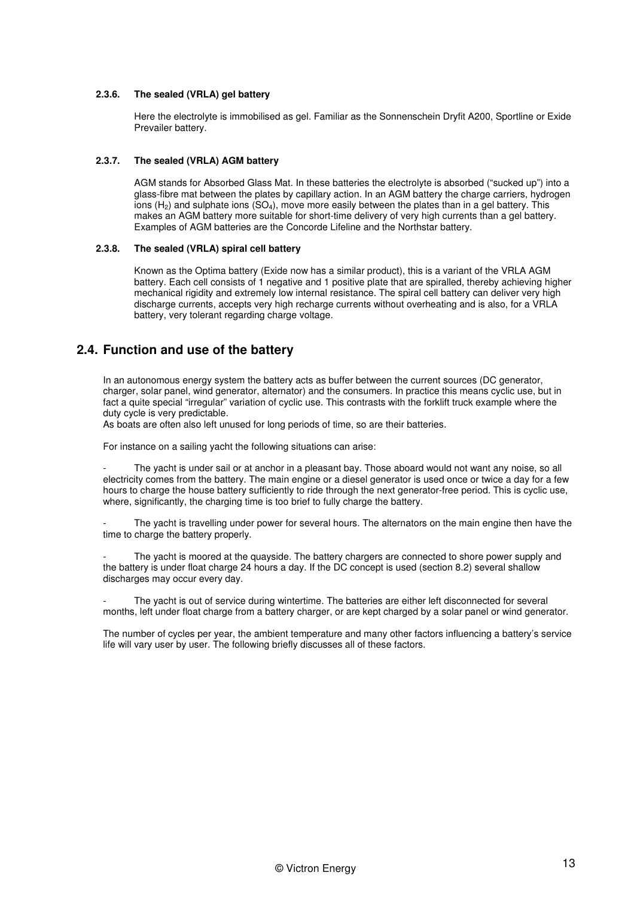#### 2.3.6. The sealed (VRLA) gel battery

Here the electrolyte is immobilised as gel. Familiar as the Sonnenschein Dryfit A200, Sportline or Exide Prevailer battery.

#### 2.3.7. The sealed (VRLA) AGM battery

AGM stands for Absorbed Glass Mat. In these batteries the electrolyte is absorbed ("sucked up") into a glass-fibre mat between the plates by capillary action. In an AGM battery the charge carriers, hydrogen ions ($H_2$) and sulphate ions ($SO_4$), move more easily between the plates than in a gel battery. This makes an AGM battery more suitable for short-time delivery of very high currents than a gel battery. Examples of AGM batteries are the Concorde Lifeline and the Northstar battery.

#### 2.3.8. The sealed (VRLA) spiral cell battery

Known as the Optima battery (Exide now has a similar product), this is a variant of the VRLA AGM battery. Each cell consists of 1 negative and 1 positive plate that are spiralled, thereby achieving higher mechanical rigidity and extremely low internal resistance. The spiral cell battery can deliver very high discharge currents, accepts very high recharge currents without overheating and is also, for a VRLA battery, very tolerant regarding charge voltage.

## 2.4. Function and use of the battery

In an autonomous energy system the battery acts as buffer between the current sources (DC generator, charger, solar panel, wind generator, alternator) and the consumers. In practice this means cyclic use, but in fact a quite special "irregular" variation of cyclic use. This contrasts with the forklift truck example where the duty cycle is very predictable.
As boats are often also left unused for long periods of time, so are their batteries.

For instance on a sailing yacht the following situations can arise:

- The yacht is under sail or at anchor in a pleasant bay. Those aboard would not want any noise, so all electricity comes from the battery. The main engine or a diesel generator is used once or twice a day for a few hours to charge the house battery sufficiently to ride through the next generator-free period. This is cyclic use, where, significantly, the charging time is too brief to fully charge the battery.

- The yacht is travelling under power for several hours. The alternators on the main engine then have the time to charge the battery properly.

- The yacht is moored at the quayside. The battery chargers are connected to shore power supply and the battery is under float charge 24 hours a day. If the DC concept is used (section 8.2) several shallow discharges may occur every day.

- The yacht is out of service during wintertime. The batteries are either left disconnected for several months, left under float charge from a battery charger, or are kept charged by a solar panel or wind generator.

The number of cycles per year, the ambient temperature and many other factors influencing a battery's service life will vary user by user. The following briefly discusses all of these factors.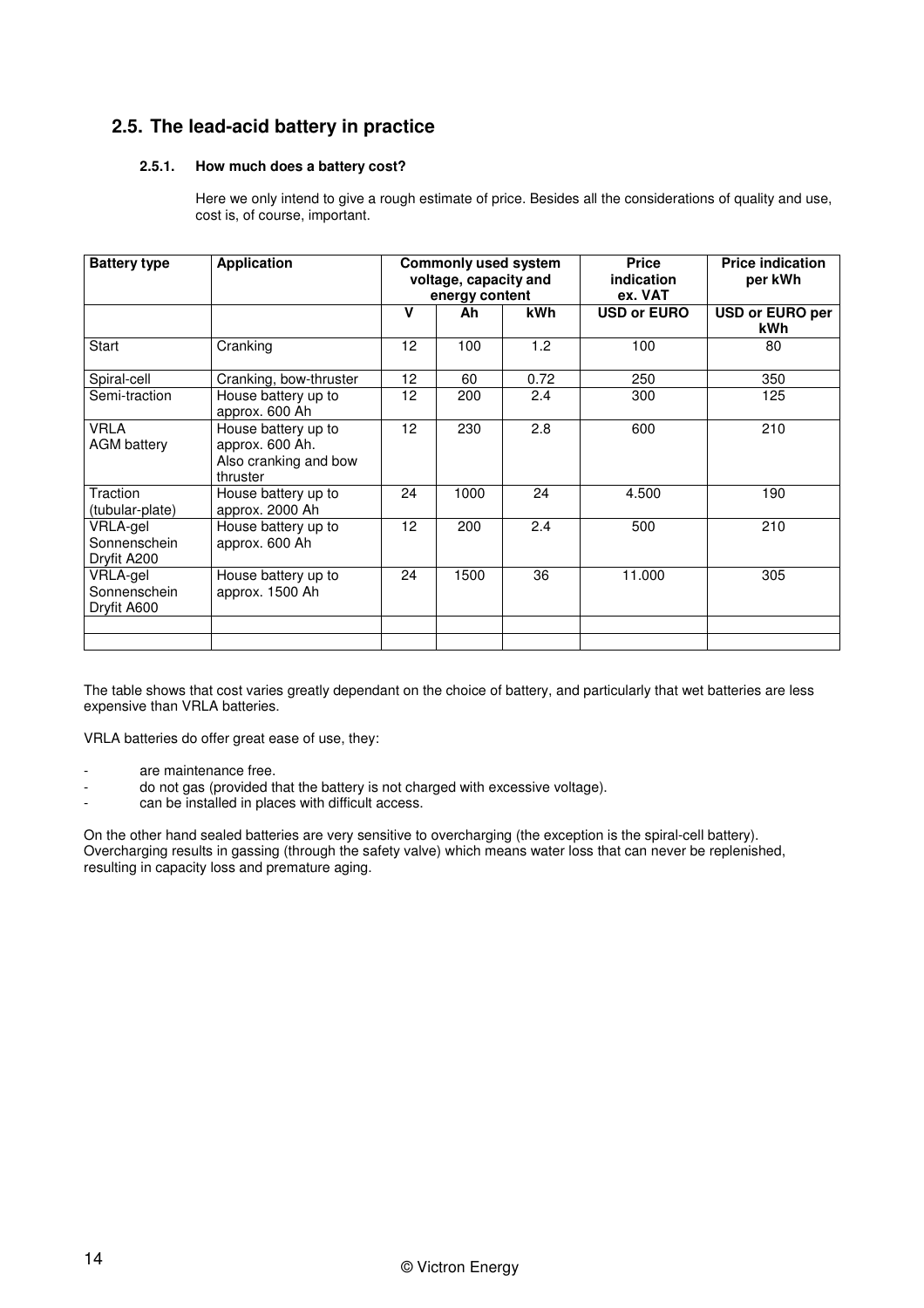## 2.5. The lead-acid battery in practice

### 2.5.1. How much does a battery cost?

Here we only intend to give a rough estimate of price. Besides all the considerations of quality and use, cost is, of course, important.

| Battery type | Application | Commonly used system voltage, capacity and energy content | | | Price indication ex. VAT | Price indication per kWh |
|---|---|---|---|---|---|---|
| | | V | Ah | kWh | USD or EURO | USD or EURO per kWh |
| Start | Cranking | 12 | 100 | 1.2 | 100 | 80 |
| Spiral-cell | Cranking, bow-thruster | 12 | 60 | 0.72 | 250 | 350 |
| Semi-traction | House battery up to approx. 600 Ah | 12 | 200 | 2.4 | 300 | 125 |
| VRLA AGM battery | House battery up to approx. 600 Ah. Also cranking and bow thruster | 12 | 230 | 2.8 | 600 | 210 |
| Traction (tubular-plate) | House battery up to approx. 2000 Ah | 24 | 1000 | 24 | 4.500 | 190 |
| VRLA-gel Sonnenschein Dryfit A200 | House battery up to approx. 600 Ah | 12 | 200 | 2.4 | 500 | 210 |
| VRLA-gel Sonnenschein Dryfit A600 | House battery up to approx. 1500 Ah | 24 | 1500 | 36 | 11.000 | 305 |
| | | | | | | |
| | | | | | | |

The table shows that cost varies greatly dependant on the choice of battery, and particularly that wet batteries are less expensive than VRLA batteries.

VRLA batteries do offer great ease of use, they:

- are maintenance free.
- do not gas (provided that the battery is not charged with excessive voltage).
- can be installed in places with difficult access.

On the other hand sealed batteries are very sensitive to overcharging (the exception is the spiral-cell battery). Overcharging results in gassing (through the safety valve) which means water loss that can never be replenished, resulting in capacity loss and premature aging.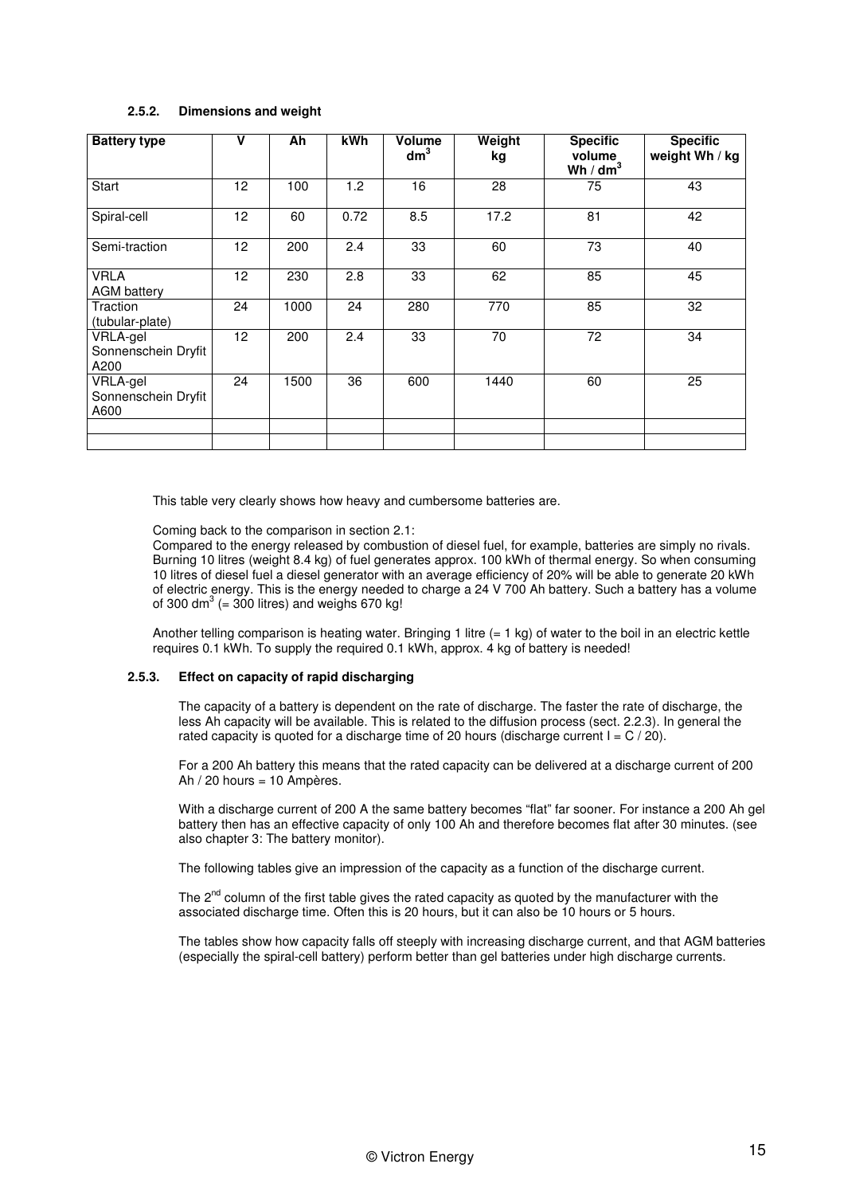### 2.5.2. Dimensions and weight

| Battery type | V | Ah | kWh | Volume $dm^3$ | Weight kg | Specific volume Wh / $dm^3$ | Specific weight Wh / kg |
|---|---|---|---|---|---|---|---|
| Start | 12 | 100 | 1.2 | 16 | 28 | 75 | 43 |
| Spiral-cell | 12 | 60 | 0.72 | 8.5 | 17.2 | 81 | 42 |
| Semi-traction | 12 | 200 | 2.4 | 33 | 60 | 73 | 40 |
| VRLA AGM battery | 12 | 230 | 2.8 | 33 | 62 | 85 | 45 |
| Traction (tubular-plate) | 24 | 1000 | 24 | 280 | 770 | 85 | 32 |
| VRLA-gel Sonnenschein Dryfit A200 | 12 | 200 | 2.4 | 33 | 70 | 72 | 34 |
| VRLA-gel Sonnenschein Dryfit A600 | 24 | 1500 | 36 | 600 | 1440 | 60 | 25 |
| | | | | | | | |
| | | | | | | | |

This table very clearly shows how heavy and cumbersome batteries are.

Coming back to the comparison in section 2.1:
Compared to the energy released by combustion of diesel fuel, for example, batteries are simply no rivals. Burning 10 litres (weight 8.4 kg) of fuel generates approx. 100 kWh of thermal energy. So when consuming 10 litres of diesel fuel a diesel generator with an average efficiency of 20% will be able to generate 20 kWh of electric energy. This is the energy needed to charge a 24 V 700 Ah battery. Such a battery has a volume of 300 $dm^3$ (= 300 litres) and weighs 670 kg!

Another telling comparison is heating water. Bringing 1 litre (= 1 kg) of water to the boil in an electric kettle requires 0.1 kWh. To supply the required 0.1 kWh, approx. 4 kg of battery is needed!

### 2.5.3. Effect on capacity of rapid discharging

The capacity of a battery is dependent on the rate of discharge. The faster the rate of discharge, the less Ah capacity will be available. This is related to the diffusion process (sect. 2.2.3). In general the rated capacity is quoted for a discharge time of 20 hours (discharge current $I = C / 20$).

For a 200 Ah battery this means that the rated capacity can be delivered at a discharge current of 200 Ah / 20 hours = 10 Ampères.

With a discharge current of 200 A the same battery becomes "flat" far sooner. For instance a 200 Ah gel battery then has an effective capacity of only 100 Ah and therefore becomes flat after 30 minutes. (see also chapter 3: The battery monitor).

The following tables give an impression of the capacity as a function of the discharge current.

The 2nd column of the first table gives the rated capacity as quoted by the manufacturer with the associated discharge time. Often this is 20 hours, but it can also be 10 hours or 5 hours.

The tables show how capacity falls off steeply with increasing discharge current, and that AGM batteries (especially the spiral-cell battery) perform better than gel batteries under high discharge currents.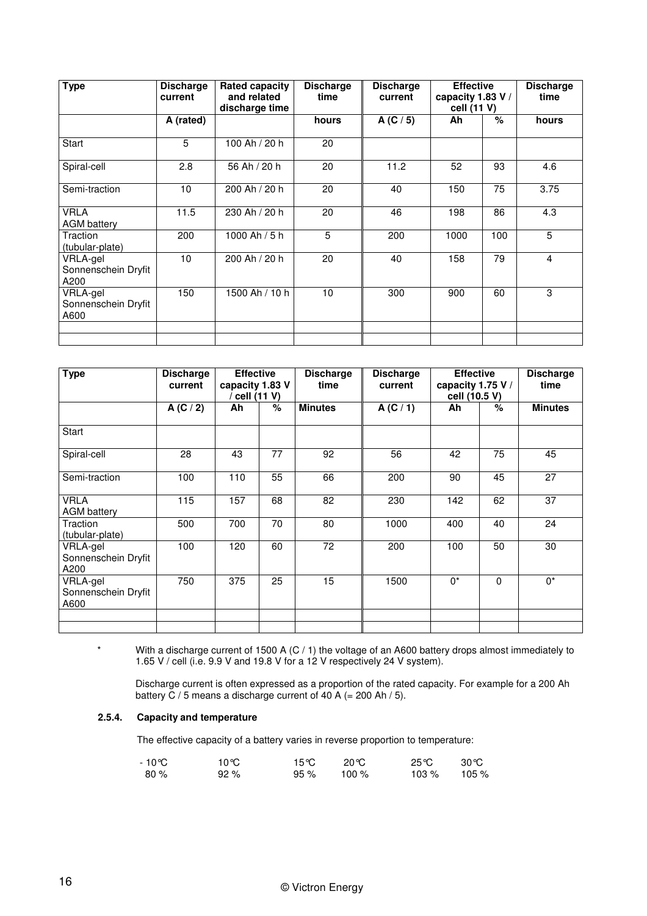| Type | Discharge current | Rated capacity and related discharge time | Discharge time | Discharge current | Effective capacity 1.83 V / cell (11 V) | | Discharge time |
|---|---|---|---|---|---|---|---|
| | A (rated) | | hours | A (C / 5) | Ah | % | hours |
| Start | 5 | 100 Ah / 20 h | 20 | | | | |
| Spiral-cell | 2.8 | 56 Ah / 20 h | 20 | 11.2 | 52 | 93 | 4.6 |
| Semi-traction | 10 | 200 Ah / 20 h | 20 | 40 | 150 | 75 | 3.75 |
| VRLA AGM battery | 11.5 | 230 Ah / 20 h | 20 | 46 | 198 | 86 | 4.3 |
| Traction (tubular-plate) | 200 | 1000 Ah / 5 h | 5 | 200 | 1000 | 100 | 5 |
| VRLA-gel Sonnenschein Dryfit A200 | 10 | 200 Ah / 20 h | 20 | 40 | 158 | 79 | 4 |
| VRLA-gel Sonnenschein Dryfit A600 | 150 | 1500 Ah / 10 h | 10 | 300 | 900 | 60 | 3 |
| | | | | | | | |
| | | | | | | | |

| Type | Discharge current | Effective capacity 1.83 V / cell (11 V) | | Discharge time | Discharge current | Effective capacity 1.75 V / cell (10.5 V) | | Discharge time |
|---|---|---|---|---|---|---|---|---|
| | A (C / 2) | Ah | % | Minutes | A (C / 1) | Ah | % | Minutes |
| Start | | | | | | | | |
| Spiral-cell | 28 | 43 | 77 | 92 | 56 | 42 | 75 | 45 |
| Semi-traction | 100 | 110 | 55 | 66 | 200 | 90 | 45 | 27 |
| VRLA AGM battery | 115 | 157 | 68 | 82 | 230 | 142 | 62 | 37 |
| Traction (tubular-plate) | 500 | 700 | 70 | 80 | 1000 | 400 | 40 | 24 |
| VRLA-gel Sonnenschein Dryfit A200 | 100 | 120 | 60 | 72 | 200 | 100 | 50 | 30 |
| VRLA-gel Sonnenschein Dryfit A600 | 750 | 375 | 25 | 15 | 1500 | 0* | 0 | 0* |
| | | | | | | | | |
| | | | | | | | | |

\* With a discharge current of 1500 A (C / 1) the voltage of an A600 battery drops almost immediately to 1.65 V / cell (i.e. 9.9 V and 19.8 V for a 12 V respectively 24 V system).

Discharge current is often expressed as a proportion of the rated capacity. For example for a 200 Ah battery C / 5 means a discharge current of 40 A (= 200 Ah / 5).

#### 2.5.4. Capacity and temperature

The effective capacity of a battery varies in reverse proportion to temperature:

| - 10°C | 10°C | 15°C | 20°C | 25°C | 30°C |
|---|---|---|---|---|---|
| 80 % | 92 % | 95 % | 100 % | 103 % | 105 % |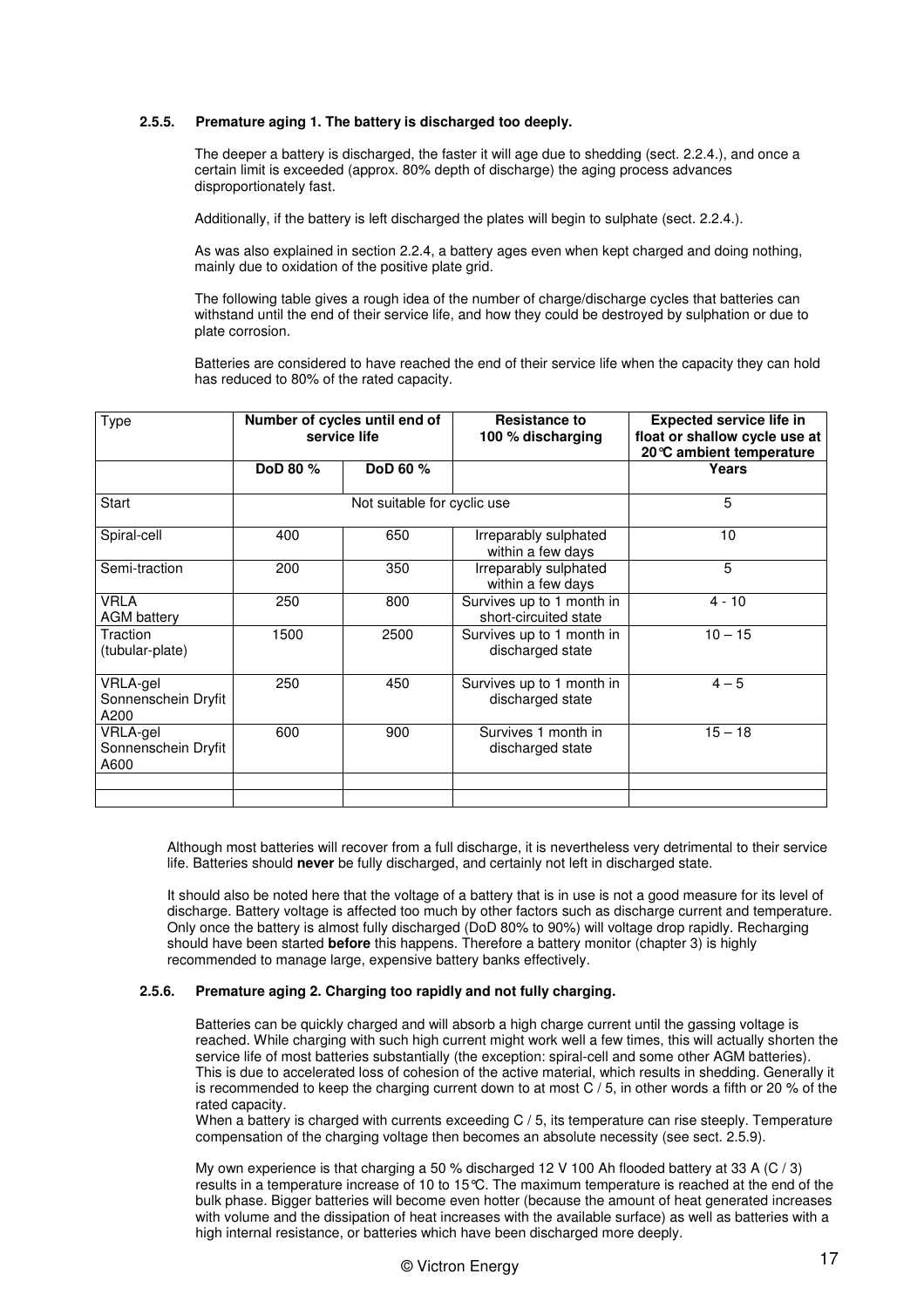### 2.5.5. Premature aging 1. The battery is discharged too deeply.

The deeper a battery is discharged, the faster it will age due to shedding (sect. 2.2.4.), and once a certain limit is exceeded (approx. 80% depth of discharge) the aging process advances disproportionately fast.

Additionally, if the battery is left discharged the plates will begin to sulphate (sect. 2.2.4.).

As was also explained in section 2.2.4, a battery ages even when kept charged and doing nothing, mainly due to oxidation of the positive plate grid.

The following table gives a rough idea of the number of charge/discharge cycles that batteries can withstand until the end of their service life, and how they could be destroyed by sulphation or due to plate corrosion.

Batteries are considered to have reached the end of their service life when the capacity they can hold has reduced to 80% of the rated capacity.

| Type | **Number of cycles until end of service life** | | **Resistance to 100 % discharging** | **Expected service life in float or shallow cycle use at 20°C ambient temperature** |
|---|---|---|---|---|
| | **DoD 80 %** | **DoD 60 %** | | **Years** |
| Start | Not suitable for cyclic use | | | 5 |
| Spiral-cell | 400 | 650 | Irreparably sulphated within a few days | 10 |
| Semi-traction | 200 | 350 | Irreparably sulphated within a few days | 5 |
| VRLA AGM battery | 250 | 800 | Survives up to 1 month in short-circuited state | 4 - 10 |
| Traction (tubular-plate) | 1500 | 2500 | Survives up to 1 month in discharged state | 10 – 15 |
| VRLA-gel Sonnenschein Dryfit A200 | 250 | 450 | Survives up to 1 month in discharged state | 4 – 5 |
| VRLA-gel Sonnenschein Dryfit A600 | 600 | 900 | Survives 1 month in discharged state | 15 – 18 |
| | | | | |
| | | | | |

Although most batteries will recover from a full discharge, it is nevertheless very detrimental to their service life. Batteries should **never** be fully discharged, and certainly not left in discharged state.

It should also be noted here that the voltage of a battery that is in use is not a good measure for its level of discharge. Battery voltage is affected too much by other factors such as discharge current and temperature. Only once the battery is almost fully discharged (DoD 80% to 90%) will voltage drop rapidly. Recharging should have been started **before** this happens. Therefore a battery monitor (chapter 3) is highly recommended to manage large, expensive battery banks effectively.

### 2.5.6. Premature aging 2. Charging too rapidly and not fully charging.

Batteries can be quickly charged and will absorb a high charge current until the gassing voltage is reached. While charging with such high current might work well a few times, this will actually shorten the service life of most batteries substantially (the exception: spiral-cell and some other AGM batteries). This is due to accelerated loss of cohesion of the active material, which results in shedding. Generally it is recommended to keep the charging current down to at most C / 5, in other words a fifth or 20 % of the rated capacity.
When a battery is charged with currents exceeding C / 5, its temperature can rise steeply. Temperature compensation of the charging voltage then becomes an absolute necessity (see sect. 2.5.9).

My own experience is that charging a 50 % discharged 12 V 100 Ah flooded battery at 33 A (C / 3) results in a temperature increase of 10 to 15°C. The maximum temperature is reached at the end of the bulk phase. Bigger batteries will become even hotter (because the amount of heat generated increases with volume and the dissipation of heat increases with the available surface) as well as batteries with a high internal resistance, or batteries which have been discharged more deeply.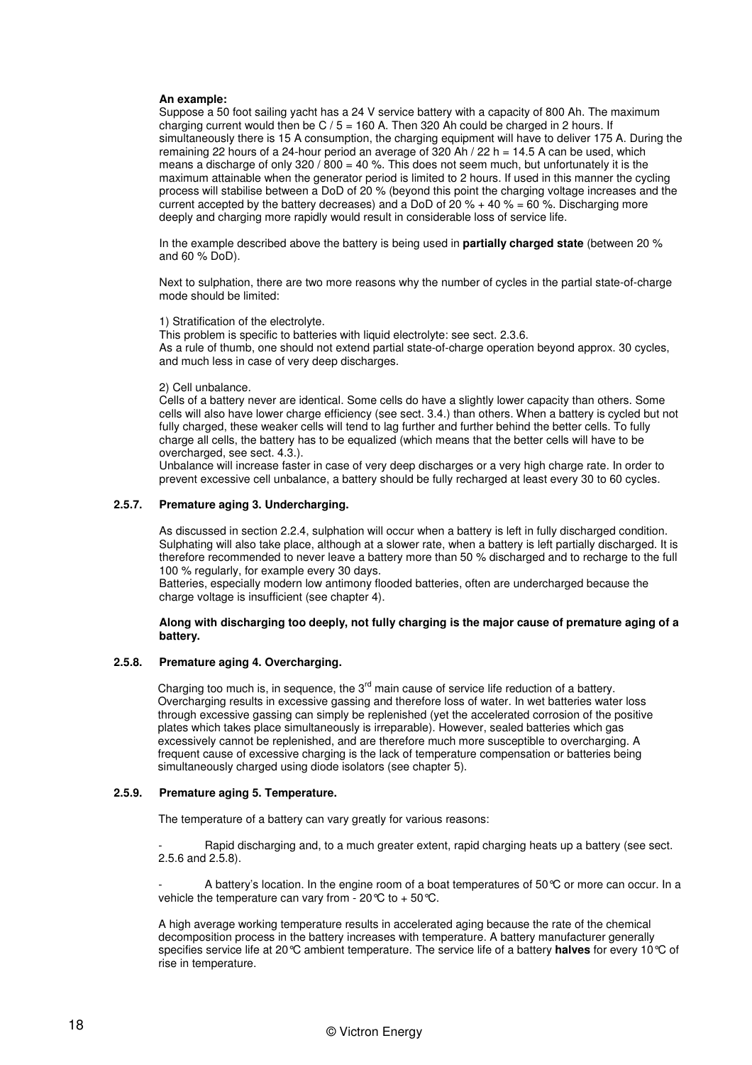**An example:**
Suppose a 50 foot sailing yacht has a 24 V service battery with a capacity of 800 Ah. The maximum charging current would then be C / 5 = 160 A. Then 320 Ah could be charged in 2 hours. If simultaneously there is 15 A consumption, the charging equipment will have to deliver 175 A. During the remaining 22 hours of a 24-hour period an average of 320 Ah / 22 h = 14.5 A can be used, which means a discharge of only 320 / 800 = 40 %. This does not seem much, but unfortunately it is the maximum attainable when the generator period is limited to 2 hours. If used in this manner the cycling process will stabilise between a DoD of 20 % (beyond this point the charging voltage increases and the current accepted by the battery decreases) and a DoD of 20 % + 40 % = 60 %. Discharging more deeply and charging more rapidly would result in considerable loss of service life.

In the example described above the battery is being used in **partially charged state** (between 20 % and 60 % DoD).

Next to sulphation, there are two more reasons why the number of cycles in the partial state-of-charge mode should be limited:

1) Stratification of the electrolyte.
This problem is specific to batteries with liquid electrolyte: see sect. 2.3.6.
As a rule of thumb, one should not extend partial state-of-charge operation beyond approx. 30 cycles, and much less in case of very deep discharges.

2) Cell unbalance.
Cells of a battery never are identical. Some cells do have a slightly lower capacity than others. Some cells will also have lower charge efficiency (see sect. 3.4.) than others. When a battery is cycled but not fully charged, these weaker cells will tend to lag further and further behind the better cells. To fully charge all cells, the battery has to be equalized (which means that the better cells will have to be overcharged, see sect. 4.3.).
Unbalance will increase faster in case of very deep discharges or a very high charge rate. In order to prevent excessive cell unbalance, a battery should be fully recharged at least every 30 to 60 cycles.

### 2.5.7. Premature aging 3. Undercharging.

As discussed in section 2.2.4, sulphation will occur when a battery is left in fully discharged condition. Sulphating will also take place, although at a slower rate, when a battery is left partially discharged. It is therefore recommended to never leave a battery more than 50 % discharged and to recharge to the full 100 % regularly, for example every 30 days.
Batteries, especially modern low antimony flooded batteries, often are undercharged because the charge voltage is insufficient (see chapter 4).

**Along with discharging too deeply, not fully charging is the major cause of premature aging of a battery.**

### 2.5.8. Premature aging 4. Overcharging.

Charging too much is, in sequence, the 3rd main cause of service life reduction of a battery. Overcharging results in excessive gassing and therefore loss of water. In wet batteries water loss through excessive gassing can simply be replenished (yet the accelerated corrosion of the positive plates which takes place simultaneously is irreparable). However, sealed batteries which gas excessively cannot be replenished, and are therefore much more susceptible to overcharging. A frequent cause of excessive charging is the lack of temperature compensation or batteries being simultaneously charged using diode isolators (see chapter 5).

### 2.5.9. Premature aging 5. Temperature.

The temperature of a battery can vary greatly for various reasons:

- Rapid discharging and, to a much greater extent, rapid charging heats up a battery (see sect. 2.5.6 and 2.5.8).

- A battery's location. In the engine room of a boat temperatures of 50°C or more can occur. In a vehicle the temperature can vary from - 20°C to + 50°C.

A high average working temperature results in accelerated aging because the rate of the chemical decomposition process in the battery increases with temperature. A battery manufacturer generally specifies service life at 20°C ambient temperature. The service life of a battery **halves** for every 10°C of rise in temperature.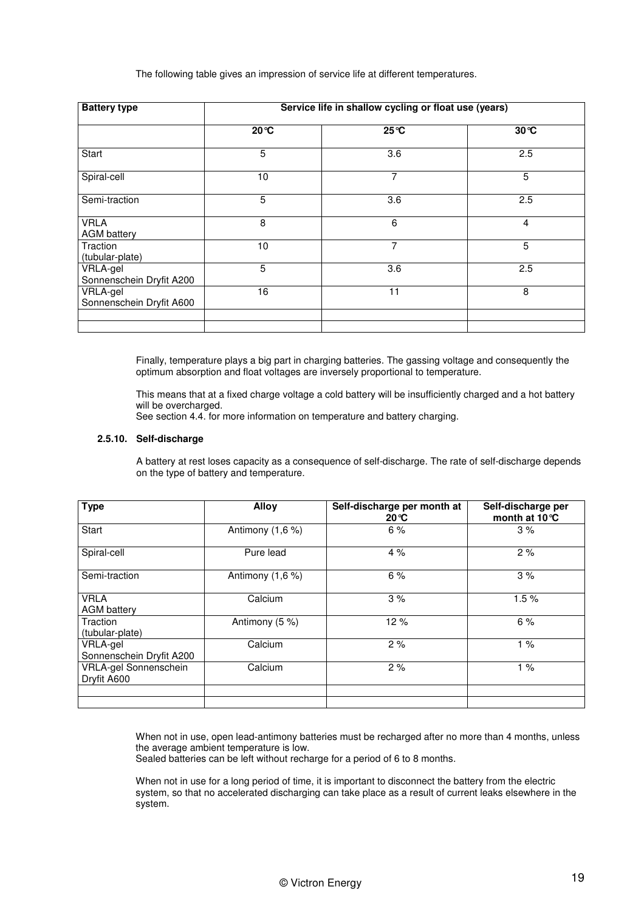The following table gives an impression of service life at different temperatures.

| Battery type | Service life in shallow cycling or float use (years) | | |
|---|---|---|---|
| | 20°C | 25°C | 30°C |
| Start | 5 | 3.6 | 2.5 |
| Spiral-cell | 10 | 7 | 5 |
| Semi-traction | 5 | 3.6 | 2.5 |
| VRLA AGM battery | 8 | 6 | 4 |
| Traction (tubular-plate) | 10 | 7 | 5 |
| VRLA-gel Sonnenschein Dryfit A200 | 5 | 3.6 | 2.5 |
| VRLA-gel Sonnenschein Dryfit A600 | 16 | 11 | 8 |
| | | | |
| | | | |

Finally, temperature plays a big part in charging batteries. The gassing voltage and consequently the optimum absorption and float voltages are inversely proportional to temperature.

This means that at a fixed charge voltage a cold battery will be insufficiently charged and a hot battery will be overcharged.
See section 4.4. for more information on temperature and battery charging.

### 2.5.10. Self-discharge

A battery at rest loses capacity as a consequence of self-discharge. The rate of self-discharge depends on the type of battery and temperature.

| Type | Alloy | Self-discharge per month at 20°C | Self-discharge per month at 10°C |
|---|---|---|---|
| Start | Antimony (1,6 %) | 6 % | 3 % |
| Spiral-cell | Pure lead | 4 % | 2 % |
| Semi-traction | Antimony (1,6 %) | 6 % | 3 % |
| VRLA AGM battery | Calcium | 3 % | 1.5 % |
| Traction (tubular-plate) | Antimony (5 %) | 12 % | 6 % |
| VRLA-gel Sonnenschein Dryfit A200 | Calcium | 2 % | 1 % |
| VRLA-gel Sonnenschein Dryfit A600 | Calcium | 2 % | 1 % |
| | | | |
| | | | |

When not in use, open lead-antimony batteries must be recharged after no more than 4 months, unless the average ambient temperature is low.
Sealed batteries can be left without recharge for a period of 6 to 8 months.

When not in use for a long period of time, it is important to disconnect the battery from the electric system, so that no accelerated discharging can take place as a result of current leaks elsewhere in the system.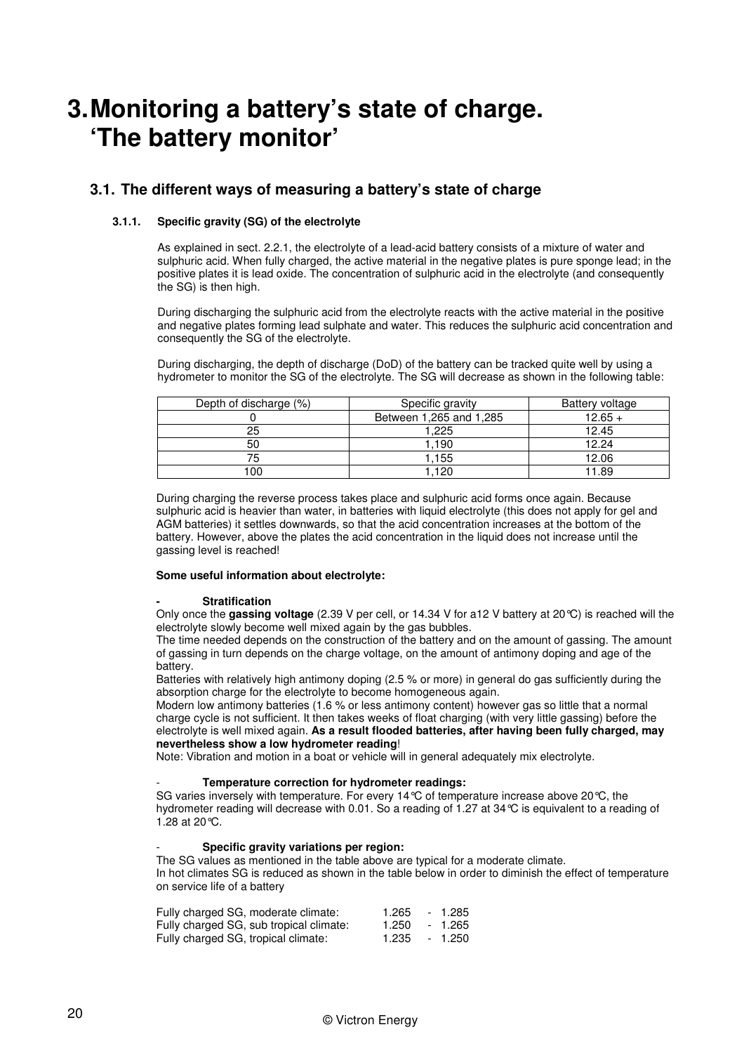# 3. Monitoring a battery's state of charge. 'The battery monitor'

## 3.1. The different ways of measuring a battery's state of charge

### 3.1.1. Specific gravity (SG) of the electrolyte

As explained in sect. 2.2.1, the electrolyte of a lead-acid battery consists of a mixture of water and sulphuric acid. When fully charged, the active material in the negative plates is pure sponge lead; in the positive plates it is lead oxide. The concentration of sulphuric acid in the electrolyte (and consequently the SG) is then high.

During discharging the sulphuric acid from the electrolyte reacts with the active material in the positive and negative plates forming lead sulphate and water. This reduces the sulphuric acid concentration and consequently the SG of the electrolyte.

During discharging, the depth of discharge (DoD) of the battery can be tracked quite well by using a hydrometer to monitor the SG of the electrolyte. The SG will decrease as shown in the following table:

| Depth of discharge (%) | Specific gravity | Battery voltage |
|---|---|---|
| 0 | Between 1,265 and 1,285 | 12.65 + |
| 25 | 1,225 | 12.45 |
| 50 | 1,190 | 12.24 |
| 75 | 1,155 | 12.06 |
| 100 | 1,120 | 11.89 |

During charging the reverse process takes place and sulphuric acid forms once again. Because sulphuric acid is heavier than water, in batteries with liquid electrolyte (this does not apply for gel and AGM batteries) it settles downwards, so that the acid concentration increases at the bottom of the battery. However, above the plates the acid concentration in the liquid does not increase until the gassing level is reached!

**Some useful information about electrolyte:**

- **Stratification**

Only once the **gassing voltage** (2.39 V per cell, or 14.34 V for a12 V battery at 20°C) is reached will the electrolyte slowly become well mixed again by the gas bubbles.
The time needed depends on the construction of the battery and on the amount of gassing. The amount of gassing in turn depends on the charge voltage, on the amount of antimony doping and age of the battery.
Batteries with relatively high antimony doping (2.5 % or more) in general do gas sufficiently during the absorption charge for the electrolyte to become homogeneous again.
Modern low antimony batteries (1.6 % or less antimony content) however gas so little that a normal charge cycle is not sufficient. It then takes weeks of float charging (with very little gassing) before the electrolyte is well mixed again. **As a result flooded batteries, after having been fully charged, may nevertheless show a low hydrometer reading**!
Note: Vibration and motion in a boat or vehicle will in general adequately mix electrolyte.

- **Temperature correction for hydrometer readings:**

SG varies inversely with temperature. For every 14°C of temperature increase above 20°C, the hydrometer reading will decrease with 0.01. So a reading of 1.27 at 34°C is equivalent to a reading of 1.28 at 20°C.

- **Specific gravity variations per region:**

The SG values as mentioned in the table above are typical for a moderate climate.
In hot climates SG is reduced as shown in the table below in order to diminish the effect of temperature on service life of a battery

| | |
|---|---|
| Fully charged SG, moderate climate: | 1.265 - 1.285 |
| Fully charged SG, sub tropical climate: | 1.250 - 1.265 |
| Fully charged SG, tropical climate: | 1.235 - 1.250 |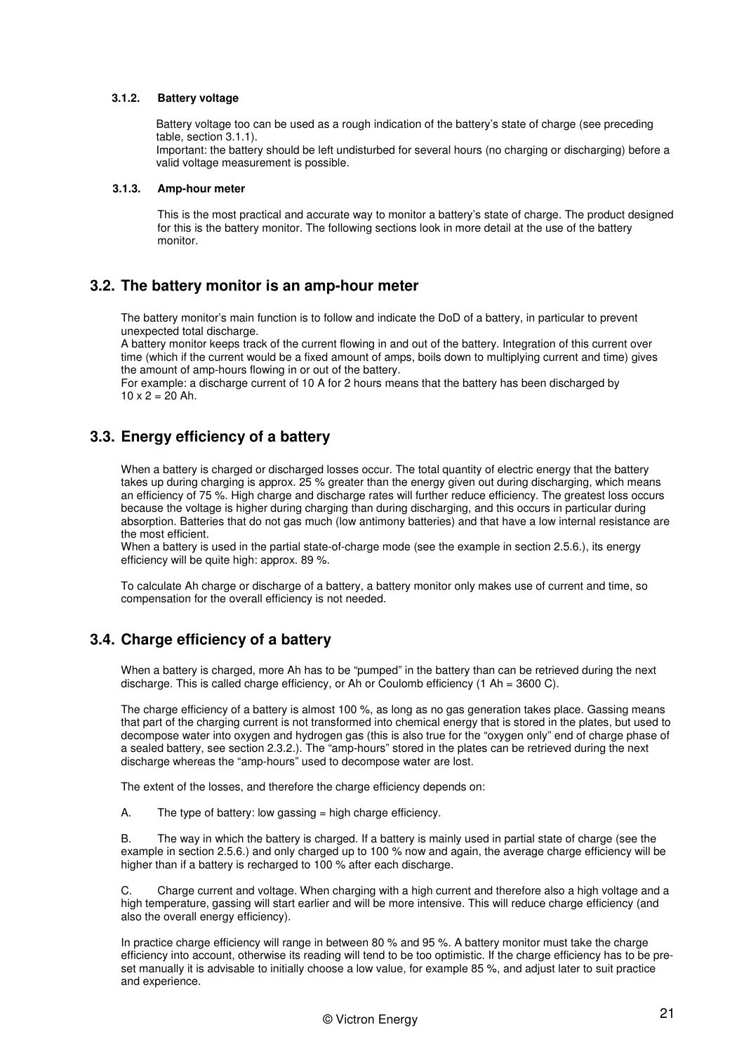#### 3.1.2. Battery voltage

Battery voltage too can be used as a rough indication of the battery's state of charge (see preceding table, section 3.1.1).
Important: the battery should be left undisturbed for several hours (no charging or discharging) before a valid voltage measurement is possible.

#### 3.1.3. Amp-hour meter

This is the most practical and accurate way to monitor a battery's state of charge. The product designed for this is the battery monitor. The following sections look in more detail at the use of the battery monitor.

## 3.2. The battery monitor is an amp-hour meter

The battery monitor's main function is to follow and indicate the DoD of a battery, in particular to prevent unexpected total discharge.
A battery monitor keeps track of the current flowing in and out of the battery. Integration of this current over time (which if the current would be a fixed amount of amps, boils down to multiplying current and time) gives the amount of amp-hours flowing in or out of the battery.
For example: a discharge current of 10 A for 2 hours means that the battery has been discharged by $10 \times 2 = 20$ Ah.

## 3.3. Energy efficiency of a battery

When a battery is charged or discharged losses occur. The total quantity of electric energy that the battery takes up during charging is approx. 25 % greater than the energy given out during discharging, which means an efficiency of 75 %. High charge and discharge rates will further reduce efficiency. The greatest loss occurs because the voltage is higher during charging than during discharging, and this occurs in particular during absorption. Batteries that do not gas much (low antimony batteries) and that have a low internal resistance are the most efficient.
When a battery is used in the partial state-of-charge mode (see the example in section 2.5.6.), its energy efficiency will be quite high: approx. 89 %.

To calculate Ah charge or discharge of a battery, a battery monitor only makes use of current and time, so compensation for the overall efficiency is not needed.

## 3.4. Charge efficiency of a battery

When a battery is charged, more Ah has to be "pumped" in the battery than can be retrieved during the next discharge. This is called charge efficiency, or Ah or Coulomb efficiency (1 Ah = 3600 C).

The charge efficiency of a battery is almost 100 %, as long as no gas generation takes place. Gassing means that part of the charging current is not transformed into chemical energy that is stored in the plates, but used to decompose water into oxygen and hydrogen gas (this is also true for the "oxygen only" end of charge phase of a sealed battery, see section 2.3.2.). The "amp-hours" stored in the plates can be retrieved during the next discharge whereas the "amp-hours" used to decompose water are lost.

The extent of the losses, and therefore the charge efficiency depends on:

A. The type of battery: low gassing = high charge efficiency.

B. The way in which the battery is charged. If a battery is mainly used in partial state of charge (see the example in section 2.5.6.) and only charged up to 100 % now and again, the average charge efficiency will be higher than if a battery is recharged to 100 % after each discharge.

C. Charge current and voltage. When charging with a high current and therefore also a high voltage and a high temperature, gassing will start earlier and will be more intensive. This will reduce charge efficiency (and also the overall energy efficiency).

In practice charge efficiency will range in between 80 % and 95 %. A battery monitor must take the charge efficiency into account, otherwise its reading will tend to be too optimistic. If the charge efficiency has to be pre-set manually it is advisable to initially choose a low value, for example 85 %, and adjust later to suit practice and experience.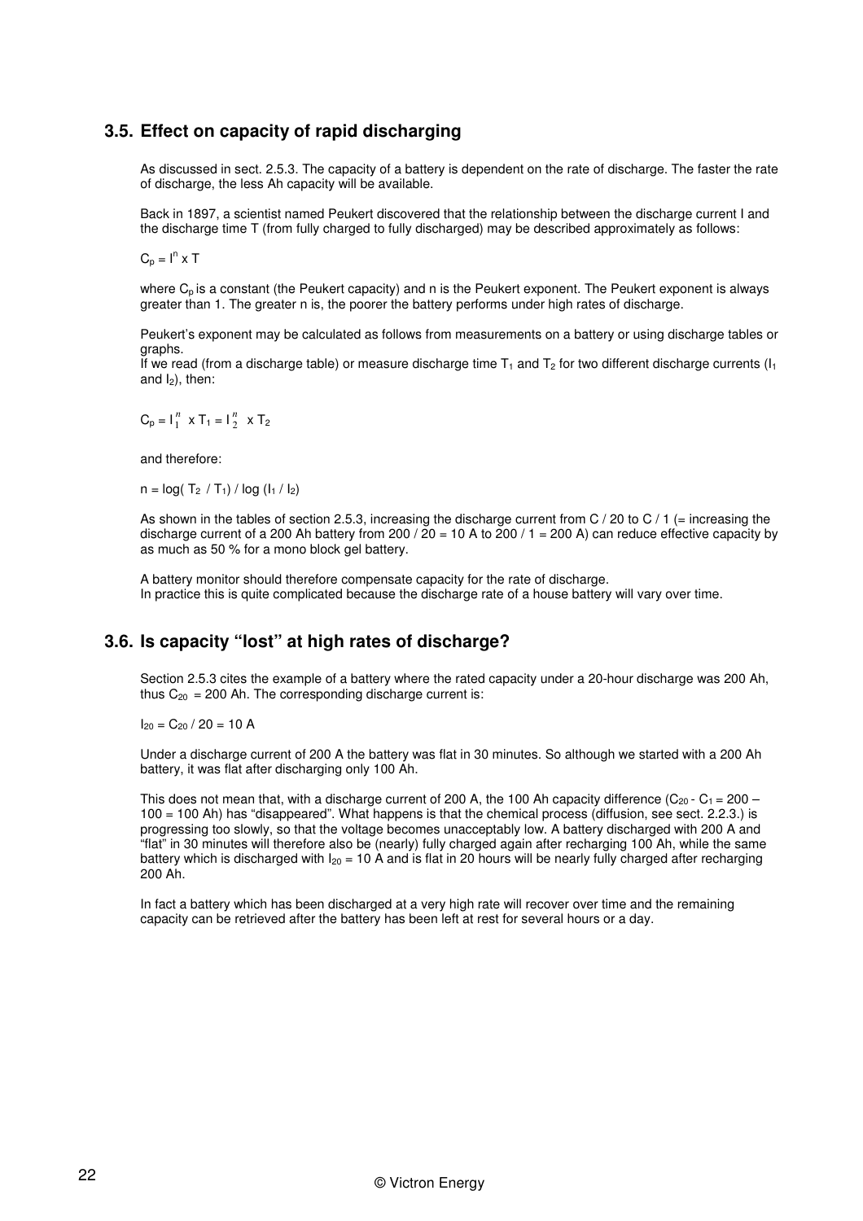## 3.5. Effect on capacity of rapid discharging

As discussed in sect. 2.5.3. The capacity of a battery is dependent on the rate of discharge. The faster the rate of discharge, the less Ah capacity will be available.

Back in 1897, a scientist named Peukert discovered that the relationship between the discharge current I and the discharge time T (from fully charged to fully discharged) may be described approximately as follows:

$$C_p = I^n \times T$$

where $C_p$ is a constant (the Peukert capacity) and n is the Peukert exponent. The Peukert exponent is always greater than 1. The greater n is, the poorer the battery performs under high rates of discharge.

Peukert's exponent may be calculated as follows from measurements on a battery or using discharge tables or graphs.
If we read (from a discharge table) or measure discharge time $T_1$ and $T_2$ for two different discharge currents ($I_1$ and $I_2$), then:

$$C_p = I_1^n \times T_1 = I_2^n \times T_2$$

and therefore:

$$n = \log(T_2 / T_1) / \log(I_1 / I_2)$$

As shown in the tables of section 2.5.3, increasing the discharge current from C / 20 to C / 1 (= increasing the discharge current of a 200 Ah battery from 200 / 20 = 10 A to 200 / 1 = 200 A) can reduce effective capacity by as much as 50 % for a mono block gel battery.

A battery monitor should therefore compensate capacity for the rate of discharge.
In practice this is quite complicated because the discharge rate of a house battery will vary over time.

## 3.6. Is capacity "lost" at high rates of discharge?

Section 2.5.3 cites the example of a battery where the rated capacity under a 20-hour discharge was 200 Ah, thus $C_{20} = 200$ Ah. The corresponding discharge current is:

$$I_{20} = C_{20} / 20 = 10 \text{ A}$$

Under a discharge current of 200 A the battery was flat in 30 minutes. So although we started with a 200 Ah battery, it was flat after discharging only 100 Ah.

This does not mean that, with a discharge current of 200 A, the 100 Ah capacity difference ($C_{20} - C_1 = 200 - 100 = 100$ Ah) has "disappeared". What happens is that the chemical process (diffusion, see sect. 2.2.3.) is progressing too slowly, so that the voltage becomes unacceptably low. A battery discharged with 200 A and "flat" in 30 minutes will therefore also be (nearly) fully charged again after recharging 100 Ah, while the same battery which is discharged with $I_{20} = 10$ A and is flat in 20 hours will be nearly fully charged after recharging 200 Ah.

In fact a battery which has been discharged at a very high rate will recover over time and the remaining capacity can be retrieved after the battery has been left at rest for several hours or a day.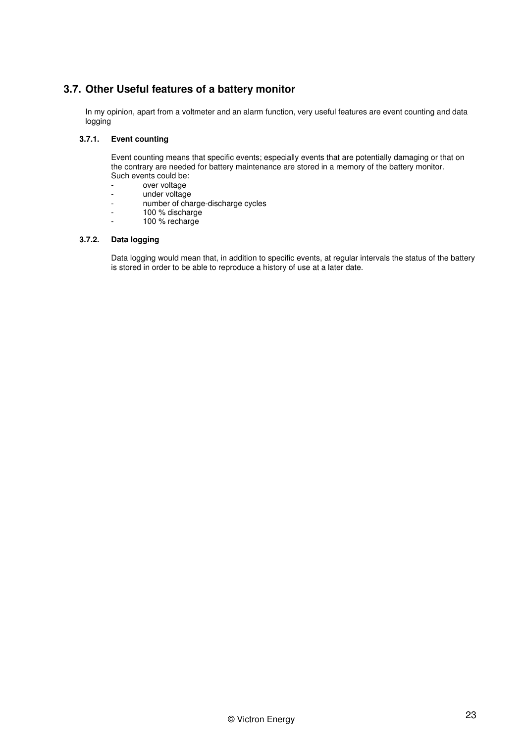## 3.7. Other Useful features of a battery monitor

In my opinion, apart from a voltmeter and an alarm function, very useful features are event counting and data logging

### 3.7.1. Event counting

Event counting means that specific events; especially events that are potentially damaging or that on the contrary are needed for battery maintenance are stored in a memory of the battery monitor.
Such events could be:

- over voltage
- under voltage
- number of charge-discharge cycles
- 100 % discharge
- 100 % recharge

### 3.7.2. Data logging

Data logging would mean that, in addition to specific events, at regular intervals the status of the battery is stored in order to be able to reproduce a history of use at a later date.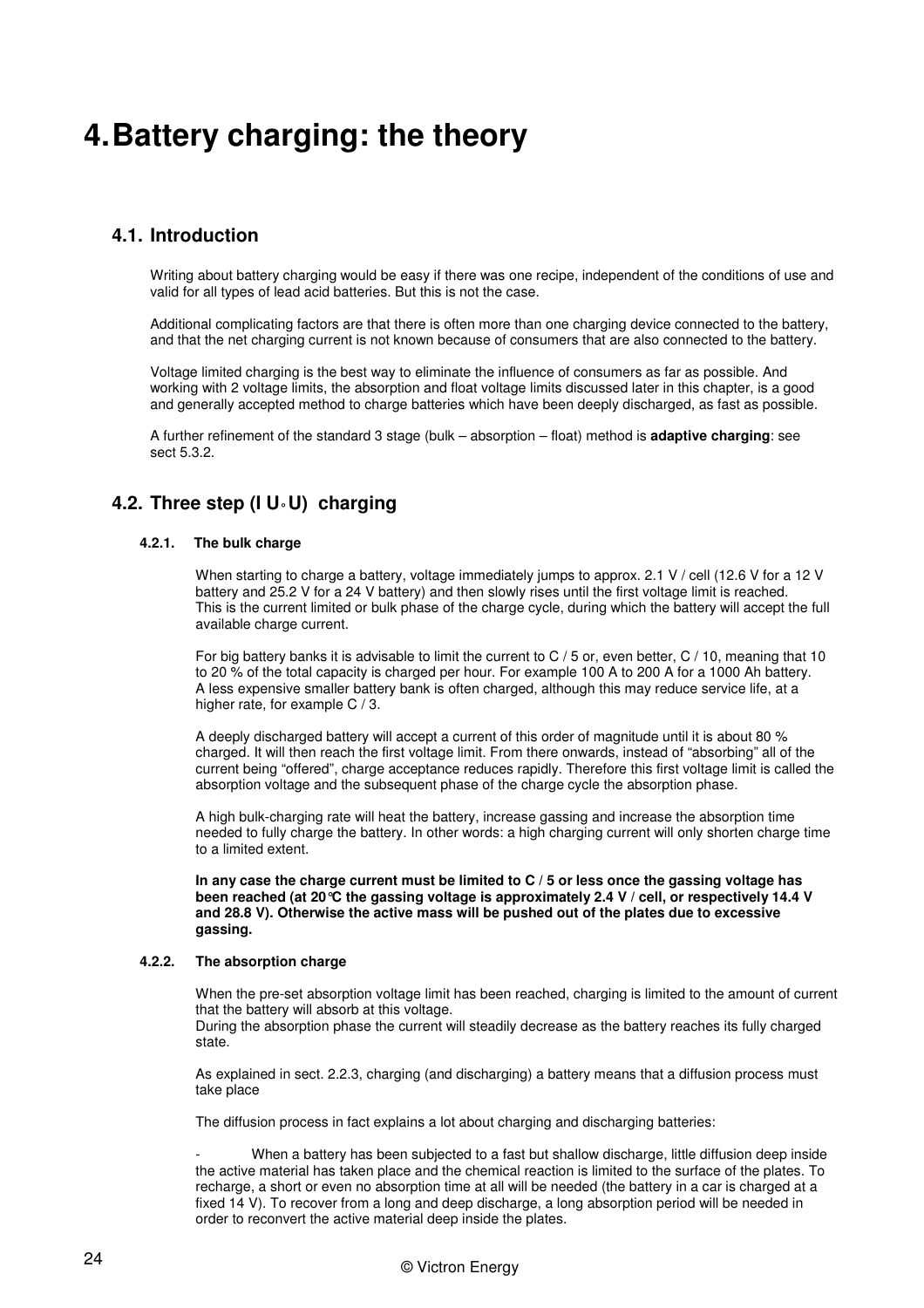# 4. Battery charging: the theory

## 4.1. Introduction

Writing about battery charging would be easy if there was one recipe, independent of the conditions of use and valid for all types of lead acid batteries. But this is not the case.

Additional complicating factors are that there is often more than one charging device connected to the battery, and that the net charging current is not known because of consumers that are also connected to the battery.

Voltage limited charging is the best way to eliminate the influence of consumers as far as possible. And working with 2 voltage limits, the absorption and float voltage limits discussed later in this chapter, is a good and generally accepted method to charge batteries which have been deeply discharged, as fast as possible.

A further refinement of the standard 3 stage (bulk – absorption – float) method is **adaptive charging**: see sect 5.3.2.

## 4.2. Three step (I U◦U) charging

### 4.2.1. The bulk charge

When starting to charge a battery, voltage immediately jumps to approx. 2.1 V / cell (12.6 V for a 12 V battery and 25.2 V for a 24 V battery) and then slowly rises until the first voltage limit is reached.
This is the current limited or bulk phase of the charge cycle, during which the battery will accept the full available charge current.

For big battery banks it is advisable to limit the current to C / 5 or, even better, C / 10, meaning that 10 to 20 % of the total capacity is charged per hour. For example 100 A to 200 A for a 1000 Ah battery.
A less expensive smaller battery bank is often charged, although this may reduce service life, at a higher rate, for example C / 3.

A deeply discharged battery will accept a current of this order of magnitude until it is about 80 % charged. It will then reach the first voltage limit. From there onwards, instead of “absorbing” all of the current being “offered”, charge acceptance reduces rapidly. Therefore this first voltage limit is called the absorption voltage and the subsequent phase of the charge cycle the absorption phase.

A high bulk-charging rate will heat the battery, increase gassing and increase the absorption time needed to fully charge the battery. In other words: a high charging current will only shorten charge time to a limited extent.

**In any case the charge current must be limited to C / 5 or less once the gassing voltage has been reached (at 20°C the gassing voltage is approximately 2.4 V / cell, or respectively 14.4 V and 28.8 V). Otherwise the active mass will be pushed out of the plates due to excessive gassing.**

### 4.2.2. The absorption charge

When the pre-set absorption voltage limit has been reached, charging is limited to the amount of current that the battery will absorb at this voltage.
During the absorption phase the current will steadily decrease as the battery reaches its fully charged state.

As explained in sect. 2.2.3, charging (and discharging) a battery means that a diffusion process must take place

The diffusion process in fact explains a lot about charging and discharging batteries:

- When a battery has been subjected to a fast but shallow discharge, little diffusion deep inside the active material has taken place and the chemical reaction is limited to the surface of the plates. To recharge, a short or even no absorption time at all will be needed (the battery in a car is charged at a fixed 14 V). To recover from a long and deep discharge, a long absorption period will be needed in order to reconvert the active material deep inside the plates.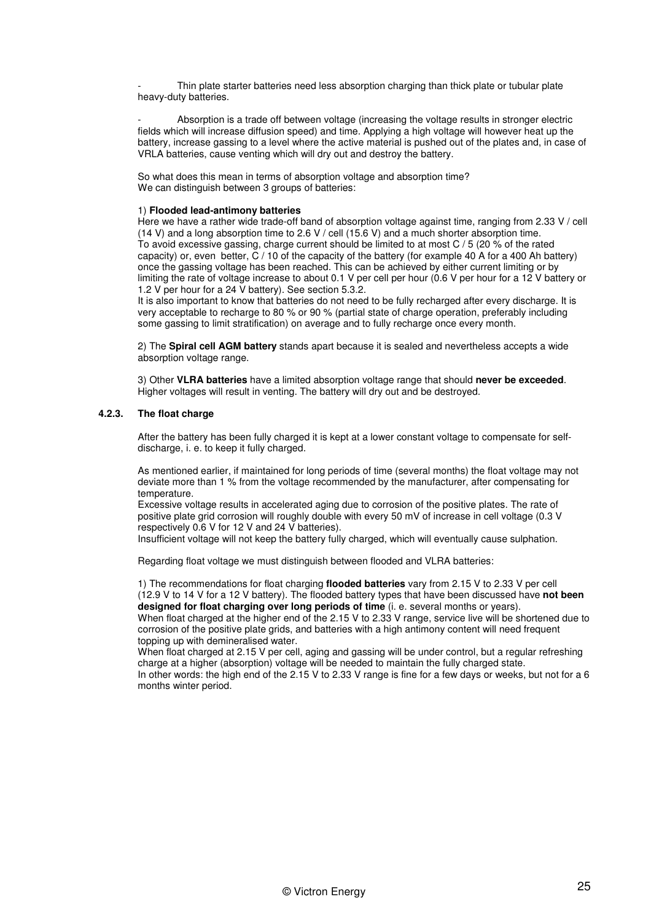- Thin plate starter batteries need less absorption charging than thick plate or tubular plate heavy-duty batteries.

- Absorption is a trade off between voltage (increasing the voltage results in stronger electric fields which will increase diffusion speed) and time. Applying a high voltage will however heat up the battery, increase gassing to a level where the active material is pushed out of the plates and, in case of VRLA batteries, cause venting which will dry out and destroy the battery.

So what does this mean in terms of absorption voltage and absorption time?
We can distinguish between 3 groups of batteries:

1) **Flooded lead-antimony batteries**
Here we have a rather wide trade-off band of absorption voltage against time, ranging from 2.33 V / cell (14 V) and a long absorption time to 2.6 V / cell (15.6 V) and a much shorter absorption time.
To avoid excessive gassing, charge current should be limited to at most C / 5 (20 % of the rated capacity) or, even better, C / 10 of the capacity of the battery (for example 40 A for a 400 Ah battery) once the gassing voltage has been reached. This can be achieved by either current limiting or by limiting the rate of voltage increase to about 0.1 V per cell per hour (0.6 V per hour for a 12 V battery or 1.2 V per hour for a 24 V battery). See section 5.3.2.
It is also important to know that batteries do not need to be fully recharged after every discharge. It is very acceptable to recharge to 80 % or 90 % (partial state of charge operation, preferably including some gassing to limit stratification) on average and to fully recharge once every month.

2) The **Spiral cell AGM battery** stands apart because it is sealed and nevertheless accepts a wide absorption voltage range.

3) Other **VLRA batteries** have a limited absorption voltage range that should **never be exceeded**. Higher voltages will result in venting. The battery will dry out and be destroyed.

### 4.2.3. The float charge

After the battery has been fully charged it is kept at a lower constant voltage to compensate for self-discharge, i. e. to keep it fully charged.

As mentioned earlier, if maintained for long periods of time (several months) the float voltage may not deviate more than 1 % from the voltage recommended by the manufacturer, after compensating for temperature.
Excessive voltage results in accelerated aging due to corrosion of the positive plates. The rate of positive plate grid corrosion will roughly double with every 50 mV of increase in cell voltage (0.3 V respectively 0.6 V for 12 V and 24 V batteries).
Insufficient voltage will not keep the battery fully charged, which will eventually cause sulphation.

Regarding float voltage we must distinguish between flooded and VLRA batteries:

1) The recommendations for float charging **flooded batteries** vary from 2.15 V to 2.33 V per cell (12.9 V to 14 V for a 12 V battery). The flooded battery types that have been discussed have **not been designed for float charging over long periods of time** (i. e. several months or years).
When float charged at the higher end of the 2.15 V to 2.33 V range, service live will be shortened due to corrosion of the positive plate grids, and batteries with a high antimony content will need frequent topping up with demineralised water.
When float charged at 2.15 V per cell, aging and gassing will be under control, but a regular refreshing charge at a higher (absorption) voltage will be needed to maintain the fully charged state.
In other words: the high end of the 2.15 V to 2.33 V range is fine for a few days or weeks, but not for a 6 months winter period.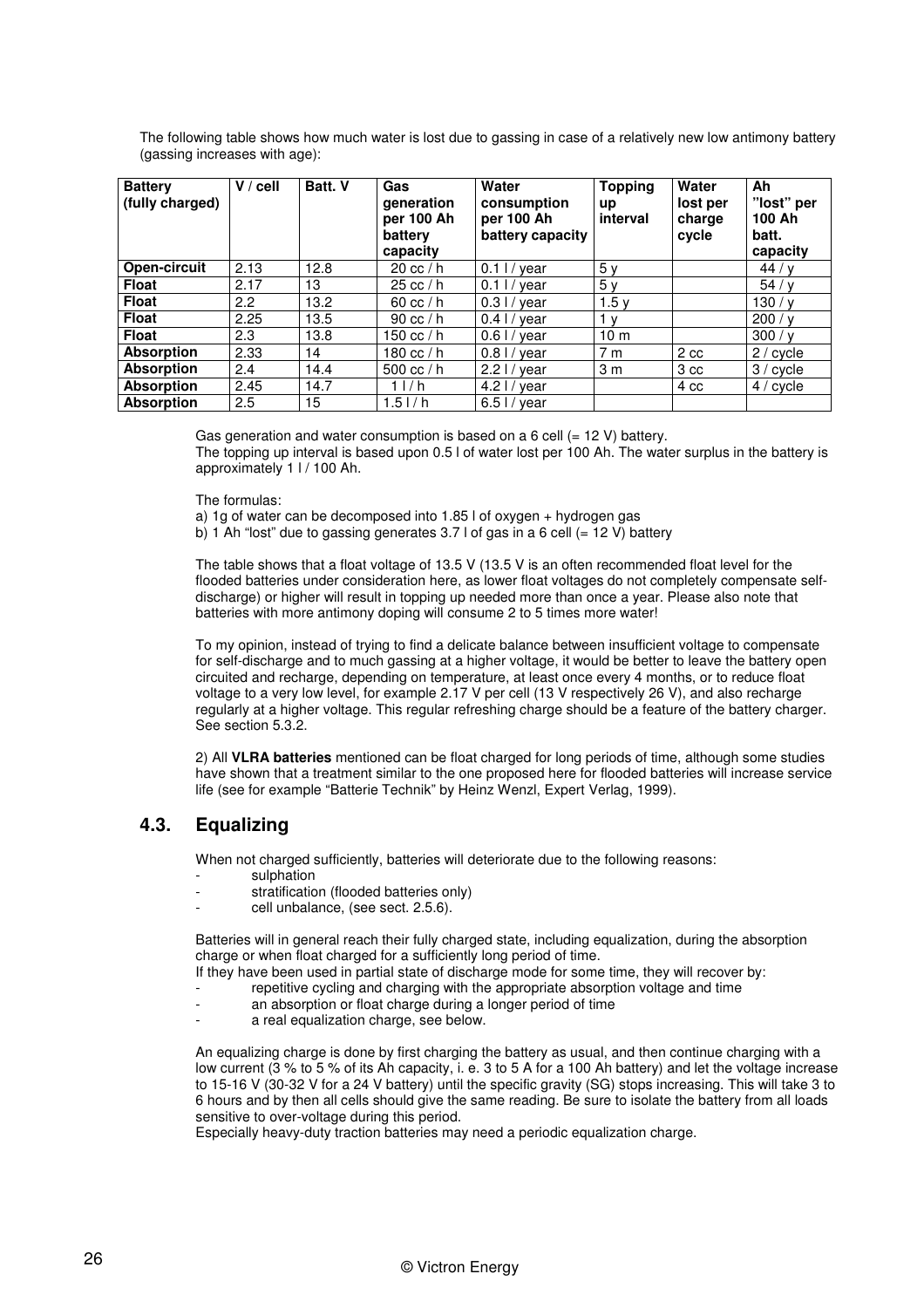The following table shows how much water is lost due to gassing in case of a relatively new low antimony battery (gassing increases with age):

| Battery (fully charged) | V / cell | Batt. V | Gas generation per 100 Ah battery capacity | Water consumption per 100 Ah battery capacity | Topping up interval | Water lost per charge cycle | Ah "lost" per 100 Ah batt. capacity |
|---|---|---|---|---|---|---|---|
| **Open-circuit** | 2.13 | 12.8 | 20 cc / h | 0.1 l / year | 5 y | | 44 / y |
| **Float** | 2.17 | 13 | 25 cc / h | 0.1 l / year | 5 y | | 54 / y |
| **Float** | 2.2 | 13.2 | 60 cc / h | 0.3 l / year | 1.5 y | | 130 / y |
| **Float** | 2.25 | 13.5 | 90 cc / h | 0.4 l / year | 1 y | | 200 / y |
| **Float** | 2.3 | 13.8 | 150 cc / h | 0.6 l / year | 10 m | | 300 / y |
| **Absorption** | 2.33 | 14 | 180 cc / h | 0.8 l / year | 7 m | 2 cc | 2 / cycle |
| **Absorption** | 2.4 | 14.4 | 500 cc / h | 2.2 l / year | 3 m | 3 cc | 3 / cycle |
| **Absorption** | 2.45 | 14.7 | 1 l / h | 4.2 l / year | | 4 cc | 4 / cycle |
| **Absorption** | 2.5 | 15 | 1.5 l / h | 6.5 l / year | | | |

Gas generation and water consumption is based on a 6 cell (= 12 V) battery.
The topping up interval is based upon 0.5 l of water lost per 100 Ah. The water surplus in the battery is approximately 1 l / 100 Ah.

The formulas:
a) 1g of water can be decomposed into 1.85 l of oxygen + hydrogen gas
b) 1 Ah "lost" due to gassing generates 3.7 l of gas in a 6 cell (= 12 V) battery

The table shows that a float voltage of 13.5 V (13.5 V is an often recommended float level for the flooded batteries under consideration here, as lower float voltages do not completely compensate self-discharge) or higher will result in topping up needed more than once a year. Please also note that batteries with more antimony doping will consume 2 to 5 times more water!

To my opinion, instead of trying to find a delicate balance between insufficient voltage to compensate for self-discharge and to much gassing at a higher voltage, it would be better to leave the battery open circuited and recharge, depending on temperature, at least once every 4 months, or to reduce float voltage to a very low level, for example 2.17 V per cell (13 V respectively 26 V), and also recharge regularly at a higher voltage. This regular refreshing charge should be a feature of the battery charger. See section 5.3.2.

2) All **VLRA batteries** mentioned can be float charged for long periods of time, although some studies have shown that a treatment similar to the one proposed here for flooded batteries will increase service life (see for example "Batterie Technik" by Heinz Wenzl, Expert Verlag, 1999).

## 4.3. Equalizing

When not charged sufficiently, batteries will deteriorate due to the following reasons:

- sulphation
- stratification (flooded batteries only)
- cell unbalance, (see sect. 2.5.6).

Batteries will in general reach their fully charged state, including equalization, during the absorption charge or when float charged for a sufficiently long period of time.
If they have been used in partial state of discharge mode for some time, they will recover by:

- repetitive cycling and charging with the appropriate absorption voltage and time
- an absorption or float charge during a longer period of time
- a real equalization charge, see below.

An equalizing charge is done by first charging the battery as usual, and then continue charging with a low current (3 % to 5 % of its Ah capacity, i. e. 3 to 5 A for a 100 Ah battery) and let the voltage increase to 15-16 V (30-32 V for a 24 V battery) until the specific gravity (SG) stops increasing. This will take 3 to 6 hours and by then all cells should give the same reading. Be sure to isolate the battery from all loads sensitive to over-voltage during this period.
Especially heavy-duty traction batteries may need a periodic equalization charge.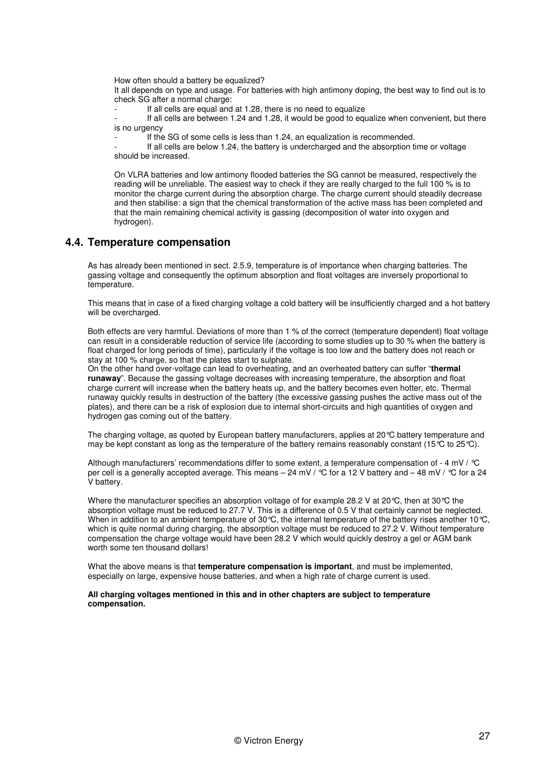How often should a battery be equalized?

It all depends on type and usage. For batteries with high antimony doping, the best way to find out is to check SG after a normal charge:

- If all cells are equal and at 1.28, there is no need to equalize
- If all cells are between 1.24 and 1.28, it would be good to equalize when convenient, but there is no urgency
- If the SG of some cells is less than 1.24, an equalization is recommended.
- If all cells are below 1.24, the battery is undercharged and the absorption time or voltage should be increased.

On VLRA batteries and low antimony flooded batteries the SG cannot be measured, respectively the reading will be unreliable. The easiest way to check if they are really charged to the full 100 % is to monitor the charge current during the absorption charge. The charge current should steadily decrease and then stabilise: a sign that the chemical transformation of the active mass has been completed and that the main remaining chemical activity is gassing (decomposition of water into oxygen and hydrogen).

## 4.4. Temperature compensation

As has already been mentioned in sect. 2.5.9, temperature is of importance when charging batteries. The gassing voltage and consequently the optimum absorption and float voltages are inversely proportional to temperature.

This means that in case of a fixed charging voltage a cold battery will be insufficiently charged and a hot battery will be overcharged.

Both effects are very harmful. Deviations of more than 1 % of the correct (temperature dependent) float voltage can result in a considerable reduction of service life (according to some studies up to 30 % when the battery is float charged for long periods of time), particularly if the voltage is too low and the battery does not reach or stay at 100 % charge, so that the plates start to sulphate.

On the other hand over-voltage can lead to overheating, and an overheated battery can suffer "**thermal runaway**". Because the gassing voltage decreases with increasing temperature, the absorption and float charge current will increase when the battery heats up, and the battery becomes even hotter, etc. Thermal runaway quickly results in destruction of the battery (the excessive gassing pushes the active mass out of the plates), and there can be a risk of explosion due to internal short-circuits and high quantities of oxygen and hydrogen gas coming out of the battery.

The charging voltage, as quoted by European battery manufacturers, applies at 20°C battery temperature and may be kept constant as long as the temperature of the battery remains reasonably constant (15°C to 25°C).

Although manufacturers' recommendations differ to some extent, a temperature compensation of - 4 mV / °C per cell is a generally accepted average. This means – 24 mV / °C for a 12 V battery and – 48 mV / °C for a 24 V battery.

Where the manufacturer specifies an absorption voltage of for example 28.2 V at 20°C, then at 30°C the absorption voltage must be reduced to 27.7 V. This is a difference of 0.5 V that certainly cannot be neglected. When in addition to an ambient temperature of 30°C, the internal temperature of the battery rises another 10°C, which is quite normal during charging, the absorption voltage must be reduced to 27.2 V. Without temperature compensation the charge voltage would have been 28.2 V which would quickly destroy a gel or AGM bank worth some ten thousand dollars!

What the above means is that **temperature compensation is important**, and must be implemented, especially on large, expensive house batteries, and when a high rate of charge current is used.

**All charging voltages mentioned in this and in other chapters are subject to temperature compensation.**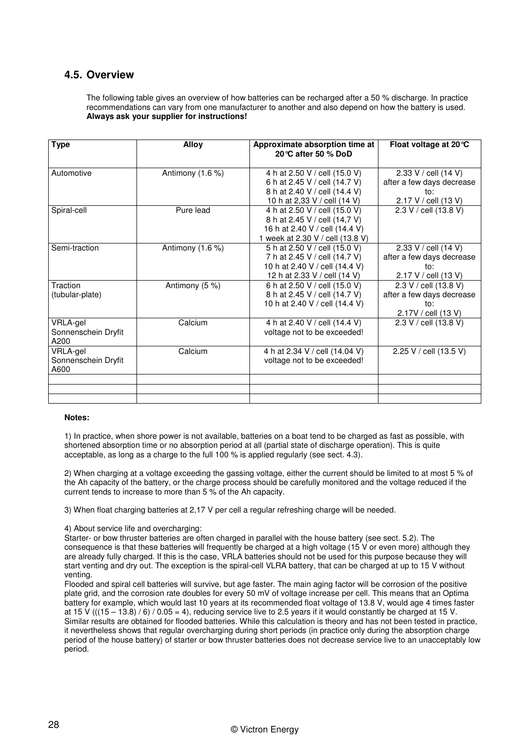## 4.5. Overview

The following table gives an overview of how batteries can be recharged after a 50 % discharge. In practice recommendations can vary from one manufacturer to another and also depend on how the battery is used. **Always ask your supplier for instructions!**

| Type | Alloy | Approximate absorption time at 20°C after 50 % DoD | Float voltage at 20°C |
|---|---|---|---|
| Automotive | Antimony (1.6 %) | 4 h at 2.50 V / cell (15.0 V)<br>6 h at 2.45 V / cell (14.7 V)<br>8 h at 2.40 V / cell (14.4 V)<br>10 h at 2,33 V / cell (14 V) | 2.33 V / cell (14 V)<br>after a few days decrease to:<br>2.17 V / cell (13 V) |
| Spiral-cell | Pure lead | 4 h at 2.50 V / cell (15.0 V)<br>8 h at 2.45 V / cell (14,7 V)<br>16 h at 2.40 V / cell (14.4 V)<br>1 week at 2.30 V / cell (13.8 V) | 2.3 V / cell (13.8 V) |
| Semi-traction | Antimony (1.6 %) | 5 h at 2.50 V / cell (15.0 V)<br>7 h at 2.45 V / cell (14.7 V)<br>10 h at 2.40 V / cell (14.4 V)<br>12 h at 2.33 V / cell (14 V) | 2.33 V / cell (14 V)<br>after a few days decrease to:<br>2.17 V / cell (13 V) |
| Traction (tubular-plate) | Antimony (5 %) | 6 h at 2.50 V / cell (15.0 V)<br>8 h at 2.45 V / cell (14.7 V)<br>10 h at 2.40 V / cell (14.4 V) | 2.3 V / cell (13.8 V)<br>after a few days decrease to:<br>2.17V / cell (13 V) |
| VRLA-gel Sonnenschein Dryfit A200 | Calcium | 4 h at 2.40 V / cell (14.4 V)<br>voltage not to be exceeded! | 2.3 V / cell (13.8 V) |
| VRLA-gel Sonnenschein Dryfit A600 | Calcium | 4 h at 2.34 V / cell (14.04 V)<br>voltage not to be exceeded! | 2.25 V / cell (13.5 V) |
| | | | |
| | | | |
| | | | |

**Notes:**

1) In practice, when shore power is not available, batteries on a boat tend to be charged as fast as possible, with shortened absorption time or no absorption period at all (partial state of discharge operation). This is quite acceptable, as long as a charge to the full 100 % is applied regularly (see sect. 4.3).

2) When charging at a voltage exceeding the gassing voltage, either the current should be limited to at most 5 % of the Ah capacity of the battery, or the charge process should be carefully monitored and the voltage reduced if the current tends to increase to more than 5 % of the Ah capacity.

3) When float charging batteries at 2,17 V per cell a regular refreshing charge will be needed.

4) About service life and overcharging:
Starter- or bow thruster batteries are often charged in parallel with the house battery (see sect. 5.2). The consequence is that these batteries will frequently be charged at a high voltage (15 V or even more) although they are already fully charged. If this is the case, VRLA batteries should not be used for this purpose because they will start venting and dry out. The exception is the spiral-cell VLRA battery, that can be charged at up to 15 V without venting.
Flooded and spiral cell batteries will survive, but age faster. The main aging factor will be corrosion of the positive plate grid, and the corrosion rate doubles for every 50 mV of voltage increase per cell. This means that an Optima battery for example, which would last 10 years at its recommended float voltage of 13.8 V, would age 4 times faster at 15 V $(((15 - 13.8) / 6) / 0.05 = 4)$, reducing service live to 2.5 years if it would constantly be charged at 15 V. Similar results are obtained for flooded batteries. While this calculation is theory and has not been tested in practice, it nevertheless shows that regular overcharging during short periods (in practice only during the absorption charge period of the house battery) of starter or bow thruster batteries does not decrease service live to an unacceptably low period.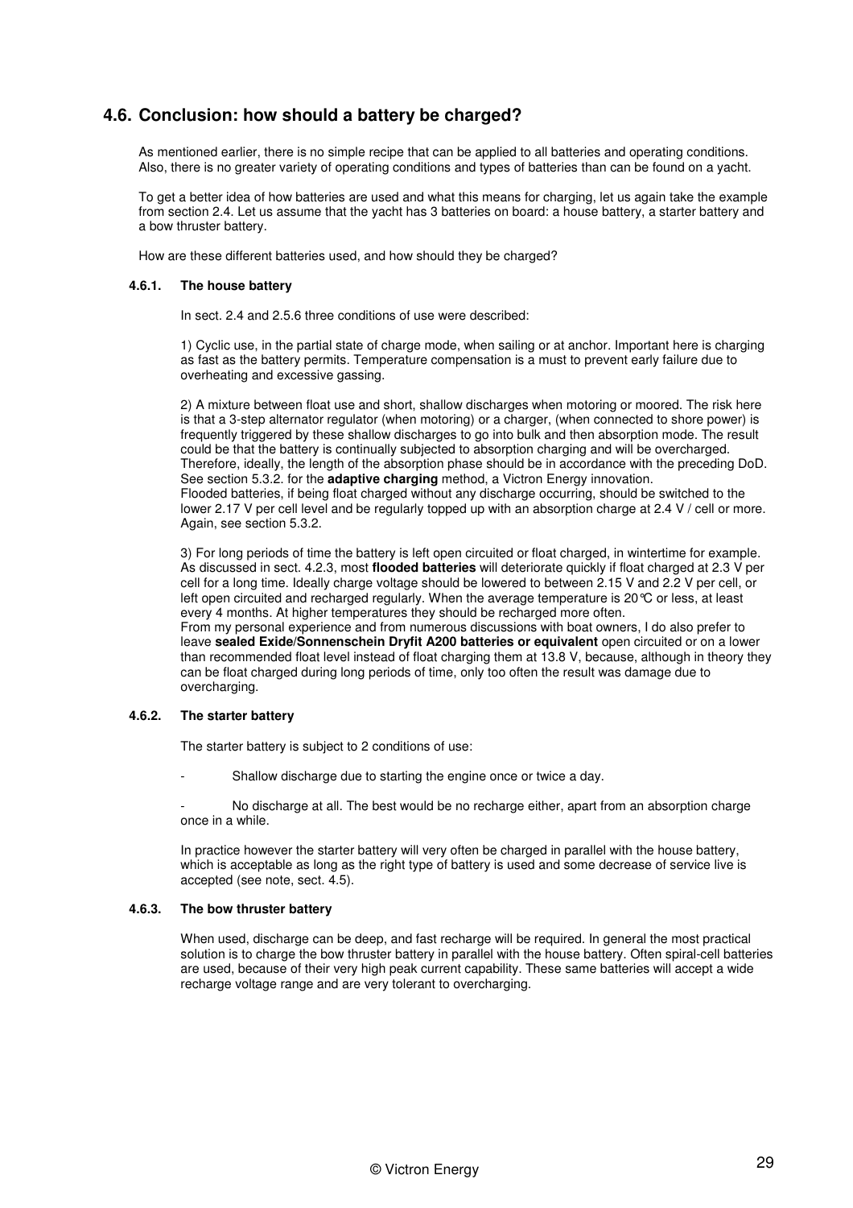## 4.6. Conclusion: how should a battery be charged?

As mentioned earlier, there is no simple recipe that can be applied to all batteries and operating conditions. Also, there is no greater variety of operating conditions and types of batteries than can be found on a yacht.

To get a better idea of how batteries are used and what this means for charging, let us again take the example from section 2.4. Let us assume that the yacht has 3 batteries on board: a house battery, a starter battery and a bow thruster battery.

How are these different batteries used, and how should they be charged?

### 4.6.1. The house battery

In sect. 2.4 and 2.5.6 three conditions of use were described:

1) Cyclic use, in the partial state of charge mode, when sailing or at anchor. Important here is charging as fast as the battery permits. Temperature compensation is a must to prevent early failure due to overheating and excessive gassing.

2) A mixture between float use and short, shallow discharges when motoring or moored. The risk here is that a 3-step alternator regulator (when motoring) or a charger, (when connected to shore power) is frequently triggered by these shallow discharges to go into bulk and then absorption mode. The result could be that the battery is continually subjected to absorption charging and will be overcharged. Therefore, ideally, the length of the absorption phase should be in accordance with the preceding DoD. See section 5.3.2. for the **adaptive charging** method, a Victron Energy innovation.
Flooded batteries, if being float charged without any discharge occurring, should be switched to the lower 2.17 V per cell level and be regularly topped up with an absorption charge at 2.4 V / cell or more. Again, see section 5.3.2.

3) For long periods of time the battery is left open circuited or float charged, in wintertime for example. As discussed in sect. 4.2.3, most **flooded batteries** will deteriorate quickly if float charged at 2.3 V per cell for a long time. Ideally charge voltage should be lowered to between 2.15 V and 2.2 V per cell, or left open circuited and recharged regularly. When the average temperature is 20°C or less, at least every 4 months. At higher temperatures they should be recharged more often.
From my personal experience and from numerous discussions with boat owners, I do also prefer to leave **sealed Exide/Sonnenschein Dryfit A200 batteries or equivalent** open circuited or on a lower than recommended float level instead of float charging them at 13.8 V, because, although in theory they can be float charged during long periods of time, only too often the result was damage due to overcharging.

### 4.6.2. The starter battery

The starter battery is subject to 2 conditions of use:

- Shallow discharge due to starting the engine once or twice a day.

- No discharge at all. The best would be no recharge either, apart from an absorption charge once in a while.

In practice however the starter battery will very often be charged in parallel with the house battery, which is acceptable as long as the right type of battery is used and some decrease of service live is accepted (see note, sect. 4.5).

### 4.6.3. The bow thruster battery

When used, discharge can be deep, and fast recharge will be required. In general the most practical solution is to charge the bow thruster battery in parallel with the house battery. Often spiral-cell batteries are used, because of their very high peak current capability. These same batteries will accept a wide recharge voltage range and are very tolerant to overcharging.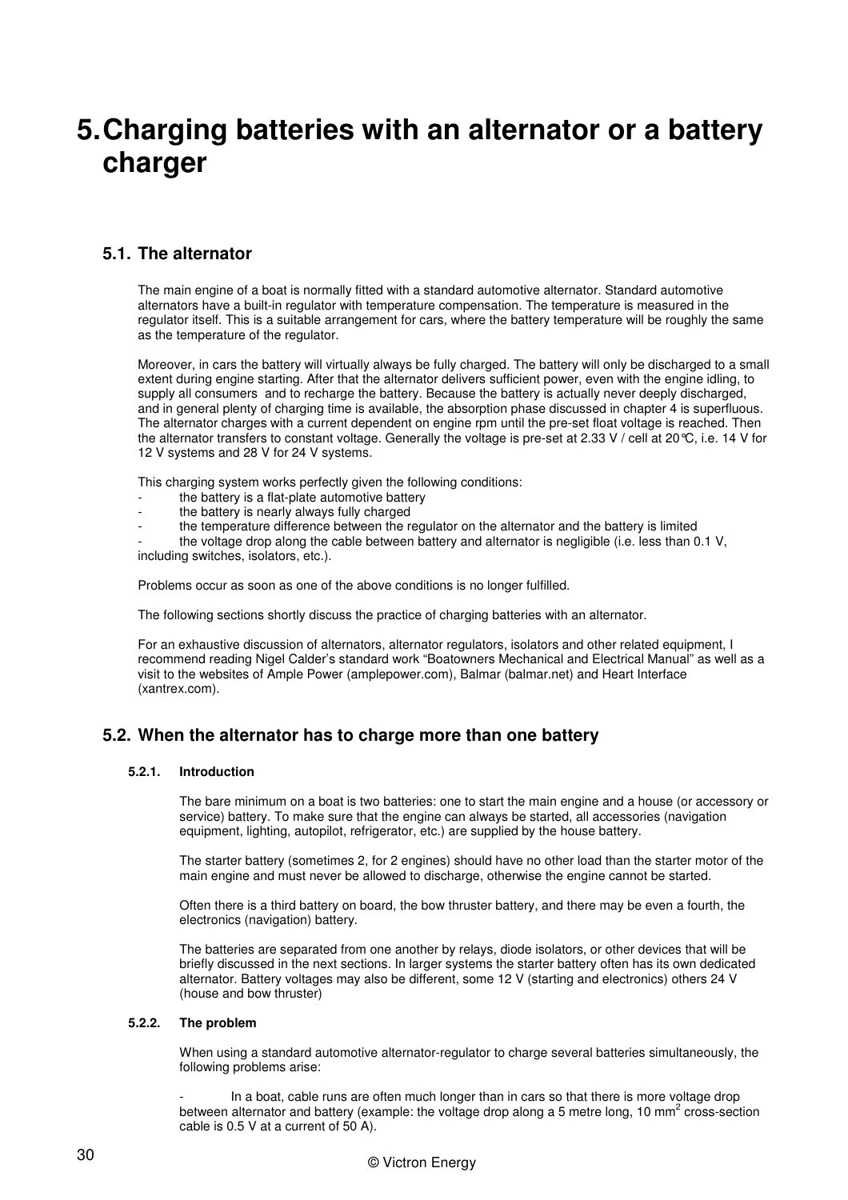# 5. Charging batteries with an alternator or a battery charger

## 5.1. The alternator

The main engine of a boat is normally fitted with a standard automotive alternator. Standard automotive alternators have a built-in regulator with temperature compensation. The temperature is measured in the regulator itself. This is a suitable arrangement for cars, where the battery temperature will be roughly the same as the temperature of the regulator.

Moreover, in cars the battery will virtually always be fully charged. The battery will only be discharged to a small extent during engine starting. After that the alternator delivers sufficient power, even with the engine idling, to supply all consumers and to recharge the battery. Because the battery is actually never deeply discharged, and in general plenty of charging time is available, the absorption phase discussed in chapter 4 is superfluous. The alternator charges with a current dependent on engine rpm until the pre-set float voltage is reached. Then the alternator transfers to constant voltage. Generally the voltage is pre-set at 2.33 V / cell at 20°C, i.e. 14 V for 12 V systems and 28 V for 24 V systems.

This charging system works perfectly given the following conditions:

- the battery is a flat-plate automotive battery
- the battery is nearly always fully charged
- the temperature difference between the regulator on the alternator and the battery is limited
- the voltage drop along the cable between battery and alternator is negligible (i.e. less than 0.1 V, including switches, isolators, etc.).

Problems occur as soon as one of the above conditions is no longer fulfilled.

The following sections shortly discuss the practice of charging batteries with an alternator.

For an exhaustive discussion of alternators, alternator regulators, isolators and other related equipment, I recommend reading Nigel Calder's standard work "Boatowners Mechanical and Electrical Manual" as well as a visit to the websites of Ample Power (amplepower.com), Balmar (balmar.net) and Heart Interface (xantrex.com).

## 5.2. When the alternator has to charge more than one battery

### 5.2.1. Introduction

The bare minimum on a boat is two batteries: one to start the main engine and a house (or accessory or service) battery. To make sure that the engine can always be started, all accessories (navigation equipment, lighting, autopilot, refrigerator, etc.) are supplied by the house battery.

The starter battery (sometimes 2, for 2 engines) should have no other load than the starter motor of the main engine and must never be allowed to discharge, otherwise the engine cannot be started.

Often there is a third battery on board, the bow thruster battery, and there may be even a fourth, the electronics (navigation) battery.

The batteries are separated from one another by relays, diode isolators, or other devices that will be briefly discussed in the next sections. In larger systems the starter battery often has its own dedicated alternator. Battery voltages may also be different, some 12 V (starting and electronics) others 24 V (house and bow thruster)

### 5.2.2. The problem

When using a standard automotive alternator-regulator to charge several batteries simultaneously, the following problems arise:

- In a boat, cable runs are often much longer than in cars so that there is more voltage drop between alternator and battery (example: the voltage drop along a 5 metre long, 10 mm$^2$ cross-section cable is 0.5 V at a current of 50 A).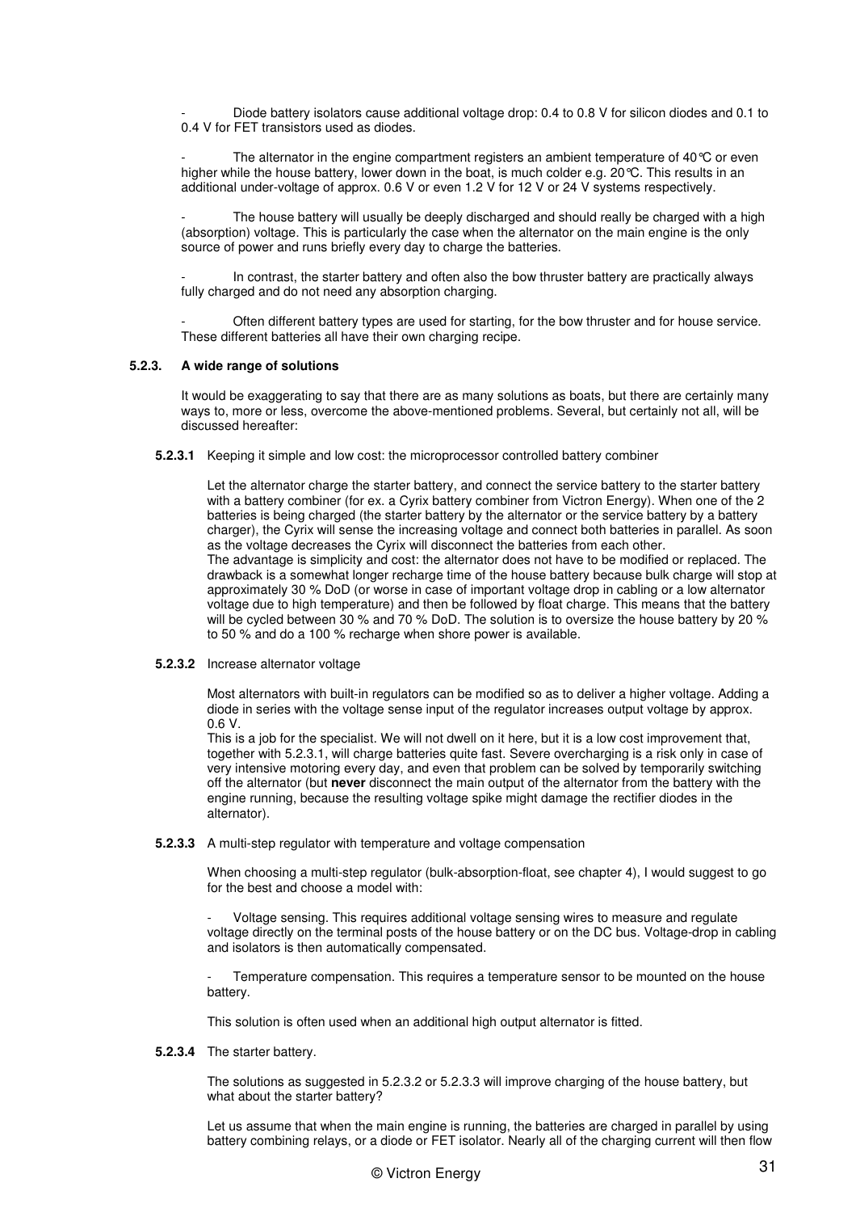- Diode battery isolators cause additional voltage drop: 0.4 to 0.8 V for silicon diodes and 0.1 to 0.4 V for FET transistors used as diodes.

- The alternator in the engine compartment registers an ambient temperature of 40°C or even higher while the house battery, lower down in the boat, is much colder e.g. 20°C. This results in an additional under-voltage of approx. 0.6 V or even 1.2 V for 12 V or 24 V systems respectively.

- The house battery will usually be deeply discharged and should really be charged with a high (absorption) voltage. This is particularly the case when the alternator on the main engine is the only source of power and runs briefly every day to charge the batteries.

- In contrast, the starter battery and often also the bow thruster battery are practically always fully charged and do not need any absorption charging.

- Often different battery types are used for starting, for the bow thruster and for house service. These different batteries all have their own charging recipe.

### 5.2.3. A wide range of solutions

It would be exaggerating to say that there are as many solutions as boats, but there are certainly many ways to, more or less, overcome the above-mentioned problems. Several, but certainly not all, will be discussed hereafter:

#### 5.2.3.1 Keeping it simple and low cost: the microprocessor controlled battery combiner

Let the alternator charge the starter battery, and connect the service battery to the starter battery with a battery combiner (for ex. a Cyrix battery combiner from Victron Energy). When one of the 2 batteries is being charged (the starter battery by the alternator or the service battery by a battery charger), the Cyrix will sense the increasing voltage and connect both batteries in parallel. As soon as the voltage decreases the Cyrix will disconnect the batteries from each other.
The advantage is simplicity and cost: the alternator does not have to be modified or replaced. The drawback is a somewhat longer recharge time of the house battery because bulk charge will stop at approximately 30 % DoD (or worse in case of important voltage drop in cabling or a low alternator voltage due to high temperature) and then be followed by float charge. This means that the battery will be cycled between 30 % and 70 % DoD. The solution is to oversize the house battery by 20 % to 50 % and do a 100 % recharge when shore power is available.

#### 5.2.3.2 Increase alternator voltage

Most alternators with built-in regulators can be modified so as to deliver a higher voltage. Adding a diode in series with the voltage sense input of the regulator increases output voltage by approx. 0.6 V.
This is a job for the specialist. We will not dwell on it here, but it is a low cost improvement that, together with 5.2.3.1, will charge batteries quite fast. Severe overcharging is a risk only in case of very intensive motoring every day, and even that problem can be solved by temporarily switching off the alternator (but **never** disconnect the main output of the alternator from the battery with the engine running, because the resulting voltage spike might damage the rectifier diodes in the alternator).

#### 5.2.3.3 A multi-step regulator with temperature and voltage compensation

When choosing a multi-step regulator (bulk-absorption-float, see chapter 4), I would suggest to go for the best and choose a model with:

- Voltage sensing. This requires additional voltage sensing wires to measure and regulate voltage directly on the terminal posts of the house battery or on the DC bus. Voltage-drop in cabling and isolators is then automatically compensated.

- Temperature compensation. This requires a temperature sensor to be mounted on the house battery.

This solution is often used when an additional high output alternator is fitted.

#### 5.2.3.4 The starter battery.

The solutions as suggested in 5.2.3.2 or 5.2.3.3 will improve charging of the house battery, but what about the starter battery?

Let us assume that when the main engine is running, the batteries are charged in parallel by using battery combining relays, or a diode or FET isolator. Nearly all of the charging current will then flow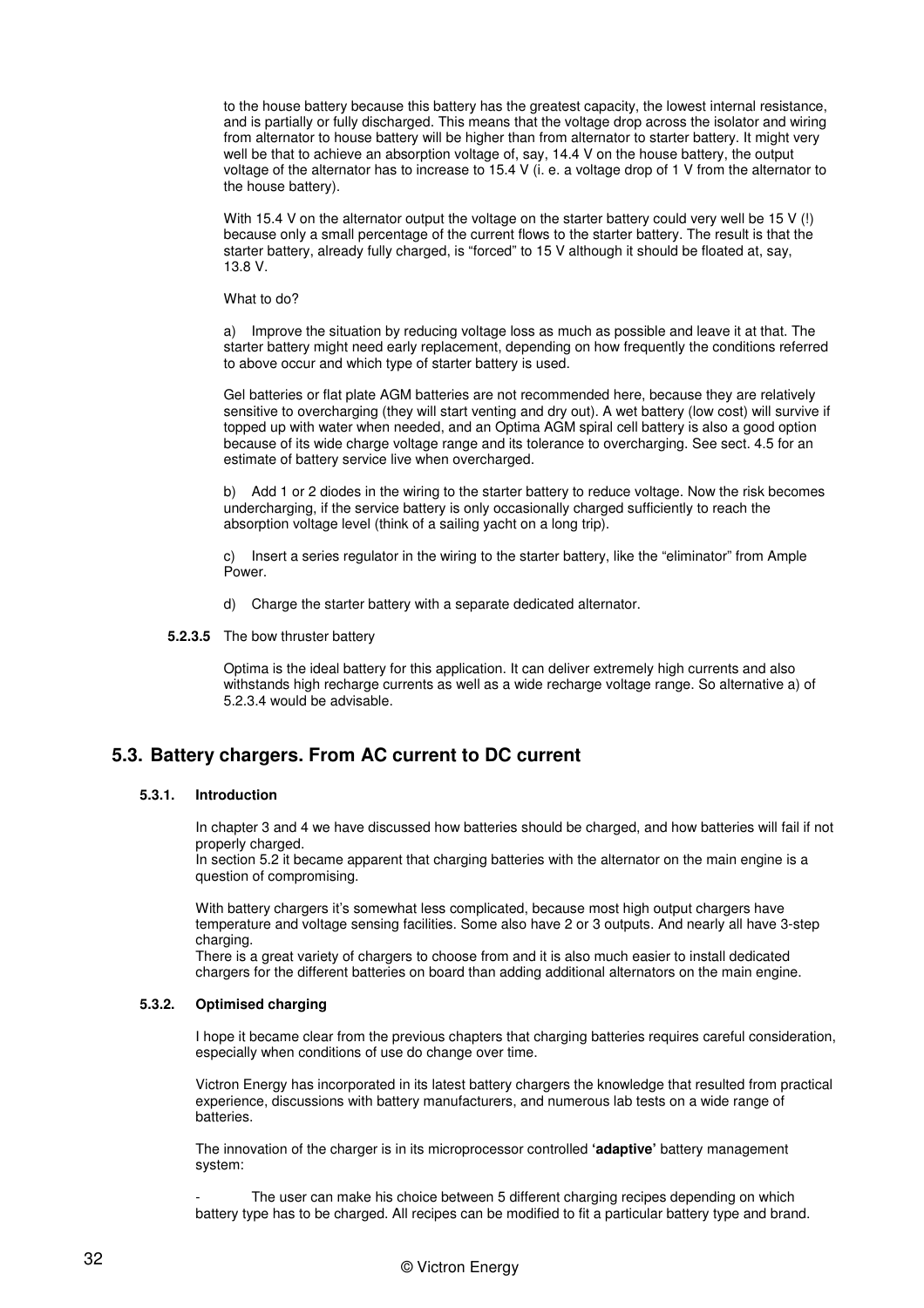to the house battery because this battery has the greatest capacity, the lowest internal resistance, and is partially or fully discharged. This means that the voltage drop across the isolator and wiring from alternator to house battery will be higher than from alternator to starter battery. It might very well be that to achieve an absorption voltage of, say, 14.4 V on the house battery, the output voltage of the alternator has to increase to 15.4 V (i. e. a voltage drop of 1 V from the alternator to the house battery).

With 15.4 V on the alternator output the voltage on the starter battery could very well be 15 V (!) because only a small percentage of the current flows to the starter battery. The result is that the starter battery, already fully charged, is "forced" to 15 V although it should be floated at, say, 13.8 V.

What to do?

a) Improve the situation by reducing voltage loss as much as possible and leave it at that. The starter battery might need early replacement, depending on how frequently the conditions referred to above occur and which type of starter battery is used.

Gel batteries or flat plate AGM batteries are not recommended here, because they are relatively sensitive to overcharging (they will start venting and dry out). A wet battery (low cost) will survive if topped up with water when needed, and an Optima AGM spiral cell battery is also a good option because of its wide charge voltage range and its tolerance to overcharging. See sect. 4.5 for an estimate of battery service live when overcharged.

b) Add 1 or 2 diodes in the wiring to the starter battery to reduce voltage. Now the risk becomes undercharging, if the service battery is only occasionally charged sufficiently to reach the absorption voltage level (think of a sailing yacht on a long trip).

c) Insert a series regulator in the wiring to the starter battery, like the "eliminator" from Ample Power.

d) Charge the starter battery with a separate dedicated alternator.

#### 5.2.3.5 The bow thruster battery

Optima is the ideal battery for this application. It can deliver extremely high currents and also withstands high recharge currents as well as a wide recharge voltage range. So alternative a) of 5.2.3.4 would be advisable.

## 5.3. Battery chargers. From AC current to DC current

### 5.3.1. Introduction

In chapter 3 and 4 we have discussed how batteries should be charged, and how batteries will fail if not properly charged.
In section 5.2 it became apparent that charging batteries with the alternator on the main engine is a question of compromising.

With battery chargers it's somewhat less complicated, because most high output chargers have temperature and voltage sensing facilities. Some also have 2 or 3 outputs. And nearly all have 3-step charging.
There is a great variety of chargers to choose from and it is also much easier to install dedicated chargers for the different batteries on board than adding additional alternators on the main engine.

### 5.3.2. Optimised charging

I hope it became clear from the previous chapters that charging batteries requires careful consideration, especially when conditions of use do change over time.

Victron Energy has incorporated in its latest battery chargers the knowledge that resulted from practical experience, discussions with battery manufacturers, and numerous lab tests on a wide range of batteries.

The innovation of the charger is in its microprocessor controlled '**adaptive**' battery management system:

- The user can make his choice between 5 different charging recipes depending on which battery type has to be charged. All recipes can be modified to fit a particular battery type and brand.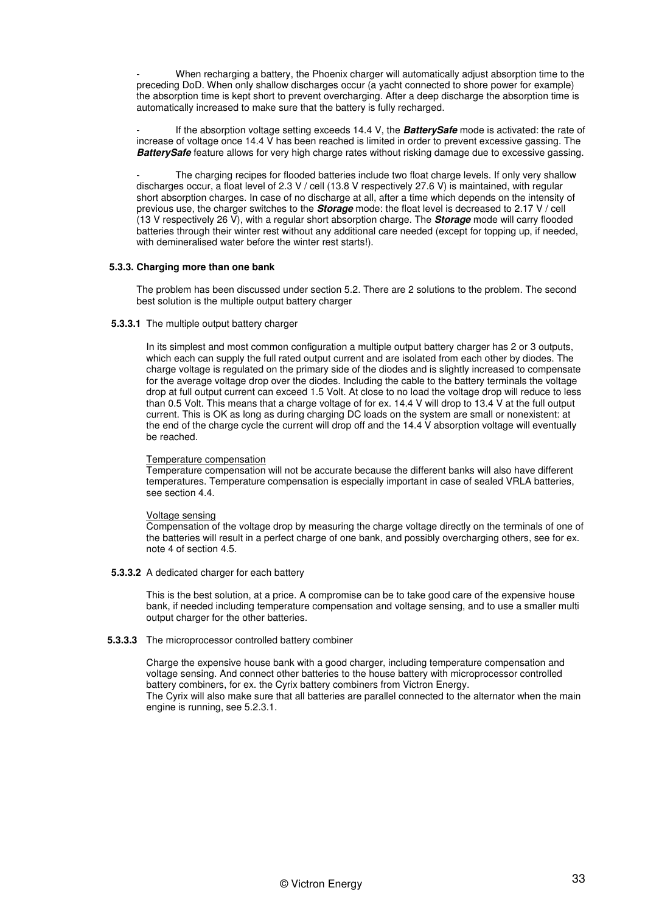- When recharging a battery, the Phoenix charger will automatically adjust absorption time to the preceding DoD. When only shallow discharges occur (a yacht connected to shore power for example) the absorption time is kept short to prevent overcharging. After a deep discharge the absorption time is automatically increased to make sure that the battery is fully recharged.

- If the absorption voltage setting exceeds 14.4 V, the ***BatterySafe*** mode is activated: the rate of increase of voltage once 14.4 V has been reached is limited in order to prevent excessive gassing. The ***BatterySafe*** feature allows for very high charge rates without risking damage due to excessive gassing.

- The charging recipes for flooded batteries include two float charge levels. If only very shallow discharges occur, a float level of 2.3 V / cell (13.8 V respectively 27.6 V) is maintained, with regular short absorption charges. In case of no discharge at all, after a time which depends on the intensity of previous use, the charger switches to the ***Storage*** mode: the float level is decreased to 2.17 V / cell (13 V respectively 26 V), with a regular short absorption charge. The ***Storage*** mode will carry flooded batteries through their winter rest without any additional care needed (except for topping up, if needed, with demineralised water before the winter rest starts!).

### 5.3.3. Charging more than one bank

The problem has been discussed under section 5.2. There are 2 solutions to the problem. The second best solution is the multiple output battery charger

#### 5.3.3.1 The multiple output battery charger

In its simplest and most common configuration a multiple output battery charger has 2 or 3 outputs, which each can supply the full rated output current and are isolated from each other by diodes. The charge voltage is regulated on the primary side of the diodes and is slightly increased to compensate for the average voltage drop over the diodes. Including the cable to the battery terminals the voltage drop at full output current can exceed 1.5 Volt. At close to no load the voltage drop will reduce to less than 0.5 Volt. This means that a charge voltage of for ex. 14.4 V will drop to 13.4 V at the full output current. This is OK as long as during charging DC loads on the system are small or nonexistent: at the end of the charge cycle the current will drop off and the 14.4 V absorption voltage will eventually be reached.

<u>Temperature compensation</u>
Temperature compensation will not be accurate because the different banks will also have different temperatures. Temperature compensation is especially important in case of sealed VRLA batteries, see section 4.4.

<u>Voltage sensing</u>
Compensation of the voltage drop by measuring the charge voltage directly on the terminals of one of the batteries will result in a perfect charge of one bank, and possibly overcharging others, see for ex. note 4 of section 4.5.

#### 5.3.3.2 A dedicated charger for each battery

This is the best solution, at a price. A compromise can be to take good care of the expensive house bank, if needed including temperature compensation and voltage sensing, and to use a smaller multi output charger for the other batteries.

#### 5.3.3.3 The microprocessor controlled battery combiner

Charge the expensive house bank with a good charger, including temperature compensation and voltage sensing. And connect other batteries to the house battery with microprocessor controlled battery combiners, for ex. the Cyrix battery combiners from Victron Energy.
The Cyrix will also make sure that all batteries are parallel connected to the alternator when the main engine is running, see 5.2.3.1.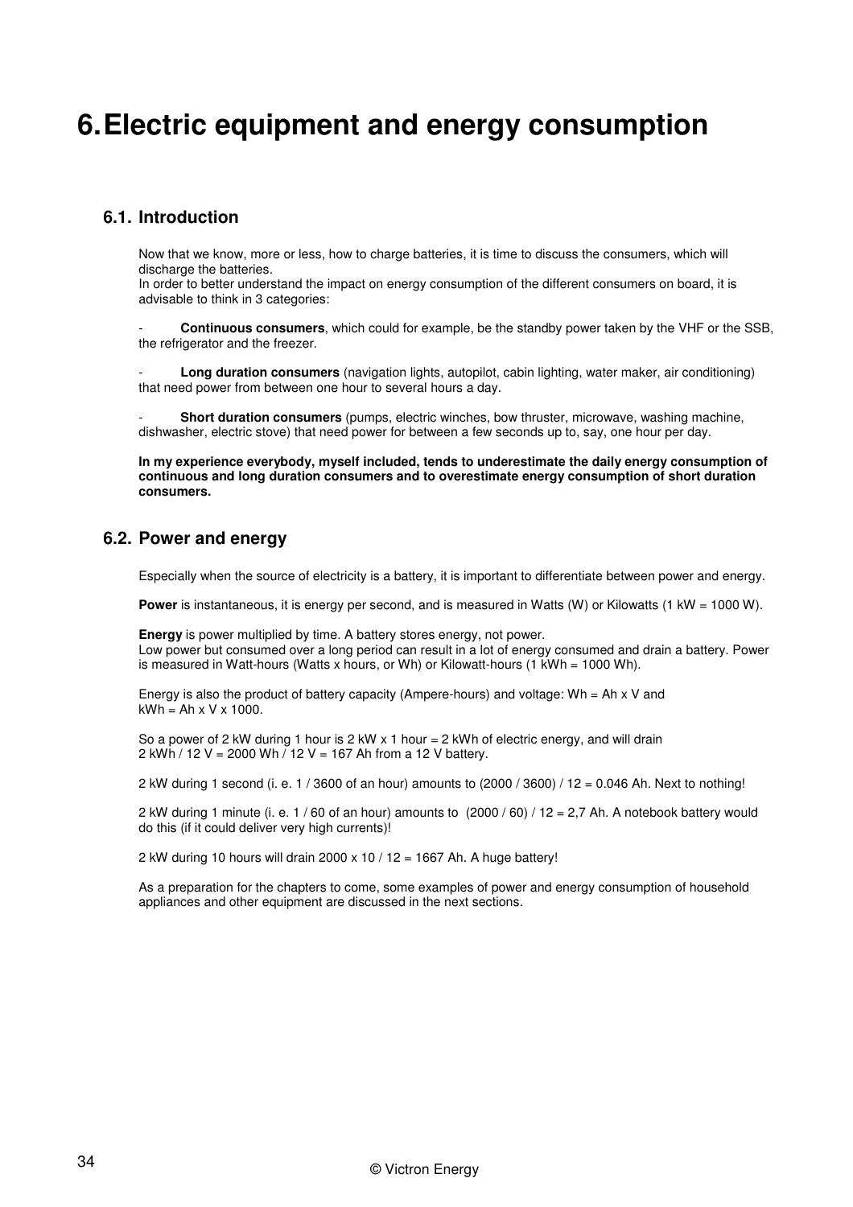# 6. Electric equipment and energy consumption

## 6.1. Introduction

Now that we know, more or less, how to charge batteries, it is time to discuss the consumers, which will discharge the batteries.
In order to better understand the impact on energy consumption of the different consumers on board, it is advisable to think in 3 categories:

- **Continuous consumers**, which could for example, be the standby power taken by the VHF or the SSB, the refrigerator and the freezer.

- **Long duration consumers** (navigation lights, autopilot, cabin lighting, water maker, air conditioning) that need power from between one hour to several hours a day.

- **Short duration consumers** (pumps, electric winches, bow thruster, microwave, washing machine, dishwasher, electric stove) that need power for between a few seconds up to, say, one hour per day.

**In my experience everybody, myself included, tends to underestimate the daily energy consumption of continuous and long duration consumers and to overestimate energy consumption of short duration consumers.**

## 6.2. Power and energy

Especially when the source of electricity is a battery, it is important to differentiate between power and energy.

**Power** is instantaneous, it is energy per second, and is measured in Watts (W) or Kilowatts (1 kW = 1000 W).

**Energy** is power multiplied by time. A battery stores energy, not power.
Low power but consumed over a long period can result in a lot of energy consumed and drain a battery. Power is measured in Watt-hours (Watts x hours, or Wh) or Kilowatt-hours (1 kWh = 1000 Wh).

Energy is also the product of battery capacity (Ampere-hours) and voltage: Wh = Ah x V and
kWh = Ah x V x 1000.

So a power of 2 kW during 1 hour is 2 kW x 1 hour = 2 kWh of electric energy, and will drain
2 kWh / 12 V = 2000 Wh / 12 V = 167 Ah from a 12 V battery.

2 kW during 1 second (i. e. 1 / 3600 of an hour) amounts to (2000 / 3600) / 12 = 0.046 Ah. Next to nothing!

2 kW during 1 minute (i. e. 1 / 60 of an hour) amounts to (2000 / 60) / 12 = 2,7 Ah. A notebook battery would do this (if it could deliver very high currents)!

2 kW during 10 hours will drain 2000 x 10 / 12 = 1667 Ah. A huge battery!

As a preparation for the chapters to come, some examples of power and energy consumption of household appliances and other equipment are discussed in the next sections.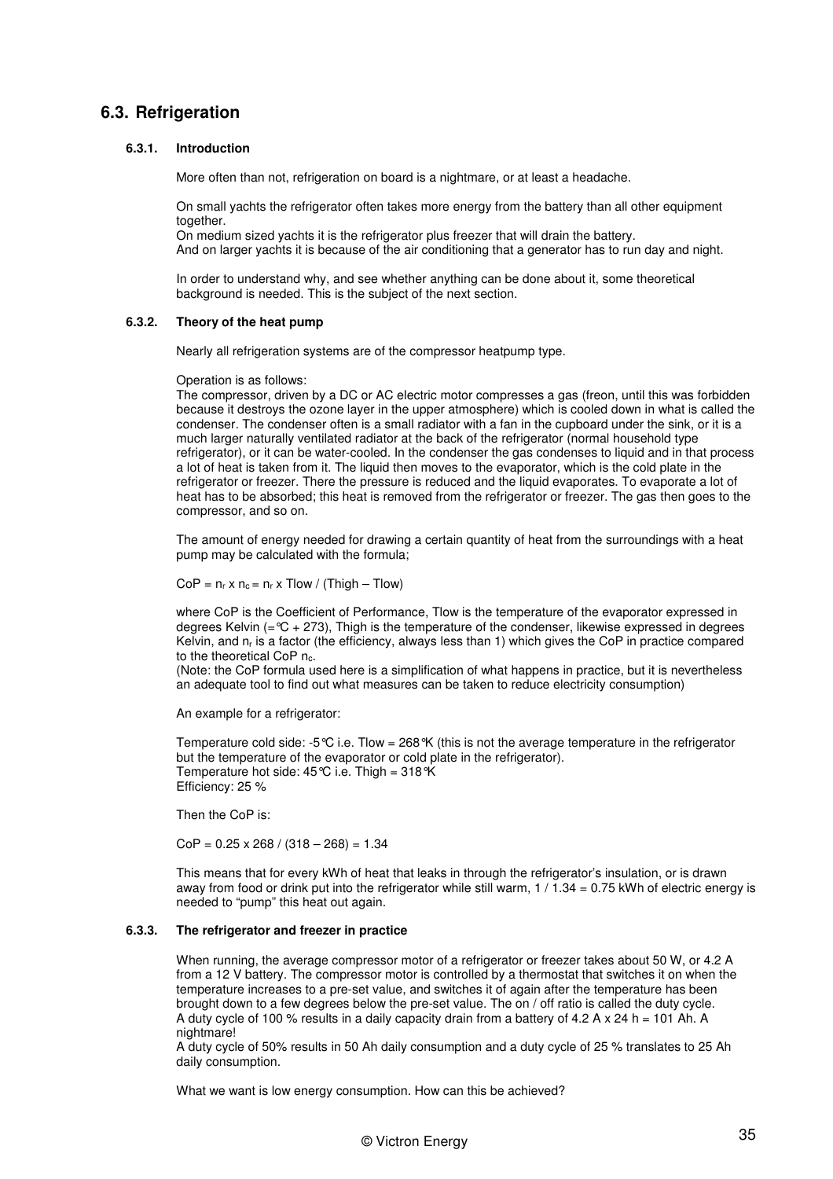## 6.3. Refrigeration

### 6.3.1. Introduction

More often than not, refrigeration on board is a nightmare, or at least a headache.

On small yachts the refrigerator often takes more energy from the battery than all other equipment together.
On medium sized yachts it is the refrigerator plus freezer that will drain the battery.
And on larger yachts it is because of the air conditioning that a generator has to run day and night.

In order to understand why, and see whether anything can be done about it, some theoretical background is needed. This is the subject of the next section.

### 6.3.2. Theory of the heat pump

Nearly all refrigeration systems are of the compressor heatpump type.

Operation is as follows:
The compressor, driven by a DC or AC electric motor compresses a gas (freon, until this was forbidden because it destroys the ozone layer in the upper atmosphere) which is cooled down in what is called the condenser. The condenser often is a small radiator with a fan in the cupboard under the sink, or it is a much larger naturally ventilated radiator at the back of the refrigerator (normal household type refrigerator), or it can be water-cooled. In the condenser the gas condenses to liquid and in that process a lot of heat is taken from it. The liquid then moves to the evaporator, which is the cold plate in the refrigerator or freezer. There the pressure is reduced and the liquid evaporates. To evaporate a lot of heat has to be absorbed; this heat is removed from the refrigerator or freezer. The gas then goes to the compressor, and so on.

The amount of energy needed for drawing a certain quantity of heat from the surroundings with a heat pump may be calculated with the formula;

$CoP = n_r \times n_c = n_r \times Tlow / (Thigh - Tlow)$

where CoP is the Coefficient of Performance, Tlow is the temperature of the evaporator expressed in degrees Kelvin (=°C + 273), Thigh is the temperature of the condenser, likewise expressed in degrees Kelvin, and $n_r$ is a factor (the efficiency, always less than 1) which gives the CoP in practice compared to the theoretical CoP $n_c$.
(Note: the CoP formula used here is a simplification of what happens in practice, but it is nevertheless an adequate tool to find out what measures can be taken to reduce electricity consumption)

An example for a refrigerator:

Temperature cold side: -5°C i.e. Tlow = 268°K (this is not the average temperature in the refrigerator but the temperature of the evaporator or cold plate in the refrigerator).
Temperature hot side: 45°C i.e. Thigh = 318°K
Efficiency: 25 %

Then the CoP is:

$CoP = 0.25 \times 268 / (318 - 268) = 1.34$

This means that for every kWh of heat that leaks in through the refrigerator's insulation, or is drawn away from food or drink put into the refrigerator while still warm, 1 / 1.34 = 0.75 kWh of electric energy is needed to "pump" this heat out again.

### 6.3.3. The refrigerator and freezer in practice

When running, the average compressor motor of a refrigerator or freezer takes about 50 W, or 4.2 A from a 12 V battery. The compressor motor is controlled by a thermostat that switches it on when the temperature increases to a pre-set value, and switches it of again after the temperature has been brought down to a few degrees below the pre-set value. The on / off ratio is called the duty cycle.
A duty cycle of 100 % results in a daily capacity drain from a battery of 4.2 A x 24 h = 101 Ah. A nightmare!
A duty cycle of 50% results in 50 Ah daily consumption and a duty cycle of 25 % translates to 25 Ah daily consumption.

What we want is low energy consumption. How can this be achieved?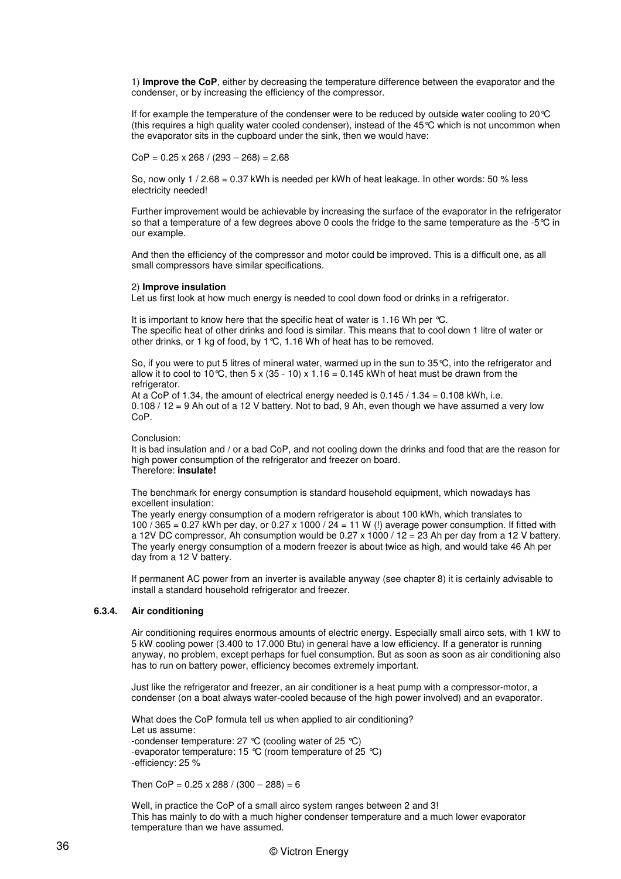1) **Improve the CoP**, either by decreasing the temperature difference between the evaporator and the condenser, or by increasing the efficiency of the compressor.

If for example the temperature of the condenser were to be reduced by outside water cooling to 20°C (this requires a high quality water cooled condenser), instead of the 45°C which is not uncommon when the evaporator sits in the cupboard under the sink, then we would have:

CoP = 0.25 x 268 / (293 – 268) = 2.68

So, now only 1 / 2.68 = 0.37 kWh is needed per kWh of heat leakage. In other words: 50 % less electricity needed!

Further improvement would be achievable by increasing the surface of the evaporator in the refrigerator so that a temperature of a few degrees above 0 cools the fridge to the same temperature as the -5°C in our example.

And then the efficiency of the compressor and motor could be improved. This is a difficult one, as all small compressors have similar specifications.

2) **Improve insulation**
Let us first look at how much energy is needed to cool down food or drinks in a refrigerator.

It is important to know here that the specific heat of water is 1.16 Wh per °C.
The specific heat of other drinks and food is similar. This means that to cool down 1 litre of water or other drinks, or 1 kg of food, by 1°C, 1.16 Wh of heat has to be removed.

So, if you were to put 5 litres of mineral water, warmed up in the sun to 35°C, into the refrigerator and allow it to cool to 10°C, then 5 x (35 - 10) x 1.16 = 0.145 kWh of heat must be drawn from the refrigerator.
At a CoP of 1.34, the amount of electrical energy needed is 0.145 / 1.34 = 0.108 kWh, i.e. 0.108 / 12 = 9 Ah out of a 12 V battery. Not to bad, 9 Ah, even though we have assumed a very low CoP.

Conclusion:
It is bad insulation and / or a bad CoP, and not cooling down the drinks and food that are the reason for high power consumption of the refrigerator and freezer on board.
Therefore: **insulate!**

The benchmark for energy consumption is standard household equipment, which nowadays has excellent insulation:
The yearly energy consumption of a modern refrigerator is about 100 kWh, which translates to 100 / 365 = 0.27 kWh per day, or 0.27 x 1000 / 24 = 11 W (!) average power consumption. If fitted with a 12V DC compressor, Ah consumption would be 0.27 x 1000 / 12 = 23 Ah per day from a 12 V battery.
The yearly energy consumption of a modern freezer is about twice as high, and would take 46 Ah per day from a 12 V battery.

If permanent AC power from an inverter is available anyway (see chapter 8) it is certainly advisable to install a standard household refrigerator and freezer.

### 6.3.4. Air conditioning

Air conditioning requires enormous amounts of electric energy. Especially small airco sets, with 1 kW to 5 kW cooling power (3.400 to 17.000 Btu) in general have a low efficiency. If a generator is running anyway, no problem, except perhaps for fuel consumption. But as soon as soon as air conditioning also has to run on battery power, efficiency becomes extremely important.

Just like the refrigerator and freezer, an air conditioner is a heat pump with a compressor-motor, a condenser (on a boat always water-cooled because of the high power involved) and an evaporator.

What does the CoP formula tell us when applied to air conditioning?
Let us assume:
-condenser temperature: 27 °C (cooling water of 25 °C)
-evaporator temperature: 15 °C (room temperature of 25 °C)
-efficiency: 25 %

Then CoP = 0.25 x 288 / (300 – 288) = 6

Well, in practice the CoP of a small airco system ranges between 2 and 3!
This has mainly to do with a much higher condenser temperature and a much lower evaporator temperature than we have assumed.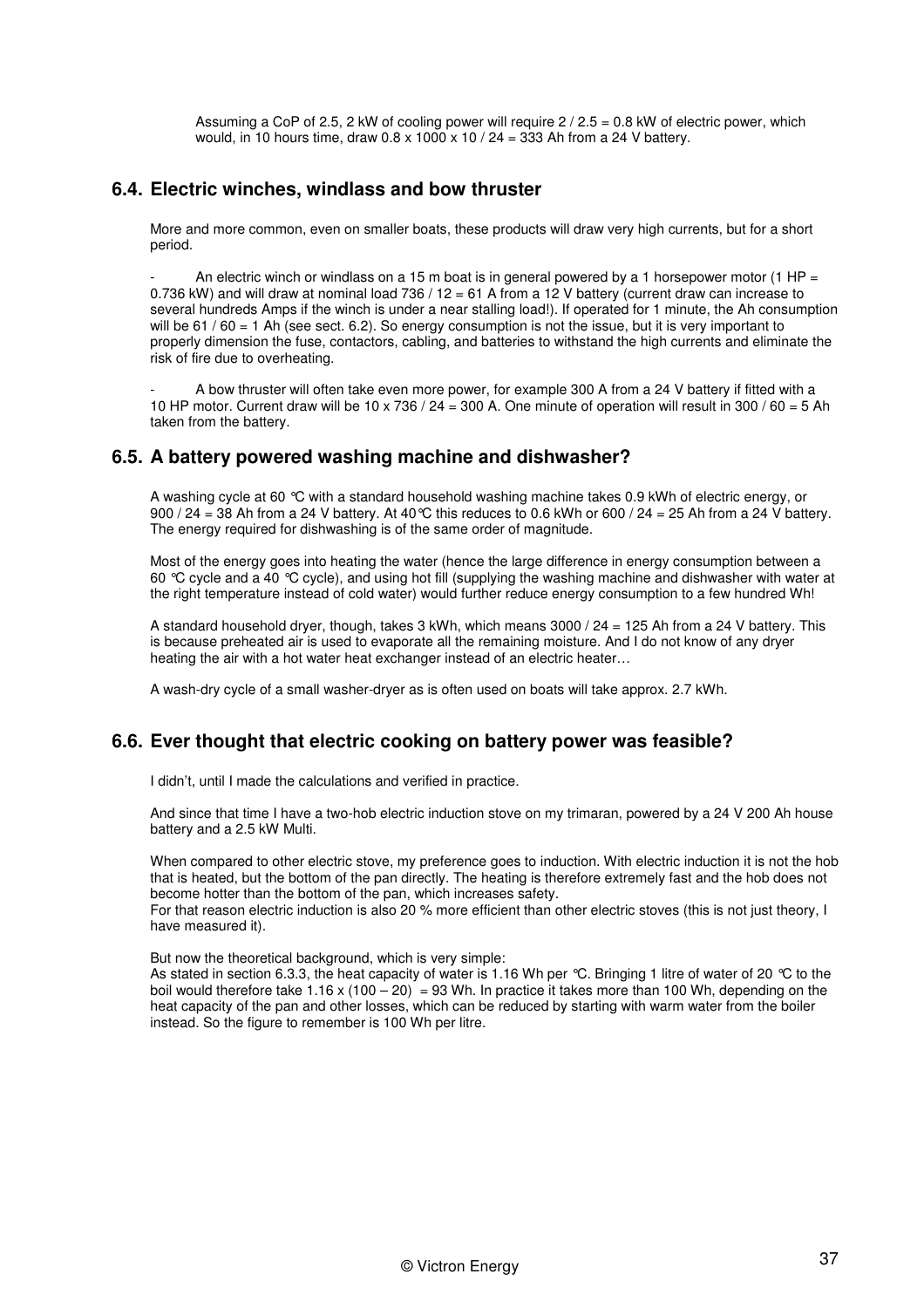Assuming a CoP of 2.5, 2 kW of cooling power will require 2 / 2.5 = 0.8 kW of electric power, which would, in 10 hours time, draw 0.8 x 1000 x 10 / 24 = 333 Ah from a 24 V battery.

## 6.4. Electric winches, windlass and bow thruster

More and more common, even on smaller boats, these products will draw very high currents, but for a short period.

- An electric winch or windlass on a 15 m boat is in general powered by a 1 horsepower motor (1 HP = 0.736 kW) and will draw at nominal load 736 / 12 = 61 A from a 12 V battery (current draw can increase to several hundreds Amps if the winch is under a near stalling load!). If operated for 1 minute, the Ah consumption will be 61 / 60 = 1 Ah (see sect. 6.2). So energy consumption is not the issue, but it is very important to properly dimension the fuse, contactors, cabling, and batteries to withstand the high currents and eliminate the risk of fire due to overheating.

- A bow thruster will often take even more power, for example 300 A from a 24 V battery if fitted with a 10 HP motor. Current draw will be 10 x 736 / 24 = 300 A. One minute of operation will result in 300 / 60 = 5 Ah taken from the battery.

## 6.5. A battery powered washing machine and dishwasher?

A washing cycle at 60 °C with a standard household washing machine takes 0.9 kWh of electric energy, or 900 / 24 = 38 Ah from a 24 V battery. At 40°C this reduces to 0.6 kWh or 600 / 24 = 25 Ah from a 24 V battery. The energy required for dishwashing is of the same order of magnitude.

Most of the energy goes into heating the water (hence the large difference in energy consumption between a 60 °C cycle and a 40 °C cycle), and using hot fill (supplying the washing machine and dishwasher with water at the right temperature instead of cold water) would further reduce energy consumption to a few hundred Wh!

A standard household dryer, though, takes 3 kWh, which means 3000 / 24 = 125 Ah from a 24 V battery. This is because preheated air is used to evaporate all the remaining moisture. And I do not know of any dryer heating the air with a hot water heat exchanger instead of an electric heater…

A wash-dry cycle of a small washer-dryer as is often used on boats will take approx. 2.7 kWh.

## 6.6. Ever thought that electric cooking on battery power was feasible?

I didn't, until I made the calculations and verified in practice.

And since that time I have a two-hob electric induction stove on my trimaran, powered by a 24 V 200 Ah house battery and a 2.5 kW Multi.

When compared to other electric stove, my preference goes to induction. With electric induction it is not the hob that is heated, but the bottom of the pan directly. The heating is therefore extremely fast and the hob does not become hotter than the bottom of the pan, which increases safety.
For that reason electric induction is also 20 % more efficient than other electric stoves (this is not just theory, I have measured it).

But now the theoretical background, which is very simple:
As stated in section 6.3.3, the heat capacity of water is 1.16 Wh per °C. Bringing 1 litre of water of 20 °C to the boil would therefore take 1.16 x (100 – 20) = 93 Wh. In practice it takes more than 100 Wh, depending on the heat capacity of the pan and other losses, which can be reduced by starting with warm water from the boiler instead. So the figure to remember is 100 Wh per litre.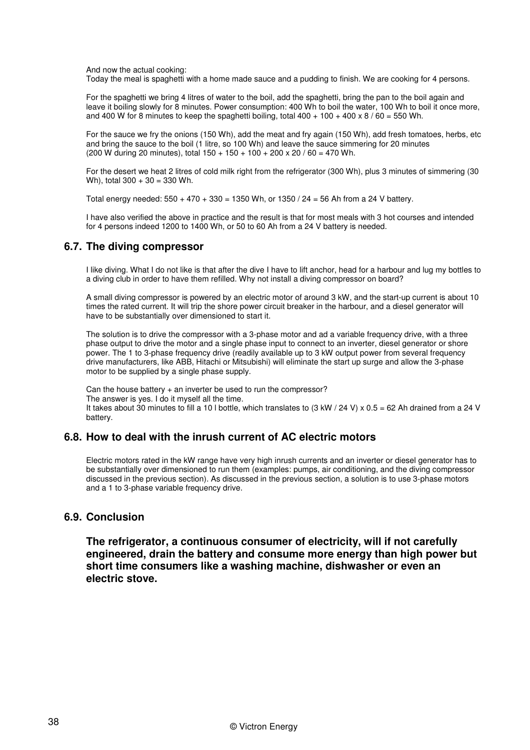And now the actual cooking:
Today the meal is spaghetti with a home made sauce and a pudding to finish. We are cooking for 4 persons.

For the spaghetti we bring 4 litres of water to the boil, add the spaghetti, bring the pan to the boil again and leave it boiling slowly for 8 minutes. Power consumption: 400 Wh to boil the water, 100 Wh to boil it once more, and 400 W for 8 minutes to keep the spaghetti boiling, total 400 + 100 + 400 x 8 / 60 = 550 Wh.

For the sauce we fry the onions (150 Wh), add the meat and fry again (150 Wh), add fresh tomatoes, herbs, etc and bring the sauce to the boil (1 litre, so 100 Wh) and leave the sauce simmering for 20 minutes (200 W during 20 minutes), total 150 + 150 + 100 + 200 x 20 / 60 = 470 Wh.

For the desert we heat 2 litres of cold milk right from the refrigerator (300 Wh), plus 3 minutes of simmering (30 Wh), total 300 + 30 = 330 Wh.

Total energy needed: 550 + 470 + 330 = 1350 Wh, or 1350 / 24 = 56 Ah from a 24 V battery.

I have also verified the above in practice and the result is that for most meals with 3 hot courses and intended for 4 persons indeed 1200 to 1400 Wh, or 50 to 60 Ah from a 24 V battery is needed.

## 6.7. The diving compressor

I like diving. What I do not like is that after the dive I have to lift anchor, head for a harbour and lug my bottles to a diving club in order to have them refilled. Why not install a diving compressor on board?

A small diving compressor is powered by an electric motor of around 3 kW, and the start-up current is about 10 times the rated current. It will trip the shore power circuit breaker in the harbour, and a diesel generator will have to be substantially over dimensioned to start it.

The solution is to drive the compressor with a 3-phase motor and ad a variable frequency drive, with a three phase output to drive the motor and a single phase input to connect to an inverter, diesel generator or shore power. The 1 to 3-phase frequency drive (readily available up to 3 kW output power from several frequency drive manufacturers, like ABB, Hitachi or Mitsubishi) will eliminate the start up surge and allow the 3-phase motor to be supplied by a single phase supply.

Can the house battery + an inverter be used to run the compressor?
The answer is yes. I do it myself all the time.
It takes about 30 minutes to fill a 10 l bottle, which translates to (3 kW / 24 V) x 0.5 = 62 Ah drained from a 24 V battery.

## 6.8. How to deal with the inrush current of AC electric motors

Electric motors rated in the kW range have very high inrush currents and an inverter or diesel generator has to be substantially over dimensioned to run them (examples: pumps, air conditioning, and the diving compressor discussed in the previous section). As discussed in the previous section, a solution is to use 3-phase motors and a 1 to 3-phase variable frequency drive.

## 6.9. Conclusion

**The refrigerator, a continuous consumer of electricity, will if not carefully engineered, drain the battery and consume more energy than high power but short time consumers like a washing machine, dishwasher or even an electric stove.**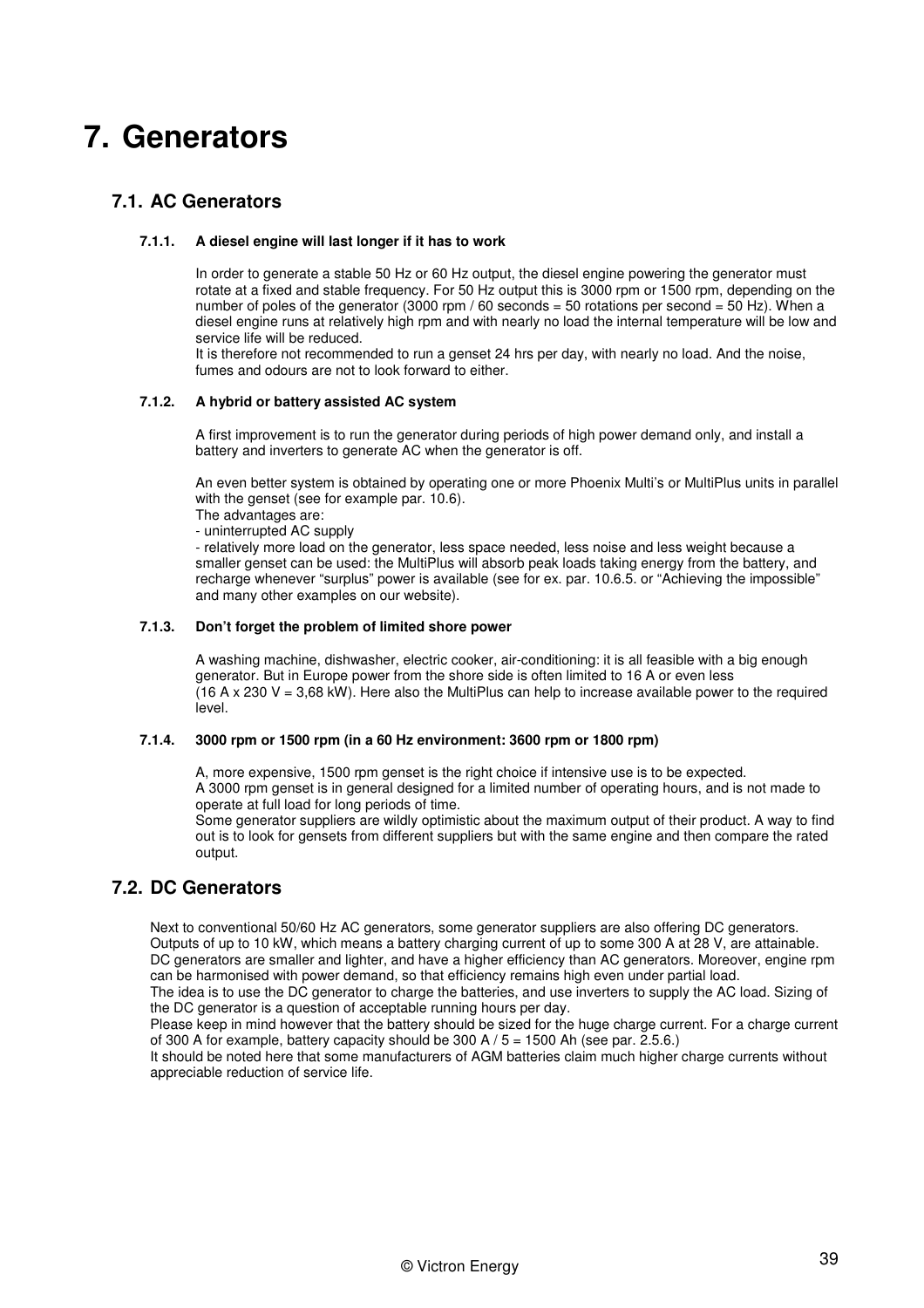# 7. Generators

## 7.1. AC Generators

### 7.1.1. A diesel engine will last longer if it has to work

In order to generate a stable 50 Hz or 60 Hz output, the diesel engine powering the generator must rotate at a fixed and stable frequency. For 50 Hz output this is 3000 rpm or 1500 rpm, depending on the number of poles of the generator (3000 rpm / 60 seconds = 50 rotations per second = 50 Hz). When a diesel engine runs at relatively high rpm and with nearly no load the internal temperature will be low and service life will be reduced.
It is therefore not recommended to run a genset 24 hrs per day, with nearly no load. And the noise, fumes and odours are not to look forward to either.

### 7.1.2. A hybrid or battery assisted AC system

A first improvement is to run the generator during periods of high power demand only, and install a battery and inverters to generate AC when the generator is off.

An even better system is obtained by operating one or more Phoenix Multi's or MultiPlus units in parallel with the genset (see for example par. 10.6).
The advantages are:
- uninterrupted AC supply
- relatively more load on the generator, less space needed, less noise and less weight because a smaller genset can be used: the MultiPlus will absorb peak loads taking energy from the battery, and recharge whenever "surplus" power is available (see for ex. par. 10.6.5. or "Achieving the impossible" and many other examples on our website).

### 7.1.3. Don't forget the problem of limited shore power

A washing machine, dishwasher, electric cooker, air-conditioning: it is all feasible with a big enough generator. But in Europe power from the shore side is often limited to 16 A or even less
(16 A x 230 V = 3,68 kW). Here also the MultiPlus can help to increase available power to the required level.

### 7.1.4. 3000 rpm or 1500 rpm (in a 60 Hz environment: 3600 rpm or 1800 rpm)

A, more expensive, 1500 rpm genset is the right choice if intensive use is to be expected.
A 3000 rpm genset is in general designed for a limited number of operating hours, and is not made to operate at full load for long periods of time.
Some generator suppliers are wildly optimistic about the maximum output of their product. A way to find out is to look for gensets from different suppliers but with the same engine and then compare the rated output.

## 7.2. DC Generators

Next to conventional 50/60 Hz AC generators, some generator suppliers are also offering DC generators. Outputs of up to 10 kW, which means a battery charging current of up to some 300 A at 28 V, are attainable. DC generators are smaller and lighter, and have a higher efficiency than AC generators. Moreover, engine rpm can be harmonised with power demand, so that efficiency remains high even under partial load.
The idea is to use the DC generator to charge the batteries, and use inverters to supply the AC load. Sizing of the DC generator is a question of acceptable running hours per day.
Please keep in mind however that the battery should be sized for the huge charge current. For a charge current of 300 A for example, battery capacity should be 300 A / 5 = 1500 Ah (see par. 2.5.6.)
It should be noted here that some manufacturers of AGM batteries claim much higher charge currents without appreciable reduction of service life.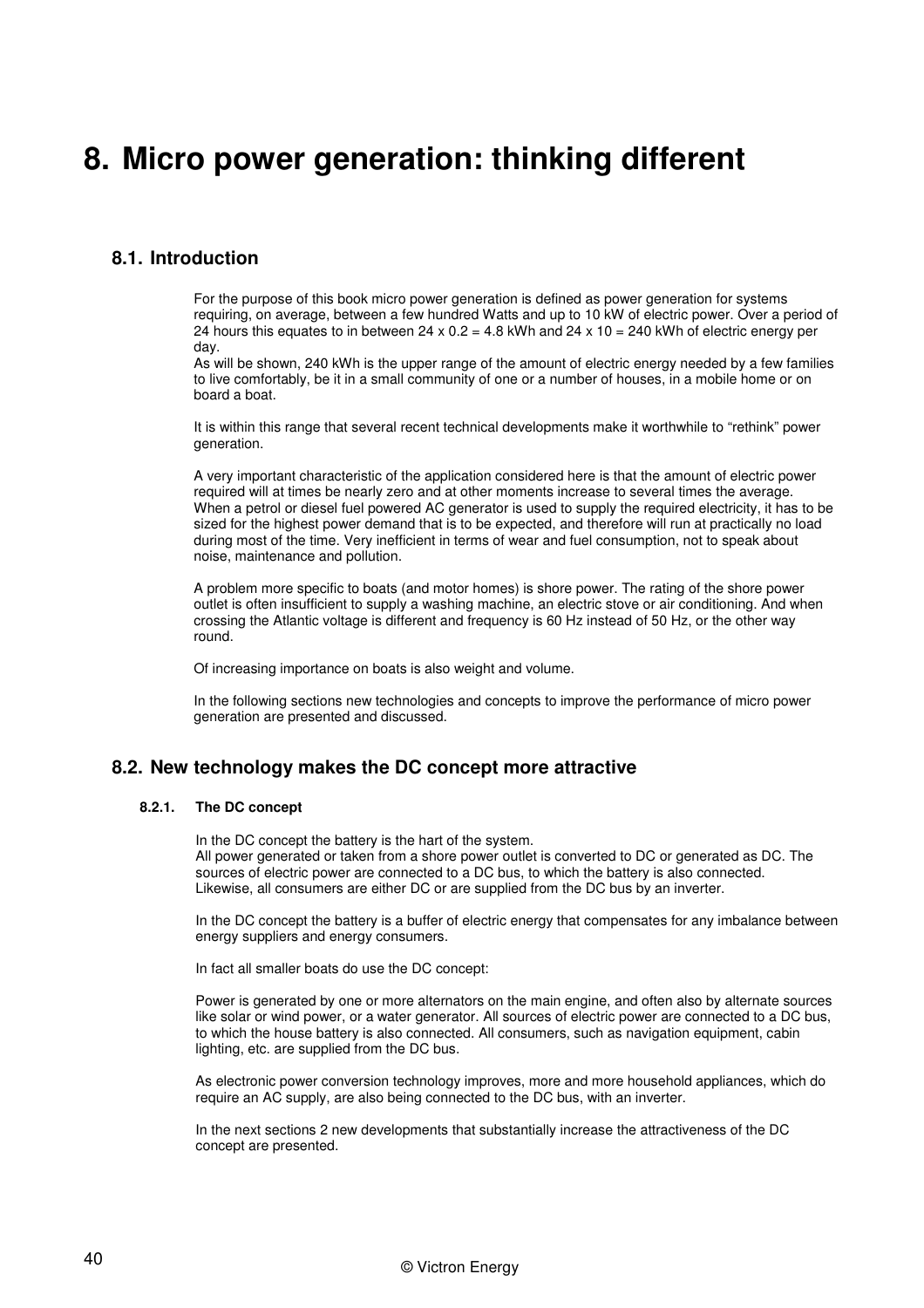# 8. Micro power generation: thinking different

## 8.1. Introduction

For the purpose of this book micro power generation is defined as power generation for systems requiring, on average, between a few hundred Watts and up to 10 kW of electric power. Over a period of 24 hours this equates to in between 24 x 0.2 = 4.8 kWh and 24 x 10 = 240 kWh of electric energy per day.
As will be shown, 240 kWh is the upper range of the amount of electric energy needed by a few families to live comfortably, be it in a small community of one or a number of houses, in a mobile home or on board a boat.

It is within this range that several recent technical developments make it worthwhile to "rethink" power generation.

A very important characteristic of the application considered here is that the amount of electric power required will at times be nearly zero and at other moments increase to several times the average. When a petrol or diesel fuel powered AC generator is used to supply the required electricity, it has to be sized for the highest power demand that is to be expected, and therefore will run at practically no load during most of the time. Very inefficient in terms of wear and fuel consumption, not to speak about noise, maintenance and pollution.

A problem more specific to boats (and motor homes) is shore power. The rating of the shore power outlet is often insufficient to supply a washing machine, an electric stove or air conditioning. And when crossing the Atlantic voltage is different and frequency is 60 Hz instead of 50 Hz, or the other way round.

Of increasing importance on boats is also weight and volume.

In the following sections new technologies and concepts to improve the performance of micro power generation are presented and discussed.

## 8.2. New technology makes the DC concept more attractive

### 8.2.1. The DC concept

In the DC concept the battery is the hart of the system.
All power generated or taken from a shore power outlet is converted to DC or generated as DC. The sources of electric power are connected to a DC bus, to which the battery is also connected.
Likewise, all consumers are either DC or are supplied from the DC bus by an inverter.

In the DC concept the battery is a buffer of electric energy that compensates for any imbalance between energy suppliers and energy consumers.

In fact all smaller boats do use the DC concept:

Power is generated by one or more alternators on the main engine, and often also by alternate sources like solar or wind power, or a water generator. All sources of electric power are connected to a DC bus, to which the house battery is also connected. All consumers, such as navigation equipment, cabin lighting, etc. are supplied from the DC bus.

As electronic power conversion technology improves, more and more household appliances, which do require an AC supply, are also being connected to the DC bus, with an inverter.

In the next sections 2 new developments that substantially increase the attractiveness of the DC concept are presented.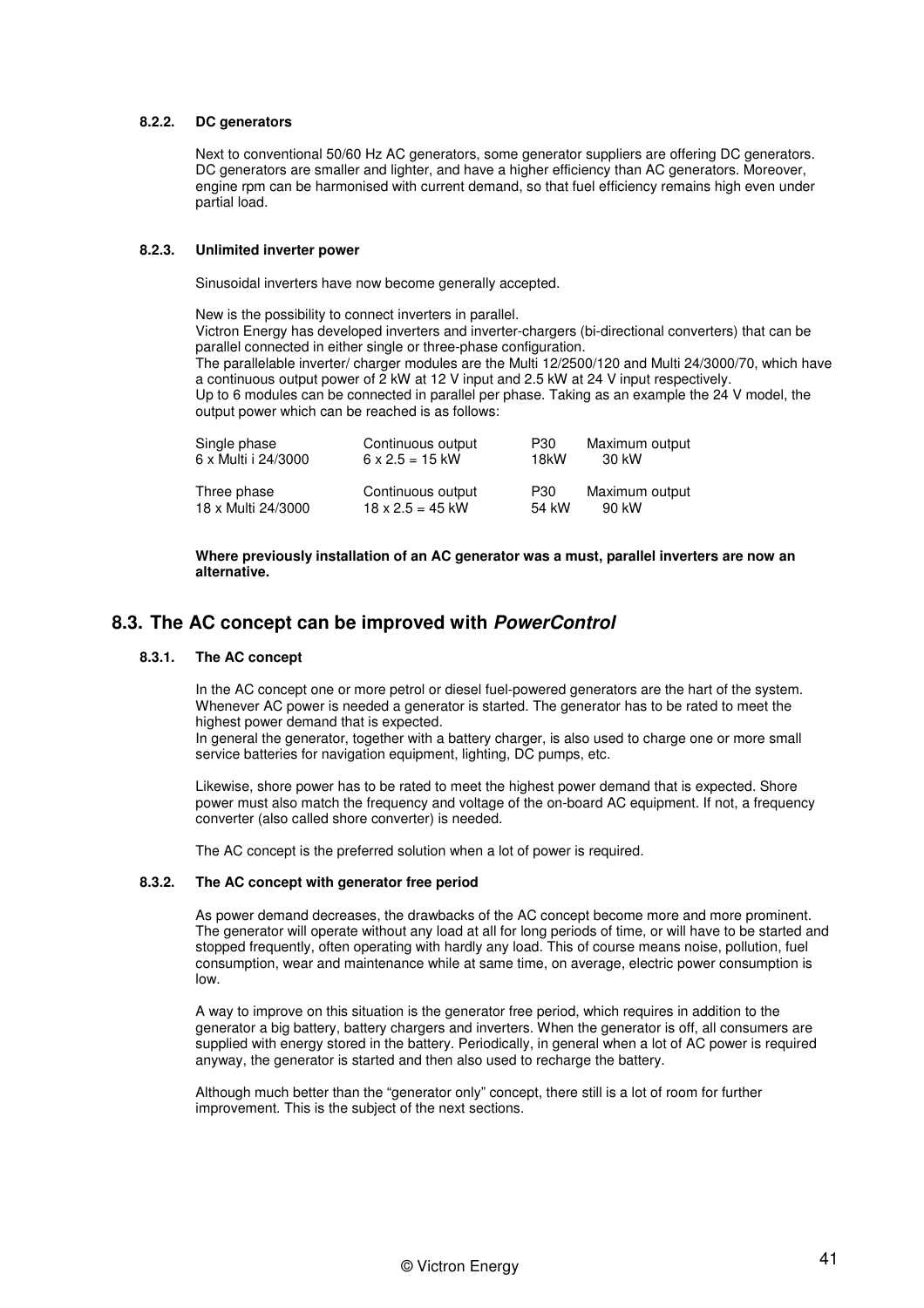#### 8.2.2. DC generators

Next to conventional 50/60 Hz AC generators, some generator suppliers are offering DC generators. DC generators are smaller and lighter, and have a higher efficiency than AC generators. Moreover, engine rpm can be harmonised with current demand, so that fuel efficiency remains high even under partial load.

#### 8.2.3. Unlimited inverter power

Sinusoidal inverters have now become generally accepted.

New is the possibility to connect inverters in parallel.
Victron Energy has developed inverters and inverter-chargers (bi-directional converters) that can be parallel connected in either single or three-phase configuration.
The parallelable inverter/ charger modules are the Multi 12/2500/120 and Multi 24/3000/70, which have a continuous output power of 2 kW at 12 V input and 2.5 kW at 24 V input respectively.
Up to 6 modules can be connected in parallel per phase. Taking as an example the 24 V model, the output power which can be reached is as follows:

| Single phase | Continuous output | P30 | Maximum output |
|---|---|---|---|
| 6 x Multi i 24/3000 | 6 x 2.5 = 15 kW | 18kW | 30 kW |
| **Three phase** | **Continuous output** | **P30** | **Maximum output** |
| 18 x Multi 24/3000 | 18 x 2.5 = 45 kW | 54 kW | 90 kW |

**Where previously installation of an AC generator was a must, parallel inverters are now an alternative.**

## 8.3. The AC concept can be improved with ***PowerControl***

#### 8.3.1. The AC concept

In the AC concept one or more petrol or diesel fuel-powered generators are the hart of the system. Whenever AC power is needed a generator is started. The generator has to be rated to meet the highest power demand that is expected.
In general the generator, together with a battery charger, is also used to charge one or more small service batteries for navigation equipment, lighting, DC pumps, etc.

Likewise, shore power has to be rated to meet the highest power demand that is expected. Shore power must also match the frequency and voltage of the on-board AC equipment. If not, a frequency converter (also called shore converter) is needed.

The AC concept is the preferred solution when a lot of power is required.

#### 8.3.2. The AC concept with generator free period

As power demand decreases, the drawbacks of the AC concept become more and more prominent. The generator will operate without any load at all for long periods of time, or will have to be started and stopped frequently, often operating with hardly any load. This of course means noise, pollution, fuel consumption, wear and maintenance while at same time, on average, electric power consumption is low.

A way to improve on this situation is the generator free period, which requires in addition to the generator a big battery, battery chargers and inverters. When the generator is off, all consumers are supplied with energy stored in the battery. Periodically, in general when a lot of AC power is required anyway, the generator is started and then also used to recharge the battery.

Although much better than the “generator only” concept, there still is a lot of room for further improvement. This is the subject of the next sections.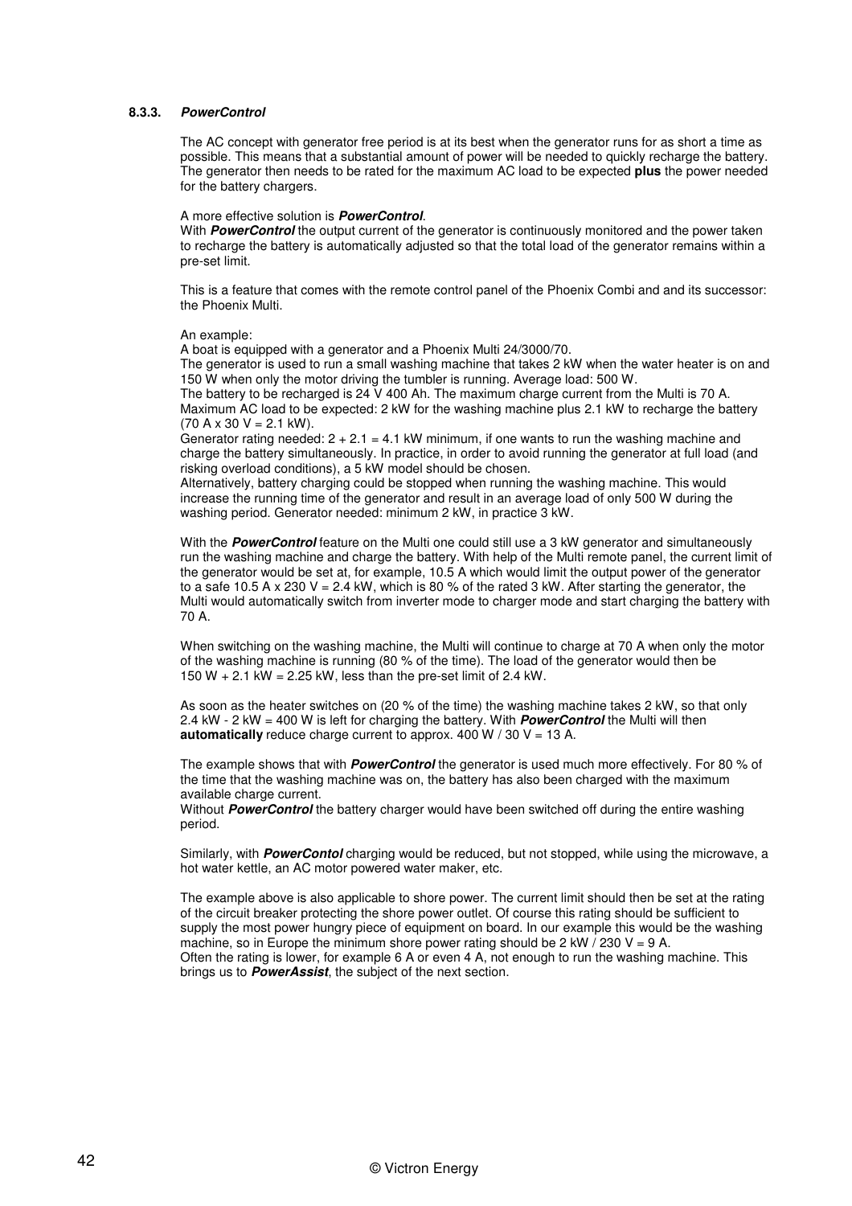### 8.3.3. *PowerControl*

The AC concept with generator free period is at its best when the generator runs for as short a time as possible. This means that a substantial amount of power will be needed to quickly recharge the battery. The generator then needs to be rated for the maximum AC load to be expected **plus** the power needed for the battery chargers.

A more effective solution is ***PowerControl***.
With ***PowerControl*** the output current of the generator is continuously monitored and the power taken to recharge the battery is automatically adjusted so that the total load of the generator remains within a pre-set limit.

This is a feature that comes with the remote control panel of the Phoenix Combi and and its successor: the Phoenix Multi.

An example:
A boat is equipped with a generator and a Phoenix Multi 24/3000/70.
The generator is used to run a small washing machine that takes 2 kW when the water heater is on and 150 W when only the motor driving the tumbler is running. Average load: 500 W.
The battery to be recharged is 24 V 400 Ah. The maximum charge current from the Multi is 70 A.
Maximum AC load to be expected: 2 kW for the washing machine plus 2.1 kW to recharge the battery (70 A x 30 V = 2.1 kW).
Generator rating needed: 2 + 2.1 = 4.1 kW minimum, if one wants to run the washing machine and charge the battery simultaneously. In practice, in order to avoid running the generator at full load (and risking overload conditions), a 5 kW model should be chosen.
Alternatively, battery charging could be stopped when running the washing machine. This would increase the running time of the generator and result in an average load of only 500 W during the washing period. Generator needed: minimum 2 kW, in practice 3 kW.

With the ***PowerControl*** feature on the Multi one could still use a 3 kW generator and simultaneously run the washing machine and charge the battery. With help of the Multi remote panel, the current limit of the generator would be set at, for example, 10.5 A which would limit the output power of the generator to a safe 10.5 A x 230 V = 2.4 kW, which is 80 % of the rated 3 kW. After starting the generator, the Multi would automatically switch from inverter mode to charger mode and start charging the battery with 70 A.

When switching on the washing machine, the Multi will continue to charge at 70 A when only the motor of the washing machine is running (80 % of the time). The load of the generator would then be 150 W + 2.1 kW = 2.25 kW, less than the pre-set limit of 2.4 kW.

As soon as the heater switches on (20 % of the time) the washing machine takes 2 kW, so that only 2.4 kW - 2 kW = 400 W is left for charging the battery. With ***PowerControl*** the Multi will then **automatically** reduce charge current to approx. 400 W / 30 V = 13 A.

The example shows that with ***PowerControl*** the generator is used much more effectively. For 80 % of the time that the washing machine was on, the battery has also been charged with the maximum available charge current.
Without ***PowerControl*** the battery charger would have been switched off during the entire washing period.

Similarly, with ***PowerContol*** charging would be reduced, but not stopped, while using the microwave, a hot water kettle, an AC motor powered water maker, etc.

The example above is also applicable to shore power. The current limit should then be set at the rating of the circuit breaker protecting the shore power outlet. Of course this rating should be sufficient to supply the most power hungry piece of equipment on board. In our example this would be the washing machine, so in Europe the minimum shore power rating should be 2 kW / 230 V = 9 A.
Often the rating is lower, for example 6 A or even 4 A, not enough to run the washing machine. This brings us to ***PowerAssist***, the subject of the next section.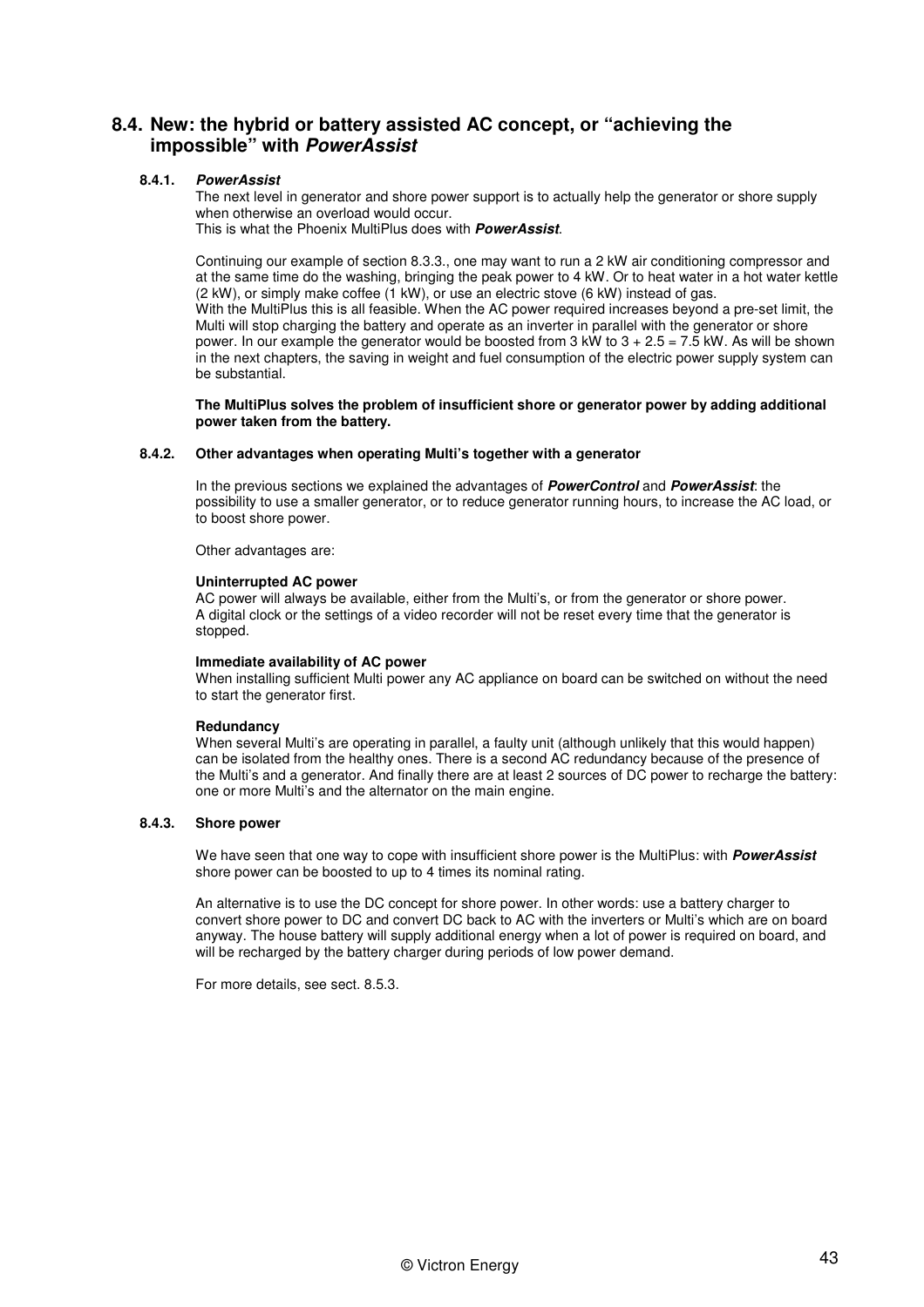## 8.4. New: the hybrid or battery assisted AC concept, or "achieving the impossible" with ***PowerAssist***

### 8.4.1. ***PowerAssist***

The next level in generator and shore power support is to actually help the generator or shore supply when otherwise an overload would occur.
This is what the Phoenix MultiPlus does with ***PowerAssist***.

Continuing our example of section 8.3.3., one may want to run a 2 kW air conditioning compressor and at the same time do the washing, bringing the peak power to 4 kW. Or to heat water in a hot water kettle (2 kW), or simply make coffee (1 kW), or use an electric stove (6 kW) instead of gas.
With the MultiPlus this is all feasible. When the AC power required increases beyond a pre-set limit, the Multi will stop charging the battery and operate as an inverter in parallel with the generator or shore power. In our example the generator would be boosted from 3 kW to 3 + 2.5 = 7.5 kW. As will be shown in the next chapters, the saving in weight and fuel consumption of the electric power supply system can be substantial.

**The MultiPlus solves the problem of insufficient shore or generator power by adding additional power taken from the battery.**

### 8.4.2. Other advantages when operating Multi's together with a generator

In the previous sections we explained the advantages of ***PowerControl*** and ***PowerAssist***: the possibility to use a smaller generator, or to reduce generator running hours, to increase the AC load, or to boost shore power.

Other advantages are:

**Uninterrupted AC power**
AC power will always be available, either from the Multi's, or from the generator or shore power.
A digital clock or the settings of a video recorder will not be reset every time that the generator is stopped.

**Immediate availability of AC power**
When installing sufficient Multi power any AC appliance on board can be switched on without the need to start the generator first.

**Redundancy**
When several Multi's are operating in parallel, a faulty unit (although unlikely that this would happen) can be isolated from the healthy ones. There is a second AC redundancy because of the presence of the Multi's and a generator. And finally there are at least 2 sources of DC power to recharge the battery: one or more Multi's and the alternator on the main engine.

### 8.4.3. Shore power

We have seen that one way to cope with insufficient shore power is the MultiPlus: with ***PowerAssist*** shore power can be boosted to up to 4 times its nominal rating.

An alternative is to use the DC concept for shore power. In other words: use a battery charger to convert shore power to DC and convert DC back to AC with the inverters or Multi's which are on board anyway. The house battery will supply additional energy when a lot of power is required on board, and will be recharged by the battery charger during periods of low power demand.

For more details, see sect. 8.5.3.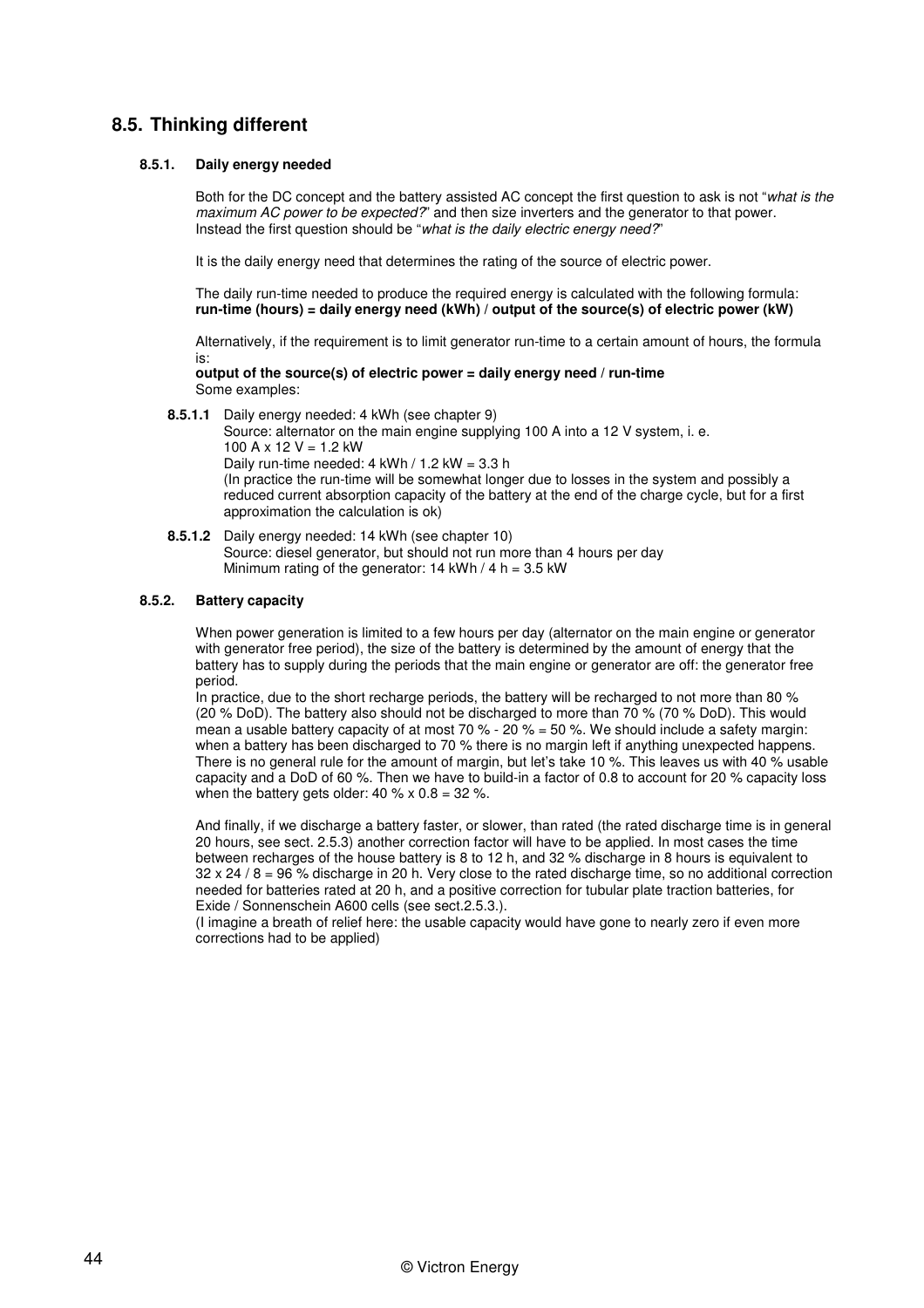## 8.5. Thinking different

### 8.5.1. Daily energy needed

Both for the DC concept and the battery assisted AC concept the first question to ask is not "*what is the maximum AC power to be expected?*" and then size inverters and the generator to that power. Instead the first question should be "*what is the daily electric energy need?*"

It is the daily energy need that determines the rating of the source of electric power.

The daily run-time needed to produce the required energy is calculated with the following formula:
**run-time (hours) = daily energy need (kWh) / output of the source(s) of electric power (kW)**

Alternatively, if the requirement is to limit generator run-time to a certain amount of hours, the formula is:
**output of the source(s) of electric power = daily energy need / run-time**
Some examples:

**8.5.1.1** Daily energy needed: 4 kWh (see chapter 9)
Source: alternator on the main engine supplying 100 A into a 12 V system, i. e.
100 A x 12 V = 1.2 kW
Daily run-time needed: 4 kWh / 1.2 kW = 3.3 h
(In practice the run-time will be somewhat longer due to losses in the system and possibly a reduced current absorption capacity of the battery at the end of the charge cycle, but for a first approximation the calculation is ok)

**8.5.1.2** Daily energy needed: 14 kWh (see chapter 10)
Source: diesel generator, but should not run more than 4 hours per day
Minimum rating of the generator: 14 kWh / 4 h = 3.5 kW

### 8.5.2. Battery capacity

When power generation is limited to a few hours per day (alternator on the main engine or generator with generator free period), the size of the battery is determined by the amount of energy that the battery has to supply during the periods that the main engine or generator are off: the generator free period.
In practice, due to the short recharge periods, the battery will be recharged to not more than 80 % (20 % DoD). The battery also should not be discharged to more than 70 % (70 % DoD). This would mean a usable battery capacity of at most 70 % - 20 % = 50 %. We should include a safety margin: when a battery has been discharged to 70 % there is no margin left if anything unexpected happens. There is no general rule for the amount of margin, but let's take 10 %. This leaves us with 40 % usable capacity and a DoD of 60 %. Then we have to build-in a factor of 0.8 to account for 20 % capacity loss when the battery gets older: 40 % x 0.8 = 32 %.

And finally, if we discharge a battery faster, or slower, than rated (the rated discharge time is in general 20 hours, see sect. 2.5.3) another correction factor will have to be applied. In most cases the time between recharges of the house battery is 8 to 12 h, and 32 % discharge in 8 hours is equivalent to 32 x 24 / 8 = 96 % discharge in 20 h. Very close to the rated discharge time, so no additional correction needed for batteries rated at 20 h, and a positive correction for tubular plate traction batteries, for Exide / Sonnenschein A600 cells (see sect.2.5.3.).
(I imagine a breath of relief here: the usable capacity would have gone to nearly zero if even more corrections had to be applied)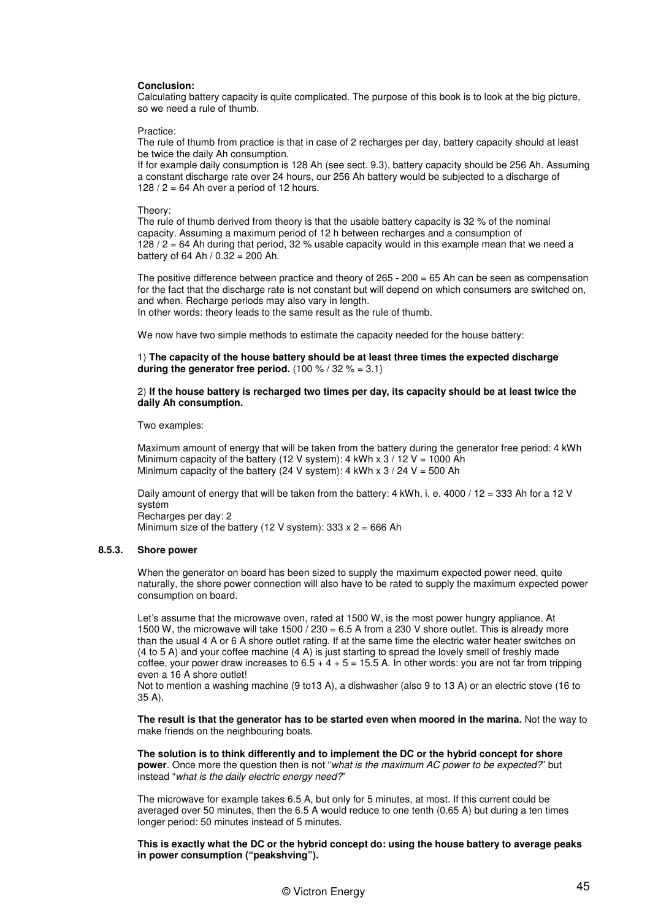**Conclusion:**
Calculating battery capacity is quite complicated. The purpose of this book is to look at the big picture, so we need a rule of thumb.

Practice:
The rule of thumb from practice is that in case of 2 recharges per day, battery capacity should at least be twice the daily Ah consumption.
If for example daily consumption is 128 Ah (see sect. 9.3), battery capacity should be 256 Ah. Assuming a constant discharge rate over 24 hours, our 256 Ah battery would be subjected to a discharge of 128 / 2 = 64 Ah over a period of 12 hours.

Theory:
The rule of thumb derived from theory is that the usable battery capacity is 32 % of the nominal capacity. Assuming a maximum period of 12 h between recharges and a consumption of 128 / 2 = 64 Ah during that period, 32 % usable capacity would in this example mean that we need a battery of 64 Ah / 0.32 = 200 Ah.

The positive difference between practice and theory of 265 - 200 = 65 Ah can be seen as compensation for the fact that the discharge rate is not constant but will depend on which consumers are switched on, and when. Recharge periods may also vary in length.
In other words: theory leads to the same result as the rule of thumb.

We now have two simple methods to estimate the capacity needed for the house battery:

1) **The capacity of the house battery should be at least three times the expected discharge during the generator free period.** (100 % / 32 % = 3.1)

2) **If the house battery is recharged two times per day, its capacity should be at least twice the daily Ah consumption.**

Two examples:

Maximum amount of energy that will be taken from the battery during the generator free period: 4 kWh
Minimum capacity of the battery (12 V system): 4 kWh x 3 / 12 V = 1000 Ah
Minimum capacity of the battery (24 V system): 4 kWh x 3 / 24 V = 500 Ah

Daily amount of energy that will be taken from the battery: 4 kWh, i. e. 4000 / 12 = 333 Ah for a 12 V system
Recharges per day: 2
Minimum size of the battery (12 V system): 333 x 2 = 666 Ah

### 8.5.3. Shore power

When the generator on board has been sized to supply the maximum expected power need, quite naturally, the shore power connection will also have to be rated to supply the maximum expected power consumption on board.

Let's assume that the microwave oven, rated at 1500 W, is the most power hungry appliance. At 1500 W, the microwave will take 1500 / 230 = 6.5 A from a 230 V shore outlet. This is already more than the usual 4 A or 6 A shore outlet rating. If at the same time the electric water heater switches on (4 to 5 A) and your coffee machine (4 A) is just starting to spread the lovely smell of freshly made coffee, your power draw increases to 6.5 + 4 + 5 = 15.5 A. In other words: you are not far from tripping even a 16 A shore outlet!
Not to mention a washing machine (9 to13 A), a dishwasher (also 9 to 13 A) or an electric stove (16 to 35 A).

**The result is that the generator has to be started even when moored in the marina.** Not the way to make friends on the neighbouring boats.

**The solution is to think differently and to implement the DC or the hybrid concept for shore power**. Once more the question then is not "*what is the maximum AC power to be expected?*" but instead "*what is the daily electric energy need?*"

The microwave for example takes 6.5 A, but only for 5 minutes, at most. If this current could be averaged over 50 minutes, then the 6.5 A would reduce to one tenth (0.65 A) but during a ten times longer period: 50 minutes instead of 5 minutes.

**This is exactly what the DC or the hybrid concept do: using the house battery to average peaks in power consumption ("peakshving").**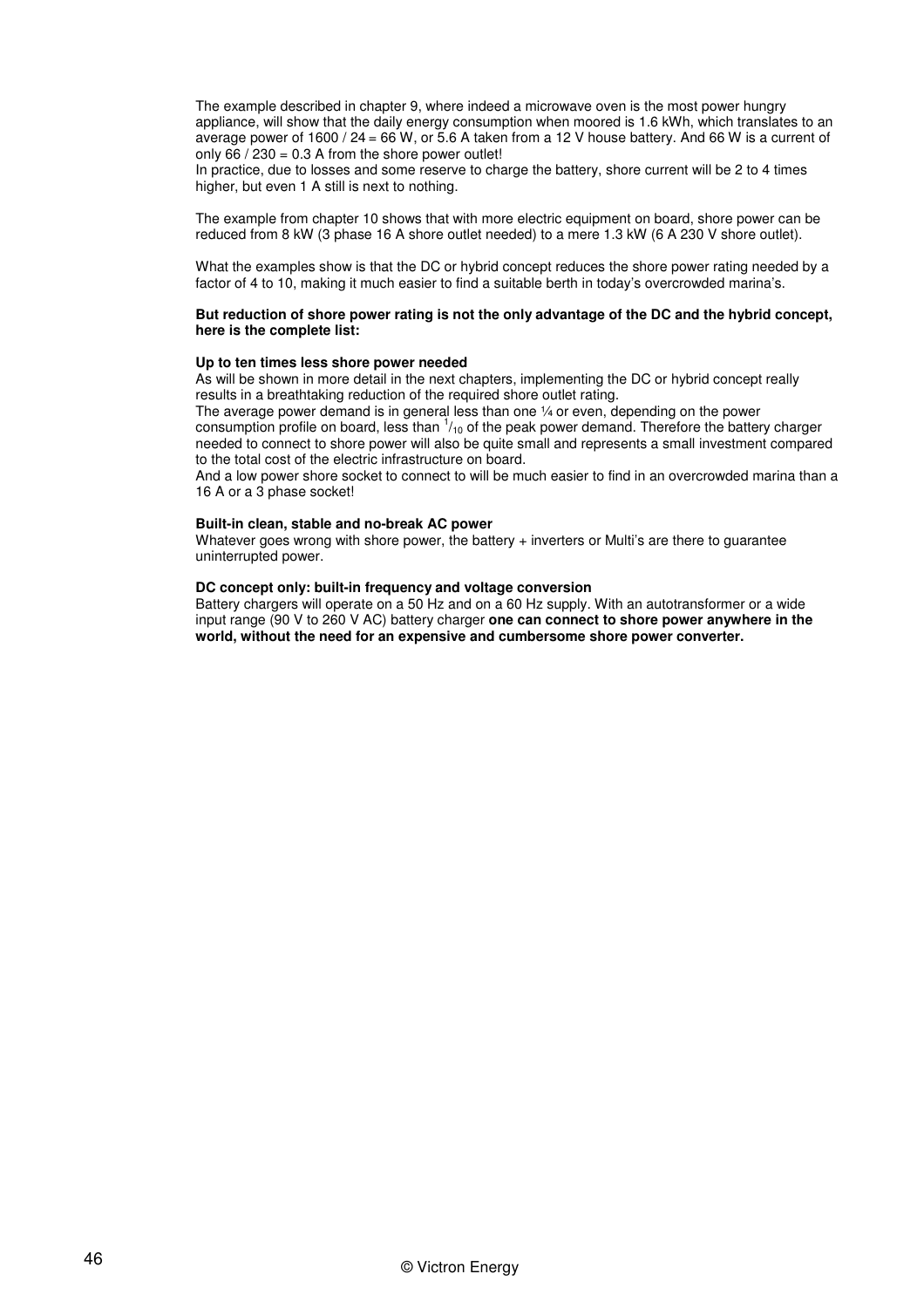The example described in chapter 9, where indeed a microwave oven is the most power hungry appliance, will show that the daily energy consumption when moored is 1.6 kWh, which translates to an average power of 1600 / 24 = 66 W, or 5.6 A taken from a 12 V house battery. And 66 W is a current of only 66 / 230 = 0.3 A from the shore power outlet!
In practice, due to losses and some reserve to charge the battery, shore current will be 2 to 4 times higher, but even 1 A still is next to nothing.

The example from chapter 10 shows that with more electric equipment on board, shore power can be reduced from 8 kW (3 phase 16 A shore outlet needed) to a mere 1.3 kW (6 A 230 V shore outlet).

What the examples show is that the DC or hybrid concept reduces the shore power rating needed by a factor of 4 to 10, making it much easier to find a suitable berth in today's overcrowded marina's.

**But reduction of shore power rating is not the only advantage of the DC and the hybrid concept, here is the complete list:**

**Up to ten times less shore power needed**
As will be shown in more detail in the next chapters, implementing the DC or hybrid concept really results in a breathtaking reduction of the required shore outlet rating.
The average power demand is in general less than one ¼ or even, depending on the power consumption profile on board, less than $^{1}/_{10}$ of the peak power demand. Therefore the battery charger needed to connect to shore power will also be quite small and represents a small investment compared to the total cost of the electric infrastructure on board.
And a low power shore socket to connect to will be much easier to find in an overcrowded marina than a 16 A or a 3 phase socket!

**Built-in clean, stable and no-break AC power**
Whatever goes wrong with shore power, the battery + inverters or Multi's are there to guarantee uninterrupted power.

**DC concept only: built-in frequency and voltage conversion**
Battery chargers will operate on a 50 Hz and on a 60 Hz supply. With an autotransformer or a wide input range (90 V to 260 V AC) battery charger **one can connect to shore power anywhere in the world, without the need for an expensive and cumbersome shore power converter.**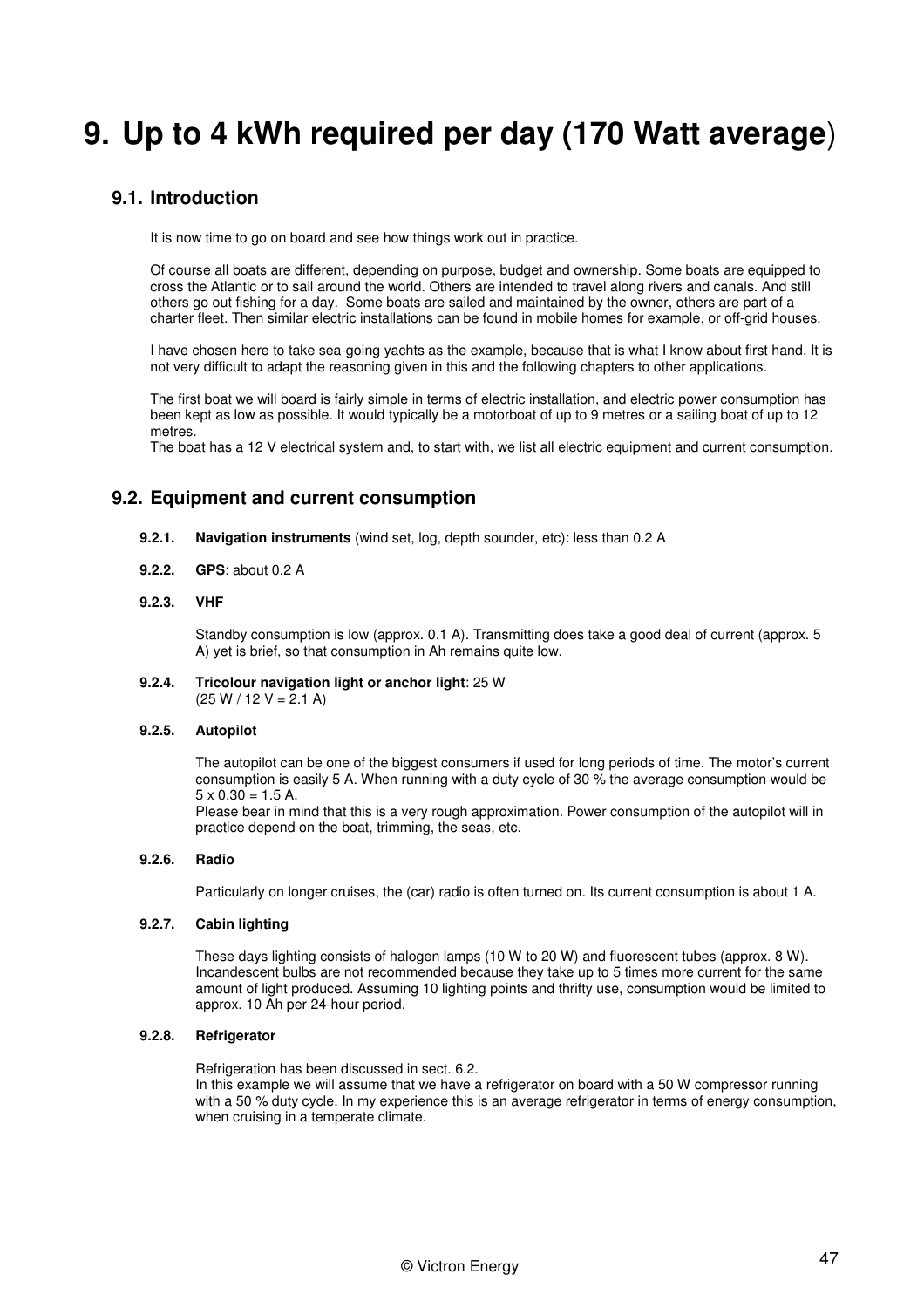# 9. Up to 4 kWh required per day (170 Watt average)

## 9.1. Introduction

It is now time to go on board and see how things work out in practice.

Of course all boats are different, depending on purpose, budget and ownership. Some boats are equipped to cross the Atlantic or to sail around the world. Others are intended to travel along rivers and canals. And still others go out fishing for a day. Some boats are sailed and maintained by the owner, others are part of a charter fleet. Then similar electric installations can be found in mobile homes for example, or off-grid houses.

I have chosen here to take sea-going yachts as the example, because that is what I know about first hand. It is not very difficult to adapt the reasoning given in this and the following chapters to other applications.

The first boat we will board is fairly simple in terms of electric installation, and electric power consumption has been kept as low as possible. It would typically be a motorboat of up to 9 metres or a sailing boat of up to 12 metres.
The boat has a 12 V electrical system and, to start with, we list all electric equipment and current consumption.

## 9.2. Equipment and current consumption

### 9.2.1. **Navigation instruments** (wind set, log, depth sounder, etc): less than 0.2 A

### 9.2.2. **GPS**: about 0.2 A

### 9.2.3. VHF

Standby consumption is low (approx. 0.1 A). Transmitting does take a good deal of current (approx. 5 A) yet is brief, so that consumption in Ah remains quite low.

### 9.2.4. **Tricolour navigation light or anchor light**: 25 W

(25 W / 12 V = 2.1 A)

### 9.2.5. Autopilot

The autopilot can be one of the biggest consumers if used for long periods of time. The motor's current consumption is easily 5 A. When running with a duty cycle of 30 % the average consumption would be 5 x 0.30 = 1.5 A.
Please bear in mind that this is a very rough approximation. Power consumption of the autopilot will in practice depend on the boat, trimming, the seas, etc.

### 9.2.6. Radio

Particularly on longer cruises, the (car) radio is often turned on. Its current consumption is about 1 A.

### 9.2.7. Cabin lighting

These days lighting consists of halogen lamps (10 W to 20 W) and fluorescent tubes (approx. 8 W). Incandescent bulbs are not recommended because they take up to 5 times more current for the same amount of light produced. Assuming 10 lighting points and thrifty use, consumption would be limited to approx. 10 Ah per 24-hour period.

### 9.2.8. Refrigerator

Refrigeration has been discussed in sect. 6.2.
In this example we will assume that we have a refrigerator on board with a 50 W compressor running with a 50 % duty cycle. In my experience this is an average refrigerator in terms of energy consumption, when cruising in a temperate climate.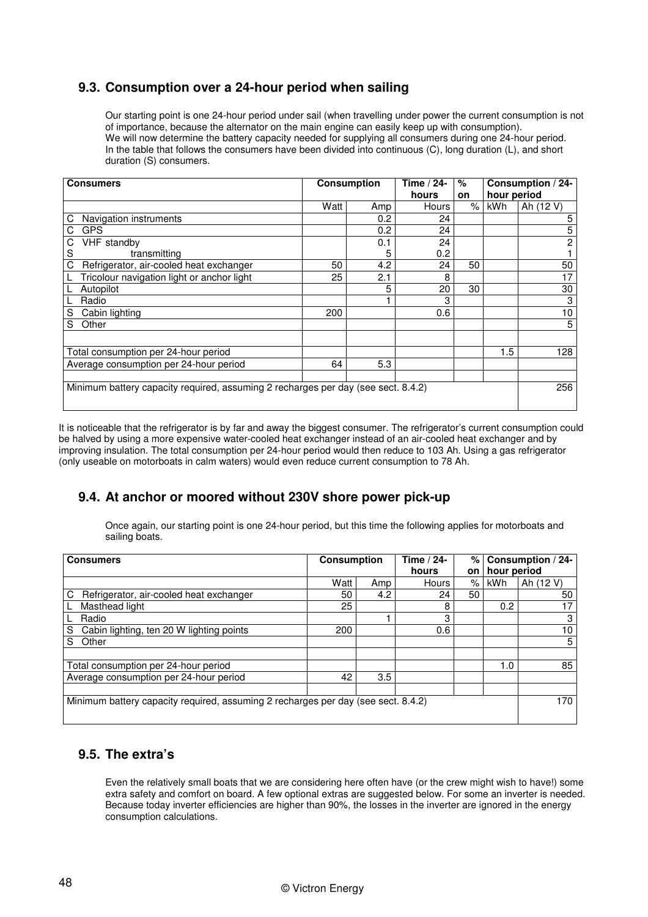## 9.3. Consumption over a 24-hour period when sailing

Our starting point is one 24-hour period under sail (when travelling under power the current consumption is not of importance, because the alternator on the main engine can easily keep up with consumption).
We will now determine the battery capacity needed for supplying all consumers during one 24-hour period.
In the table that follows the consumers have been divided into continuous (C), long duration (L), and short duration (S) consumers.

| Consumers | Consumption | | Time / 24-hours | % on | Consumption / 24-hour period | |
|---|---|---|---|---|---|---|
| | Watt | Amp | Hours | % | kWh | Ah (12 V) |
| C Navigation instruments | | 0.2 | 24 | | | 5 |
| C GPS | | 0.2 | 24 | | | 5 |
| C VHF standby | | 0.1 | 24 | | | 2 |
| S transmitting | | 5 | 0.2 | | | 1 |
| C Refrigerator, air-cooled heat exchanger | 50 | 4.2 | 24 | 50 | | 50 |
| L Tricolour navigation light or anchor light | 25 | 2.1 | 8 | | | 17 |
| L Autopilot | | 5 | 20 | 30 | | 30 |
| L Radio | | 1 | 3 | | | 3 |
| S Cabin lighting | 200 | | 0.6 | | | 10 |
| S Other | | | | | | 5 |
| | | | | | | |
| Total consumption per 24-hour period | | | | | 1.5 | 128 |
| Average consumption per 24-hour period | 64 | 5.3 | | | | |
| | | | | | | |
| Minimum battery capacity required, assuming 2 recharges per day (see sect. 8.4.2) | | | | | | 256 |

It is noticeable that the refrigerator is by far and away the biggest consumer. The refrigerator's current consumption could be halved by using a more expensive water-cooled heat exchanger instead of an air-cooled heat exchanger and by improving insulation. The total consumption per 24-hour period would then reduce to 103 Ah. Using a gas refrigerator (only useable on motorboats in calm waters) would even reduce current consumption to 78 Ah.

## 9.4. At anchor or moored without 230V shore power pick-up

Once again, our starting point is one 24-hour period, but this time the following applies for motorboats and sailing boats.

| Consumers | Consumption | | Time / 24-hours | % on | Consumption / 24-hour period | |
|---|---|---|---|---|---|---|
| | Watt | Amp | Hours | % | kWh | Ah (12 V) |
| C Refrigerator, air-cooled heat exchanger | 50 | 4.2 | 24 | 50 | | 50 |
| L Masthead light | 25 | | 8 | | 0.2 | 17 |
| L Radio | | 1 | 3 | | | 3 |
| S Cabin lighting, ten 20 W lighting points | 200 | | 0.6 | | | 10 |
| S Other | | | | | | 5 |
| | | | | | | |
| Total consumption per 24-hour period | | | | | 1.0 | 85 |
| Average consumption per 24-hour period | 42 | 3.5 | | | | |
| | | | | | | |
| Minimum battery capacity required, assuming 2 recharges per day (see sect. 8.4.2) | | | | | | 170 |

## 9.5. The extra's

Even the relatively small boats that we are considering here often have (or the crew might wish to have!) some extra safety and comfort on board. A few optional extras are suggested below. For some an inverter is needed. Because today inverter efficiencies are higher than 90%, the losses in the inverter are ignored in the energy consumption calculations.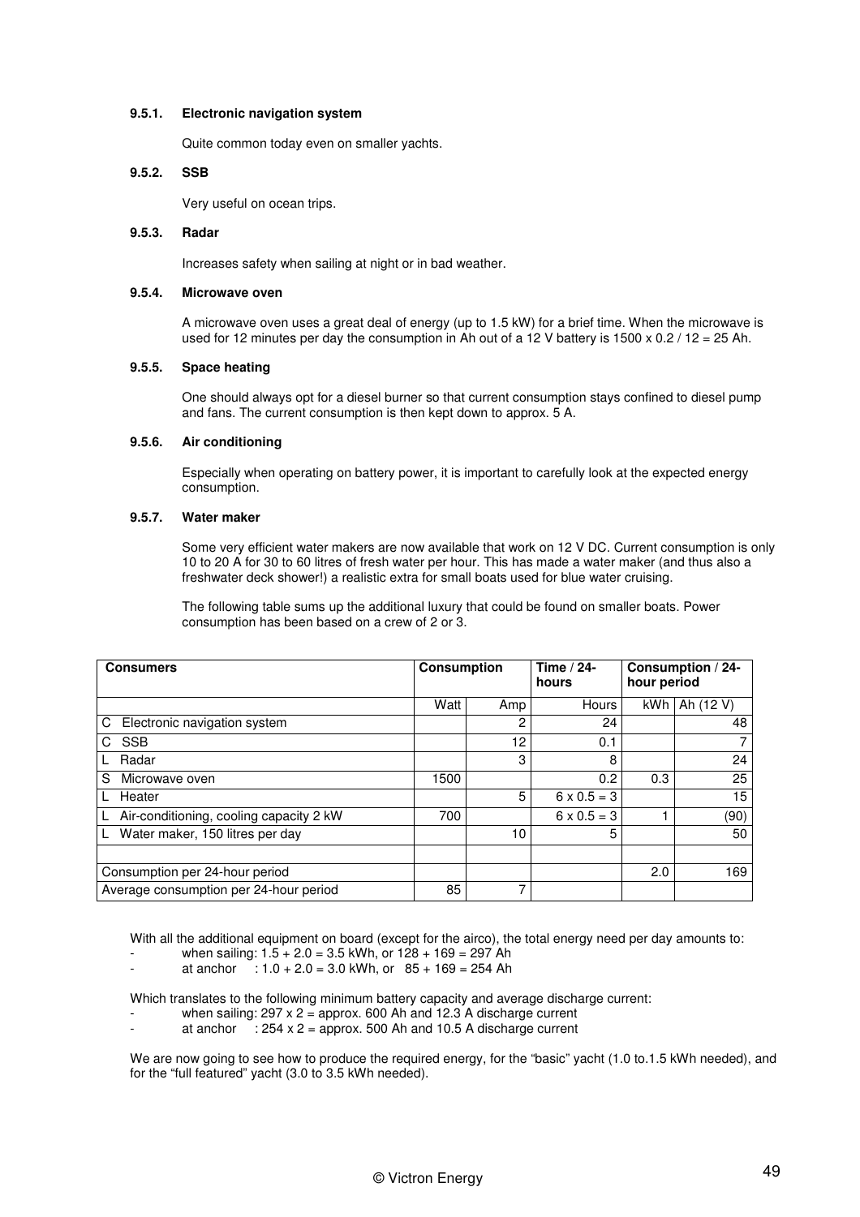#### 9.5.1. Electronic navigation system

Quite common today even on smaller yachts.

#### 9.5.2. SSB

Very useful on ocean trips.

#### 9.5.3. Radar

Increases safety when sailing at night or in bad weather.

#### 9.5.4. Microwave oven

A microwave oven uses a great deal of energy (up to 1.5 kW) for a brief time. When the microwave is used for 12 minutes per day the consumption in Ah out of a 12 V battery is 1500 x 0.2 / 12 = 25 Ah.

#### 9.5.5. Space heating

One should always opt for a diesel burner so that current consumption stays confined to diesel pump and fans. The current consumption is then kept down to approx. 5 A.

#### 9.5.6. Air conditioning

Especially when operating on battery power, it is important to carefully look at the expected energy consumption.

#### 9.5.7. Water maker

Some very efficient water makers are now available that work on 12 V DC. Current consumption is only 10 to 20 A for 30 to 60 litres of fresh water per hour. This has made a water maker (and thus also a freshwater deck shower!) a realistic extra for small boats used for blue water cruising.

The following table sums up the additional luxury that could be found on smaller boats. Power consumption has been based on a crew of 2 or 3.

| Consumers | Consumption | | Time / 24-hours | Consumption / 24-hour period | |
|---|---|---|---|---|---|
| | Watt | Amp | Hours | kWh | Ah (12 V) |
| C Electronic navigation system | | 2 | 24 | | 48 |
| C SSB | | 12 | 0.1 | | 7 |
| L Radar | | 3 | 8 | | 24 |
| S Microwave oven | 1500 | | 0.2 | 0.3 | 25 |
| L Heater | | 5 | 6 x 0.5 = 3 | | 15 |
| L Air-conditioning, cooling capacity 2 kW | 700 | | 6 x 0.5 = 3 | 1 | (90) |
| L Water maker, 150 litres per day | | 10 | 5 | | 50 |
| | | | | | |
| Consumption per 24-hour period | | | | 2.0 | 169 |
| Average consumption per 24-hour period | 85 | 7 | | | |

With all the additional equipment on board (except for the airco), the total energy need per day amounts to:

- when sailing: 1.5 + 2.0 = 3.5 kWh, or 128 + 169 = 297 Ah
- at anchor : 1.0 + 2.0 = 3.0 kWh, or 85 + 169 = 254 Ah

Which translates to the following minimum battery capacity and average discharge current:

- when sailing: 297 x 2 = approx. 600 Ah and 12.3 A discharge current
- at anchor : 254 x 2 = approx. 500 Ah and 10.5 A discharge current

We are now going to see how to produce the required energy, for the “basic” yacht (1.0 to.1.5 kWh needed), and for the “full featured” yacht (3.0 to 3.5 kWh needed).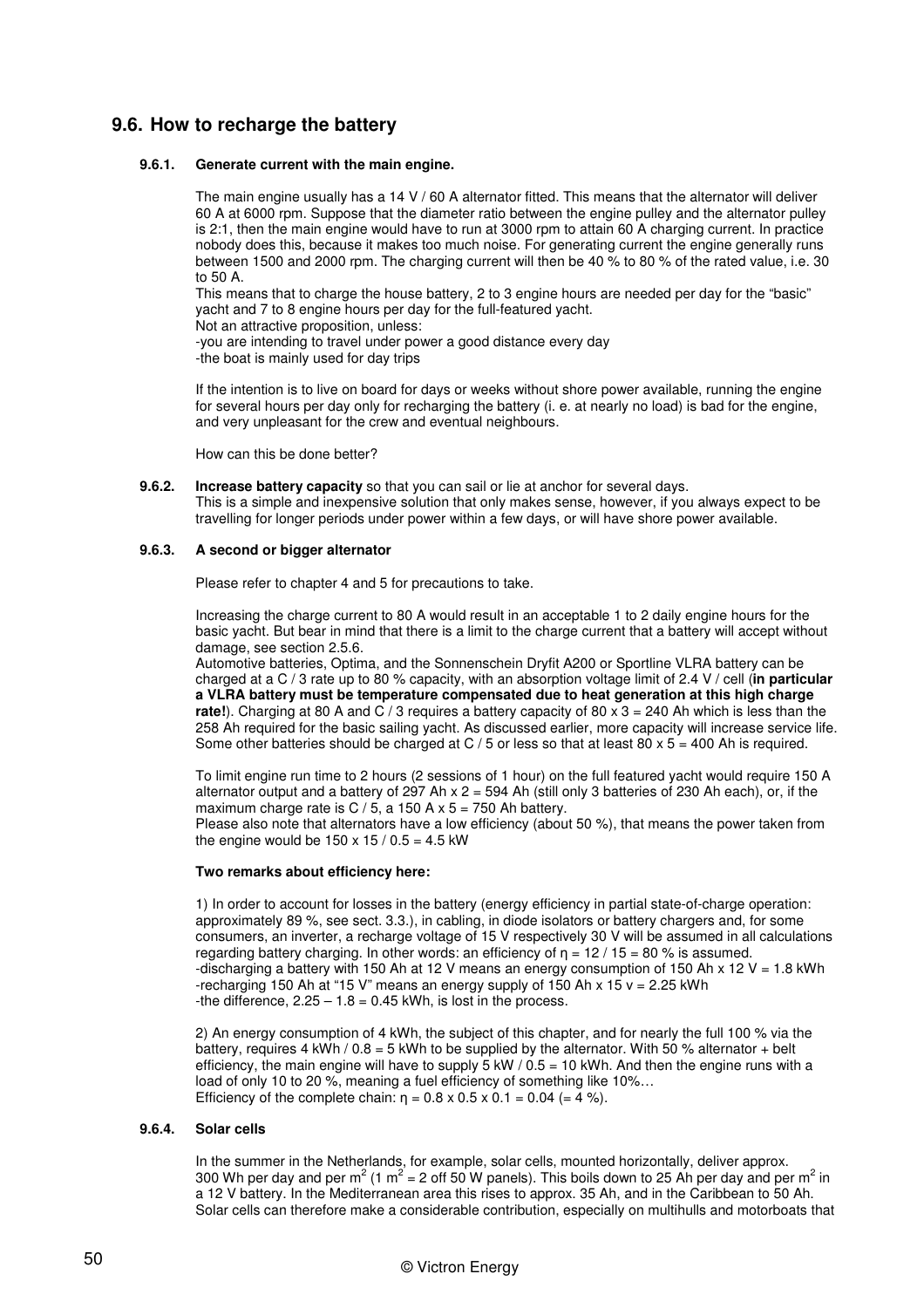## 9.6. How to recharge the battery

### 9.6.1. Generate current with the main engine.

The main engine usually has a 14 V / 60 A alternator fitted. This means that the alternator will deliver 60 A at 6000 rpm. Suppose that the diameter ratio between the engine pulley and the alternator pulley is 2:1, then the main engine would have to run at 3000 rpm to attain 60 A charging current. In practice nobody does this, because it makes too much noise. For generating current the engine generally runs between 1500 and 2000 rpm. The charging current will then be 40 % to 80 % of the rated value, i.e. 30 to 50 A.
This means that to charge the house battery, 2 to 3 engine hours are needed per day for the “basic” yacht and 7 to 8 engine hours per day for the full-featured yacht.
Not an attractive proposition, unless:
-you are intending to travel under power a good distance every day
-the boat is mainly used for day trips

If the intention is to live on board for days or weeks without shore power available, running the engine for several hours per day only for recharging the battery (i. e. at nearly no load) is bad for the engine, and very unpleasant for the crew and eventual neighbours.

How can this be done better?

### 9.6.2. Increase battery capacity

**Increase battery capacity** so that you can sail or lie at anchor for several days.
This is a simple and inexpensive solution that only makes sense, however, if you always expect to be travelling for longer periods under power within a few days, or will have shore power available.

### 9.6.3. A second or bigger alternator

Please refer to chapter 4 and 5 for precautions to take.

Increasing the charge current to 80 A would result in an acceptable 1 to 2 daily engine hours for the basic yacht. But bear in mind that there is a limit to the charge current that a battery will accept without damage, see section 2.5.6.
Automotive batteries, Optima, and the Sonnenschein Dryfit A200 or Sportline VLRA battery can be charged at a C / 3 rate up to 80 % capacity, with an absorption voltage limit of 2.4 V / cell (**in particular a VLRA battery must be temperature compensated due to heat generation at this high charge rate!**). Charging at 80 A and C / 3 requires a battery capacity of 80 x 3 = 240 Ah which is less than the 258 Ah required for the basic sailing yacht. As discussed earlier, more capacity will increase service life. Some other batteries should be charged at C / 5 or less so that at least 80 x 5 = 400 Ah is required.

To limit engine run time to 2 hours (2 sessions of 1 hour) on the full featured yacht would require 150 A alternator output and a battery of 297 Ah x 2 = 594 Ah (still only 3 batteries of 230 Ah each), or, if the maximum charge rate is C / 5, a 150 A x 5 = 750 Ah battery.
Please also note that alternators have a low efficiency (about 50 %), that means the power taken from the engine would be 150 x 15 / 0.5 = 4.5 kW

**Two remarks about efficiency here:**

1) In order to account for losses in the battery (energy efficiency in partial state-of-charge operation: approximately 89 %, see sect. 3.3.), in cabling, in diode isolators or battery chargers and, for some consumers, an inverter, a recharge voltage of 15 V respectively 30 V will be assumed in all calculations regarding battery charging. In other words: an efficiency of $\eta = 12 / 15 = 80$ % is assumed.
-discharging a battery with 150 Ah at 12 V means an energy consumption of 150 Ah x 12 V = 1.8 kWh
-recharging 150 Ah at “15 V” means an energy supply of 150 Ah x 15 v = 2.25 kWh
-the difference, 2.25 – 1.8 = 0.45 kWh, is lost in the process.

2) An energy consumption of 4 kWh, the subject of this chapter, and for nearly the full 100 % via the battery, requires 4 kWh / 0.8 = 5 kWh to be supplied by the alternator. With 50 % alternator + belt efficiency, the main engine will have to supply 5 kW / 0.5 = 10 kWh. And then the engine runs with a load of only 10 to 20 %, meaning a fuel efficiency of something like 10%…
Efficiency of the complete chain: $\eta = 0.8 \times 0.5 \times 0.1 = 0.04$ (= 4 %).

### 9.6.4. Solar cells

In the summer in the Netherlands, for example, solar cells, mounted horizontally, deliver approx. 300 Wh per day and per $m^2$ (1 $m^2$ = 2 off 50 W panels). This boils down to 25 Ah per day and per $m^2$ in a 12 V battery. In the Mediterranean area this rises to approx. 35 Ah, and in the Caribbean to 50 Ah. Solar cells can therefore make a considerable contribution, especially on multihulls and motorboats that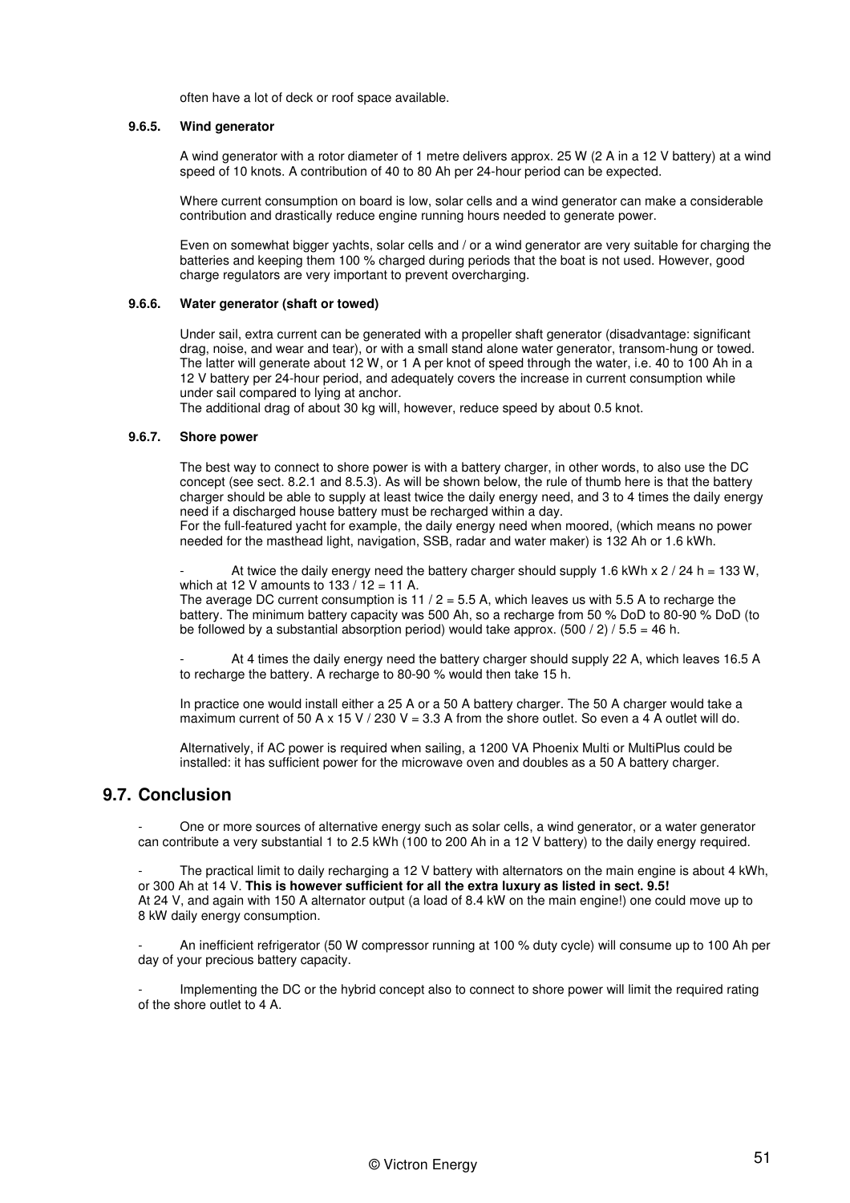often have a lot of deck or roof space available.

### 9.6.5. Wind generator

A wind generator with a rotor diameter of 1 metre delivers approx. 25 W (2 A in a 12 V battery) at a wind speed of 10 knots. A contribution of 40 to 80 Ah per 24-hour period can be expected.

Where current consumption on board is low, solar cells and a wind generator can make a considerable contribution and drastically reduce engine running hours needed to generate power.

Even on somewhat bigger yachts, solar cells and / or a wind generator are very suitable for charging the batteries and keeping them 100 % charged during periods that the boat is not used. However, good charge regulators are very important to prevent overcharging.

### 9.6.6. Water generator (shaft or towed)

Under sail, extra current can be generated with a propeller shaft generator (disadvantage: significant drag, noise, and wear and tear), or with a small stand alone water generator, transom-hung or towed. The latter will generate about 12 W, or 1 A per knot of speed through the water, i.e. 40 to 100 Ah in a 12 V battery per 24-hour period, and adequately covers the increase in current consumption while under sail compared to lying at anchor.
The additional drag of about 30 kg will, however, reduce speed by about 0.5 knot.

### 9.6.7. Shore power

The best way to connect to shore power is with a battery charger, in other words, to also use the DC concept (see sect. 8.2.1 and 8.5.3). As will be shown below, the rule of thumb here is that the battery charger should be able to supply at least twice the daily energy need, and 3 to 4 times the daily energy need if a discharged house battery must be recharged within a day.
For the full-featured yacht for example, the daily energy need when moored, (which means no power needed for the masthead light, navigation, SSB, radar and water maker) is 132 Ah or 1.6 kWh.

- At twice the daily energy need the battery charger should supply 1.6 kWh x 2 / 24 h = 133 W, which at 12 V amounts to 133 / 12 = 11 A.
The average DC current consumption is 11 / 2 = 5.5 A, which leaves us with 5.5 A to recharge the battery. The minimum battery capacity was 500 Ah, so a recharge from 50 % DoD to 80-90 % DoD (to be followed by a substantial absorption period) would take approx. (500 / 2) / 5.5 = 46 h.

- At 4 times the daily energy need the battery charger should supply 22 A, which leaves 16.5 A to recharge the battery. A recharge to 80-90 % would then take 15 h.

In practice one would install either a 25 A or a 50 A battery charger. The 50 A charger would take a maximum current of 50 A x 15 V / 230 V = 3.3 A from the shore outlet. So even a 4 A outlet will do.

Alternatively, if AC power is required when sailing, a 1200 VA Phoenix Multi or MultiPlus could be installed: it has sufficient power for the microwave oven and doubles as a 50 A battery charger.

## 9.7. Conclusion

- One or more sources of alternative energy such as solar cells, a wind generator, or a water generator can contribute a very substantial 1 to 2.5 kWh (100 to 200 Ah in a 12 V battery) to the daily energy required.

- The practical limit to daily recharging a 12 V battery with alternators on the main engine is about 4 kWh, or 300 Ah at 14 V. **This is however sufficient for all the extra luxury as listed in sect. 9.5!**
At 24 V, and again with 150 A alternator output (a load of 8.4 kW on the main engine!) one could move up to 8 kW daily energy consumption.

- An inefficient refrigerator (50 W compressor running at 100 % duty cycle) will consume up to 100 Ah per day of your precious battery capacity.

- Implementing the DC or the hybrid concept also to connect to shore power will limit the required rating of the shore outlet to 4 A.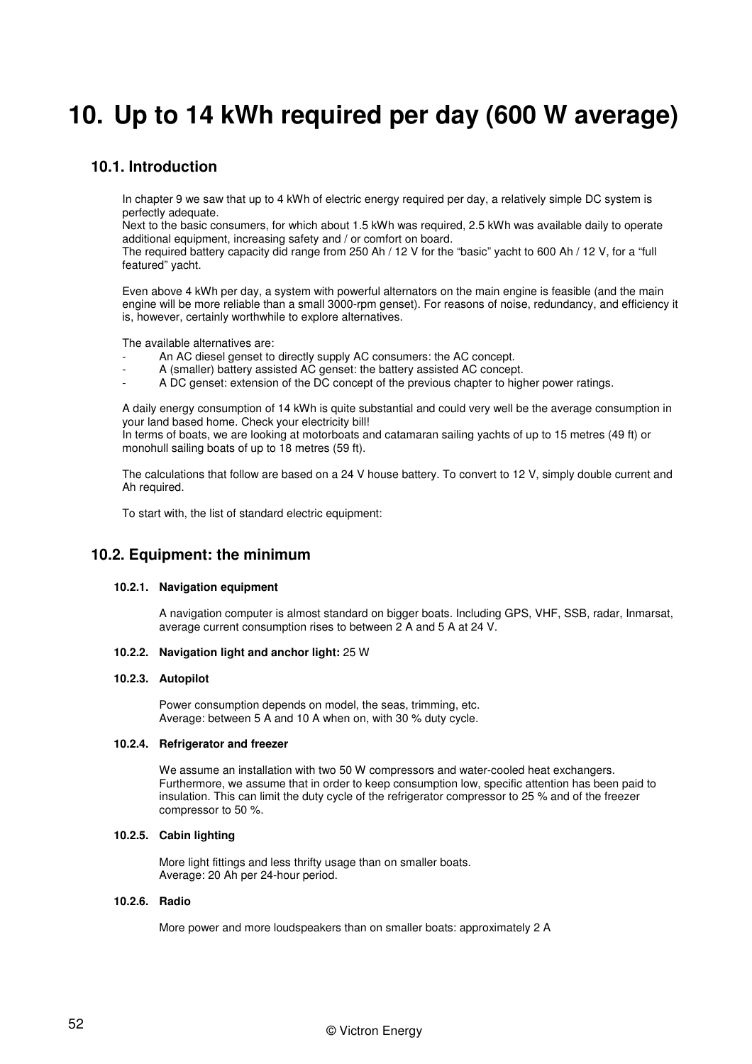# 10. Up to 14 kWh required per day (600 W average)

## 10.1. Introduction

In chapter 9 we saw that up to 4 kWh of electric energy required per day, a relatively simple DC system is perfectly adequate.
Next to the basic consumers, for which about 1.5 kWh was required, 2.5 kWh was available daily to operate additional equipment, increasing safety and / or comfort on board.
The required battery capacity did range from 250 Ah / 12 V for the "basic" yacht to 600 Ah / 12 V, for a "full featured" yacht.

Even above 4 kWh per day, a system with powerful alternators on the main engine is feasible (and the main engine will be more reliable than a small 3000-rpm genset). For reasons of noise, redundancy, and efficiency it is, however, certainly worthwhile to explore alternatives.

The available alternatives are:

- An AC diesel genset to directly supply AC consumers: the AC concept.
- A (smaller) battery assisted AC genset: the battery assisted AC concept.
- A DC genset: extension of the DC concept of the previous chapter to higher power ratings.

A daily energy consumption of 14 kWh is quite substantial and could very well be the average consumption in your land based home. Check your electricity bill!
In terms of boats, we are looking at motorboats and catamaran sailing yachts of up to 15 metres (49 ft) or monohull sailing boats of up to 18 metres (59 ft).

The calculations that follow are based on a 24 V house battery. To convert to 12 V, simply double current and Ah required.

To start with, the list of standard electric equipment:

## 10.2. Equipment: the minimum

### 10.2.1. Navigation equipment

A navigation computer is almost standard on bigger boats. Including GPS, VHF, SSB, radar, Inmarsat, average current consumption rises to between 2 A and 5 A at 24 V.

### 10.2.2. Navigation light and anchor light: 25 W

### 10.2.3. Autopilot

Power consumption depends on model, the seas, trimming, etc.
Average: between 5 A and 10 A when on, with 30 % duty cycle.

### 10.2.4. Refrigerator and freezer

We assume an installation with two 50 W compressors and water-cooled heat exchangers. Furthermore, we assume that in order to keep consumption low, specific attention has been paid to insulation. This can limit the duty cycle of the refrigerator compressor to 25 % and of the freezer compressor to 50 %.

### 10.2.5. Cabin lighting

More light fittings and less thrifty usage than on smaller boats.
Average: 20 Ah per 24-hour period.

### 10.2.6. Radio

More power and more loudspeakers than on smaller boats: approximately 2 A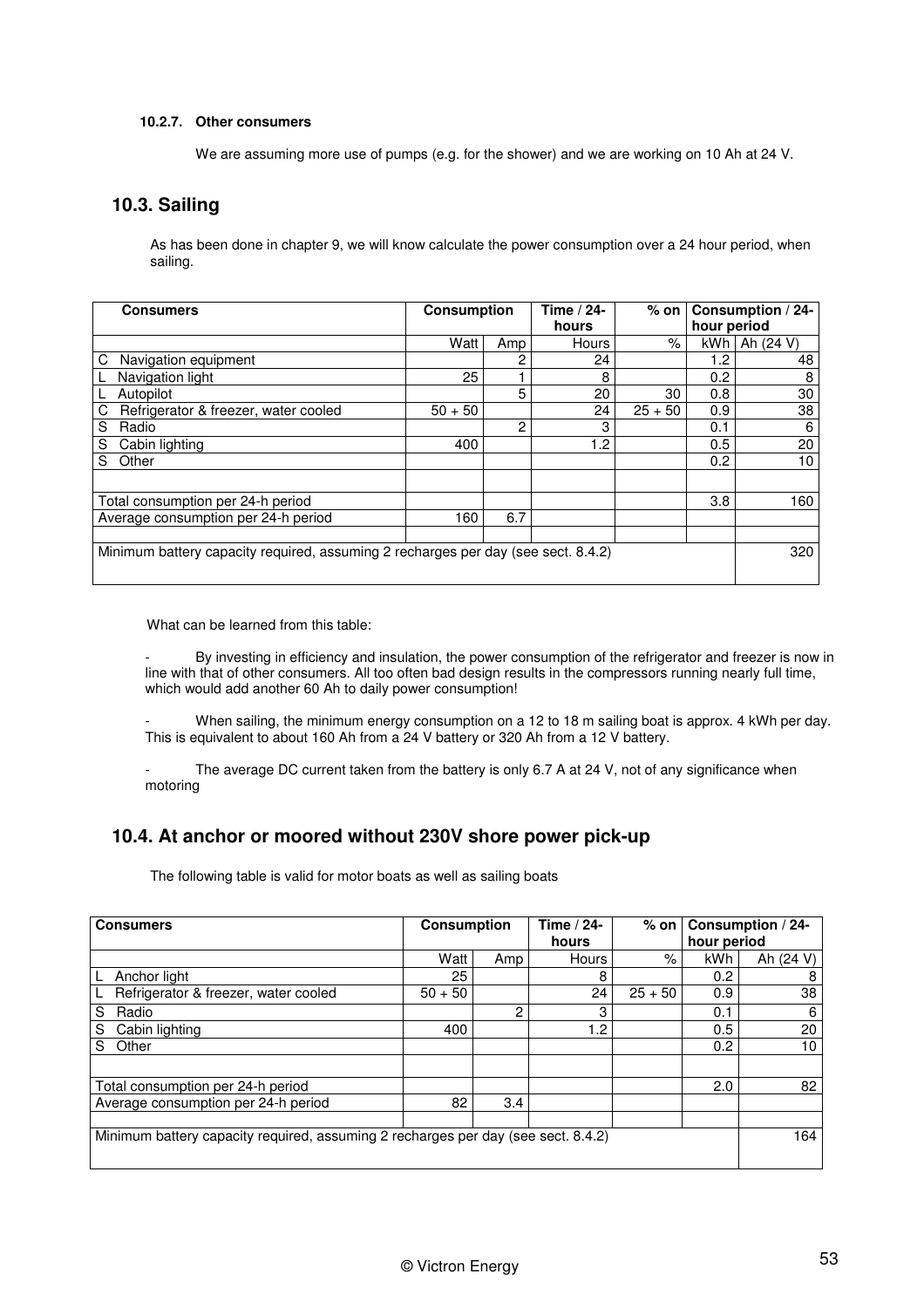#### 10.2.7. Other consumers

We are assuming more use of pumps (e.g. for the shower) and we are working on 10 Ah at 24 V.

## 10.3. Sailing

As has been done in chapter 9, we will know calculate the power consumption over a 24 hour period, when sailing.

| Consumers | Consumption | | Time / 24-hours | % on | Consumption / 24-hour period | |
|---|---|---|---|---|---|---|
| | Watt | Amp | Hours | % | kWh | Ah (24 V) |
| C Navigation equipment | | 2 | 24 | | 1.2 | 48 |
| L Navigation light | 25 | 1 | 8 | | 0.2 | 8 |
| L Autopilot | | 5 | 20 | 30 | 0.8 | 30 |
| C Refrigerator & freezer, water cooled | 50 + 50 | | 24 | 25 + 50 | 0.9 | 38 |
| S Radio | | 2 | 3 | | 0.1 | 6 |
| S Cabin lighting | 400 | | 1.2 | | 0.5 | 20 |
| S Other | | | | | 0.2 | 10 |
| | | | | | | |
| Total consumption per 24-h period | | | | | 3.8 | 160 |
| Average consumption per 24-h period | 160 | 6.7 | | | | |
| | | | | | | |
| Minimum battery capacity required, assuming 2 recharges per day (see sect. 8.4.2) | | | | | | 320 |

What can be learned from this table:

- By investing in efficiency and insulation, the power consumption of the refrigerator and freezer is now in line with that of other consumers. All too often bad design results in the compressors running nearly full time, which would add another 60 Ah to daily power consumption!
- When sailing, the minimum energy consumption on a 12 to 18 m sailing boat is approx. 4 kWh per day. This is equivalent to about 160 Ah from a 24 V battery or 320 Ah from a 12 V battery.
- The average DC current taken from the battery is only 6.7 A at 24 V, not of any significance when motoring

## 10.4. At anchor or moored without 230V shore power pick-up

The following table is valid for motor boats as well as sailing boats

| Consumers | Consumption | | Time / 24-hours | % on | Consumption / 24-hour period | |
|---|---|---|---|---|---|---|
| | Watt | Amp | Hours | % | kWh | Ah (24 V) |
| L Anchor light | 25 | | 8 | | 0.2 | 8 |
| L Refrigerator & freezer, water cooled | 50 + 50 | | 24 | 25 + 50 | 0.9 | 38 |
| S Radio | | 2 | 3 | | 0.1 | 6 |
| S Cabin lighting | 400 | | 1.2 | | 0.5 | 20 |
| S Other | | | | | 0.2 | 10 |
| | | | | | | |
| Total consumption per 24-h period | | | | | 2.0 | 82 |
| Average consumption per 24-h period | 82 | 3.4 | | | | |
| | | | | | | |
| Minimum battery capacity required, assuming 2 recharges per day (see sect. 8.4.2) | | | | | | 164 |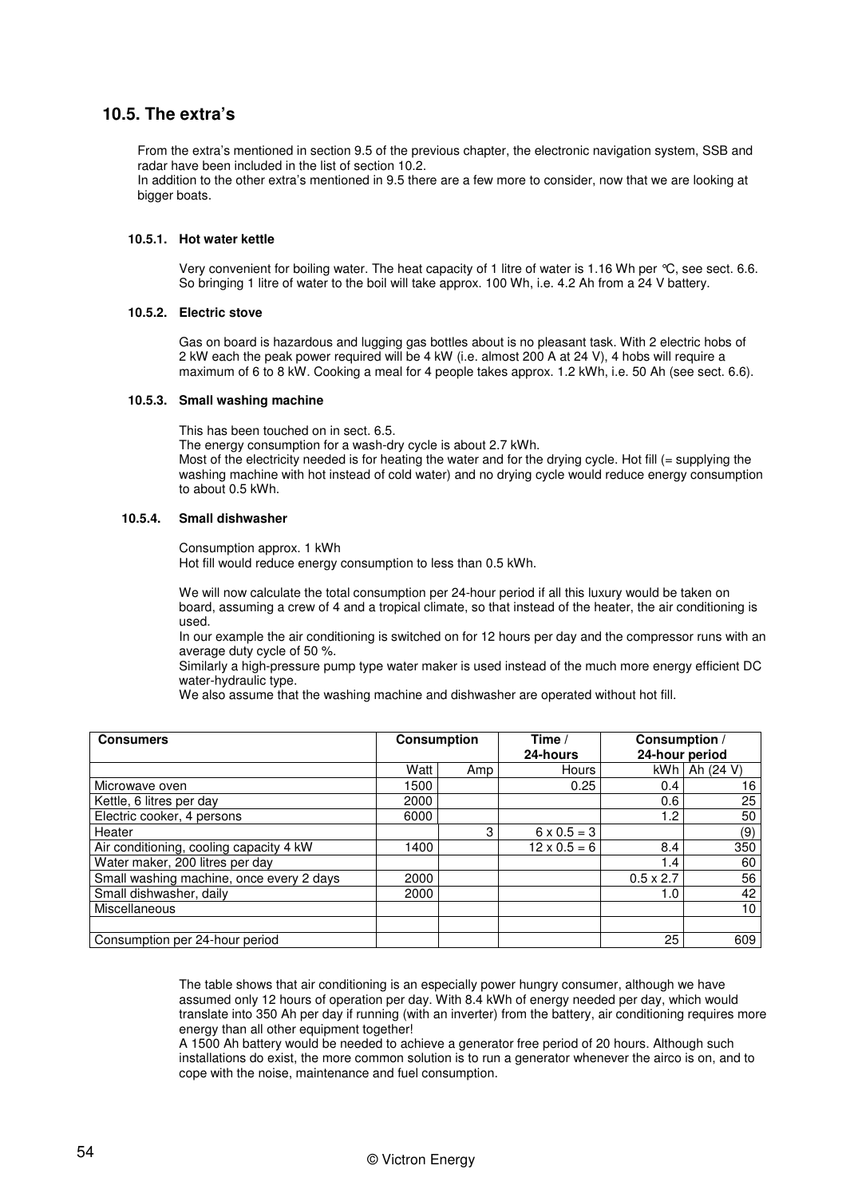## 10.5. The extra's

From the extra's mentioned in section 9.5 of the previous chapter, the electronic navigation system, SSB and radar have been included in the list of section 10.2.
In addition to the other extra's mentioned in 9.5 there are a few more to consider, now that we are looking at bigger boats.

### 10.5.1. Hot water kettle

Very convenient for boiling water. The heat capacity of 1 litre of water is 1.16 Wh per °C, see sect. 6.6. So bringing 1 litre of water to the boil will take approx. 100 Wh, i.e. 4.2 Ah from a 24 V battery.

### 10.5.2. Electric stove

Gas on board is hazardous and lugging gas bottles about is no pleasant task. With 2 electric hobs of 2 kW each the peak power required will be 4 kW (i.e. almost 200 A at 24 V), 4 hobs will require a maximum of 6 to 8 kW. Cooking a meal for 4 people takes approx. 1.2 kWh, i.e. 50 Ah (see sect. 6.6).

### 10.5.3. Small washing machine

This has been touched on in sect. 6.5.
The energy consumption for a wash-dry cycle is about 2.7 kWh.
Most of the electricity needed is for heating the water and for the drying cycle. Hot fill (= supplying the washing machine with hot instead of cold water) and no drying cycle would reduce energy consumption to about 0.5 kWh.

### 10.5.4. Small dishwasher

Consumption approx. 1 kWh
Hot fill would reduce energy consumption to less than 0.5 kWh.

We will now calculate the total consumption per 24-hour period if all this luxury would be taken on board, assuming a crew of 4 and a tropical climate, so that instead of the heater, the air conditioning is used.
In our example the air conditioning is switched on for 12 hours per day and the compressor runs with an average duty cycle of 50 %.
Similarly a high-pressure pump type water maker is used instead of the much more energy efficient DC water-hydraulic type.
We also assume that the washing machine and dishwasher are operated without hot fill.

| Consumers | Consumption | | Time / 24-hours | Consumption / 24-hour period | |
|---|---|---|---|---|---|
| | Watt | Amp | Hours | kWh | Ah (24 V) |
| Microwave oven | 1500 | | 0.25 | 0.4 | 16 |
| Kettle, 6 litres per day | 2000 | | | 0.6 | 25 |
| Electric cooker, 4 persons | 6000 | | | 1.2 | 50 |
| Heater | | 3 | 6 x 0.5 = 3 | | (9) |
| Air conditioning, cooling capacity 4 kW | 1400 | | 12 x 0.5 = 6 | 8.4 | 350 |
| Water maker, 200 litres per day | | | | 1.4 | 60 |
| Small washing machine, once every 2 days | 2000 | | | 0.5 x 2.7 | 56 |
| Small dishwasher, daily | 2000 | | | 1.0 | 42 |
| Miscellaneous | | | | | 10 |
| | | | | | |
| Consumption per 24-hour period | | | | 25 | 609 |

The table shows that air conditioning is an especially power hungry consumer, although we have assumed only 12 hours of operation per day. With 8.4 kWh of energy needed per day, which would translate into 350 Ah per day if running (with an inverter) from the battery, air conditioning requires more energy than all other equipment together!
A 1500 Ah battery would be needed to achieve a generator free period of 20 hours. Although such installations do exist, the more common solution is to run a generator whenever the airco is on, and to cope with the noise, maintenance and fuel consumption.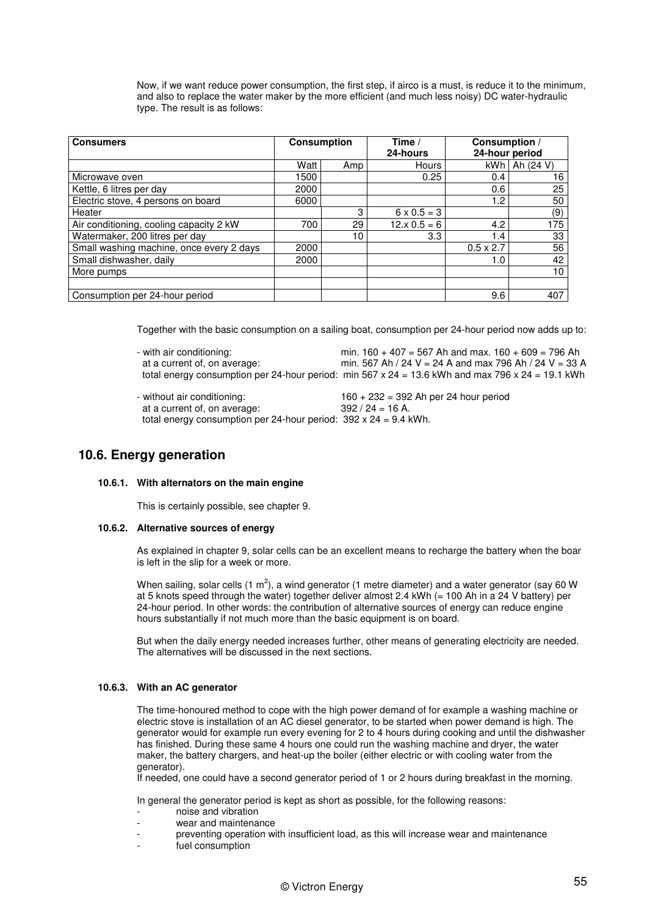Now, if we want reduce power consumption, the first step, if airco is a must, is reduce it to the minimum, and also to replace the water maker by the more efficient (and much less noisy) DC water-hydraulic type. The result is as follows:

| Consumers | Consumption | | Time / 24-hours | Consumption / 24-hour period | |
|---|---|---|---|---|---|
| | Watt | Amp | Hours | kWh | Ah (24 V) |
| Microwave oven | 1500 | | 0.25 | 0.4 | 16 |
| Kettle, 6 litres per day | 2000 | | | 0.6 | 25 |
| Electric stove, 4 persons on board | 6000 | | | 1.2 | 50 |
| Heater | | 3 | 6 x 0.5 = 3 | | (9) |
| Air conditioning, cooling capacity 2 kW | 700 | 29 | 12.x 0.5 = 6 | 4.2 | 175 |
| Watermaker, 200 litres per day | | 10 | 3.3 | 1.4 | 33 |
| Small washing machine, once every 2 days | 2000 | | | 0.5 x 2.7 | 56 |
| Small dishwasher, daily | 2000 | | | 1.0 | 42 |
| More pumps | | | | | 10 |
| | | | | | |
| Consumption per 24-hour period | | | | 9.6 | 407 |

Together with the basic consumption on a sailing boat, consumption per 24-hour period now adds up to:

- with air conditioning: min. 160 + 407 = 567 Ah and max. 160 + 609 = 796 Ah
  at a current of, on average: min. 567 Ah / 24 V = 24 A and max 796 Ah / 24 V = 33 A
  total energy consumption per 24-hour period: min 567 x 24 = 13.6 kWh and max 796 x 24 = 19.1 kWh

- without air conditioning: 160 + 232 = 392 Ah per 24 hour period
  at a current of, on average: 392 / 24 = 16 A.
  total energy consumption per 24-hour period: 392 x 24 = 9.4 kWh.

## 10.6. Energy generation

### 10.6.1. With alternators on the main engine

This is certainly possible, see chapter 9.

### 10.6.2. Alternative sources of energy

As explained in chapter 9, solar cells can be an excellent means to recharge the battery when the boar is left in the slip for a week or more.

When sailing, solar cells (1 $m^2$), a wind generator (1 metre diameter) and a water generator (say 60 W at 5 knots speed through the water) together deliver almost 2.4 kWh (= 100 Ah in a 24 V battery) per 24-hour period. In other words: the contribution of alternative sources of energy can reduce engine hours substantially if not much more than the basic equipment is on board.

But when the daily energy needed increases further, other means of generating electricity are needed. The alternatives will be discussed in the next sections.

### 10.6.3. With an AC generator

The time-honoured method to cope with the high power demand of for example a washing machine or electric stove is installation of an AC diesel generator, to be started when power demand is high. The generator would for example run every evening for 2 to 4 hours during cooking and until the dishwasher has finished. During these same 4 hours one could run the washing machine and dryer, the water maker, the battery chargers, and heat-up the boiler (either electric or with cooling water from the generator).
If needed, one could have a second generator period of 1 or 2 hours during breakfast in the morning.

In general the generator period is kept as short as possible, for the following reasons:

- noise and vibration
- wear and maintenance
- preventing operation with insufficient load, as this will increase wear and maintenance
- fuel consumption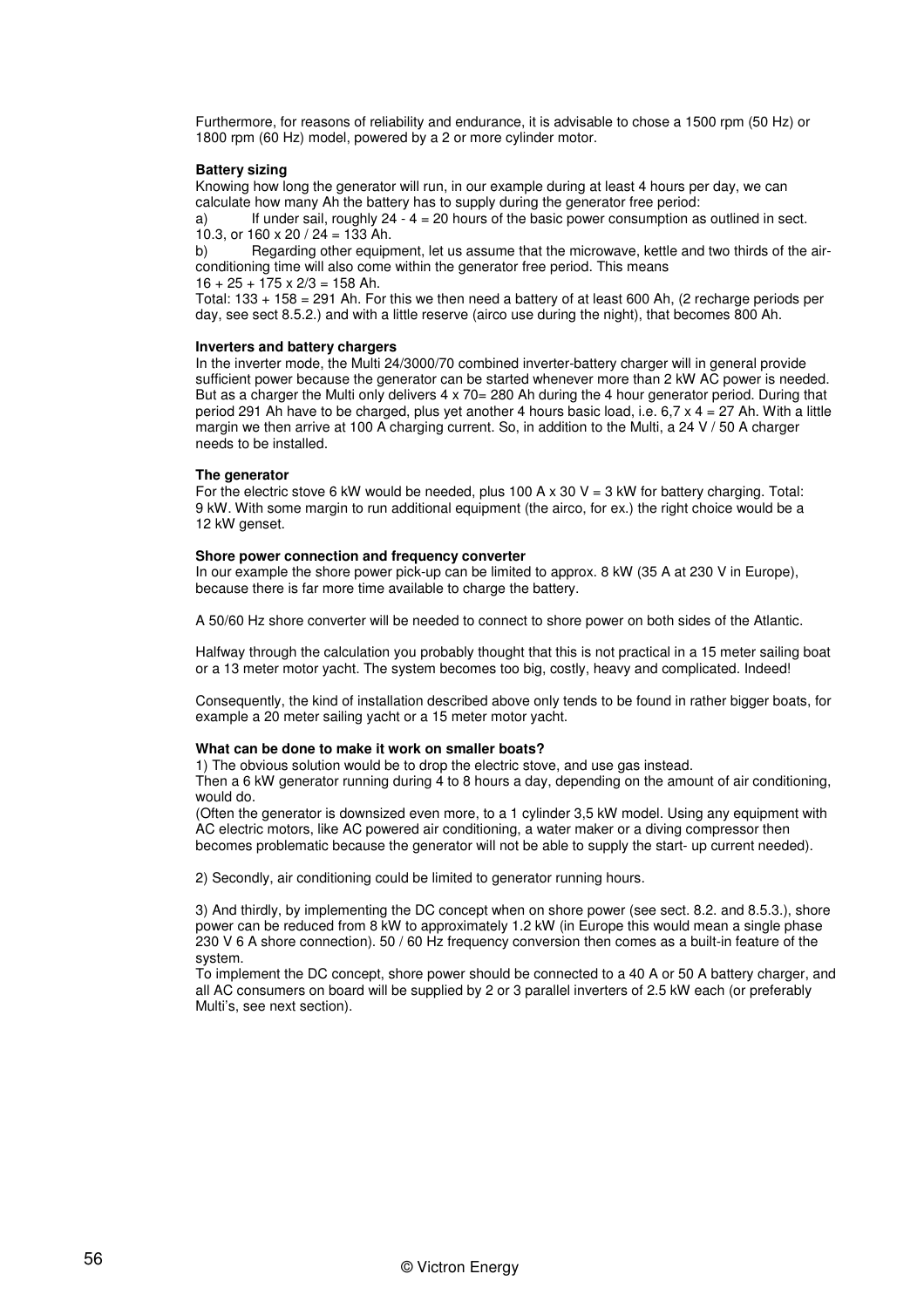Furthermore, for reasons of reliability and endurance, it is advisable to chose a 1500 rpm (50 Hz) or 1800 rpm (60 Hz) model, powered by a 2 or more cylinder motor.

**Battery sizing**

Knowing how long the generator will run, in our example during at least 4 hours per day, we can calculate how many Ah the battery has to supply during the generator free period:

a) If under sail, roughly 24 - 4 = 20 hours of the basic power consumption as outlined in sect. 10.3, or 160 x 20 / 24 = 133 Ah.

b) Regarding other equipment, let us assume that the microwave, kettle and two thirds of the air-conditioning time will also come within the generator free period. This means 16 + 25 + 175 x 2/3 = 158 Ah.

Total: 133 + 158 = 291 Ah. For this we then need a battery of at least 600 Ah, (2 recharge periods per day, see sect 8.5.2.) and with a little reserve (airco use during the night), that becomes 800 Ah.

**Inverters and battery chargers**

In the inverter mode, the Multi 24/3000/70 combined inverter-battery charger will in general provide sufficient power because the generator can be started whenever more than 2 kW AC power is needed. But as a charger the Multi only delivers 4 x 70= 280 Ah during the 4 hour generator period. During that period 291 Ah have to be charged, plus yet another 4 hours basic load, i.e. 6,7 x 4 = 27 Ah. With a little margin we then arrive at 100 A charging current. So, in addition to the Multi, a 24 V / 50 A charger needs to be installed.

**The generator**

For the electric stove 6 kW would be needed, plus 100 A x 30 V = 3 kW for battery charging. Total: 9 kW. With some margin to run additional equipment (the airco, for ex.) the right choice would be a 12 kW genset.

**Shore power connection and frequency converter**

In our example the shore power pick-up can be limited to approx. 8 kW (35 A at 230 V in Europe), because there is far more time available to charge the battery.

A 50/60 Hz shore converter will be needed to connect to shore power on both sides of the Atlantic.

Halfway through the calculation you probably thought that this is not practical in a 15 meter sailing boat or a 13 meter motor yacht. The system becomes too big, costly, heavy and complicated. Indeed!

Consequently, the kind of installation described above only tends to be found in rather bigger boats, for example a 20 meter sailing yacht or a 15 meter motor yacht.

**What can be done to make it work on smaller boats?**

1) The obvious solution would be to drop the electric stove, and use gas instead.
Then a 6 kW generator running during 4 to 8 hours a day, depending on the amount of air conditioning, would do.
(Often the generator is downsized even more, to a 1 cylinder 3,5 kW model. Using any equipment with AC electric motors, like AC powered air conditioning, a water maker or a diving compressor then becomes problematic because the generator will not be able to supply the start- up current needed).

2) Secondly, air conditioning could be limited to generator running hours.

3) And thirdly, by implementing the DC concept when on shore power (see sect. 8.2. and 8.5.3.), shore power can be reduced from 8 kW to approximately 1.2 kW (in Europe this would mean a single phase 230 V 6 A shore connection). 50 / 60 Hz frequency conversion then comes as a built-in feature of the system.
To implement the DC concept, shore power should be connected to a 40 A or 50 A battery charger, and all AC consumers on board will be supplied by 2 or 3 parallel inverters of 2.5 kW each (or preferably Multi's, see next section).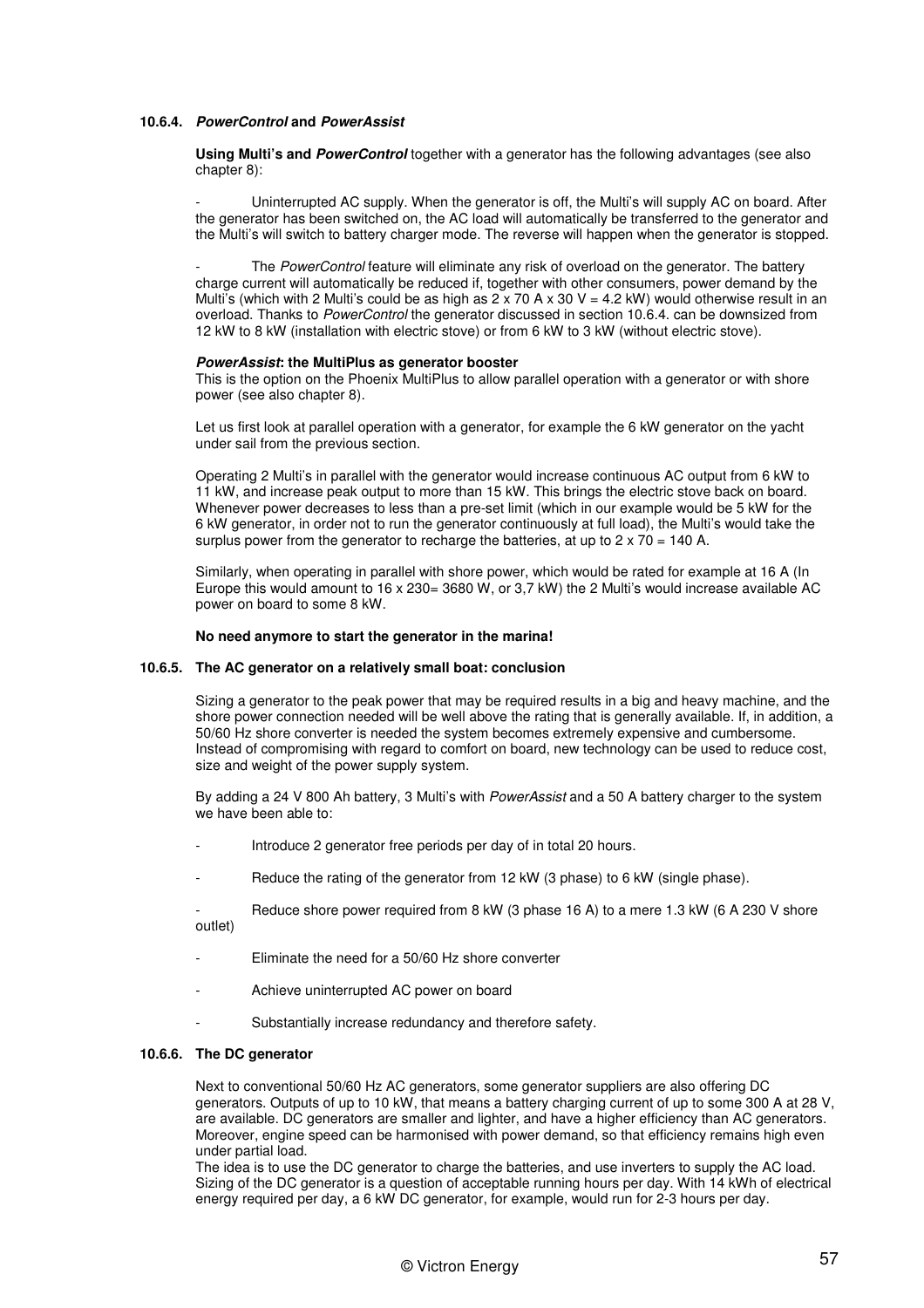#### 10.6.4. *PowerControl* and *PowerAssist*

**Using Multi's and *PowerControl*** together with a generator has the following advantages (see also chapter 8):

- Uninterrupted AC supply. When the generator is off, the Multi's will supply AC on board. After the generator has been switched on, the AC load will automatically be transferred to the generator and the Multi's will switch to battery charger mode. The reverse will happen when the generator is stopped.

- The *PowerControl* feature will eliminate any risk of overload on the generator. The battery charge current will automatically be reduced if, together with other consumers, power demand by the Multi's (which with 2 Multi's could be as high as 2 x 70 A x 30 V = 4.2 kW) would otherwise result in an overload. Thanks to *PowerControl* the generator discussed in section 10.6.4. can be downsized from 12 kW to 8 kW (installation with electric stove) or from 6 kW to 3 kW (without electric stove).

***PowerAssist*: the MultiPlus as generator booster**
This is the option on the Phoenix MultiPlus to allow parallel operation with a generator or with shore power (see also chapter 8).

Let us first look at parallel operation with a generator, for example the 6 kW generator on the yacht under sail from the previous section.

Operating 2 Multi's in parallel with the generator would increase continuous AC output from 6 kW to 11 kW, and increase peak output to more than 15 kW. This brings the electric stove back on board. Whenever power decreases to less than a pre-set limit (which in our example would be 5 kW for the 6 kW generator, in order not to run the generator continuously at full load), the Multi's would take the surplus power from the generator to recharge the batteries, at up to 2 x 70 = 140 A.

Similarly, when operating in parallel with shore power, which would be rated for example at 16 A (In Europe this would amount to 16 x 230= 3680 W, or 3,7 kW) the 2 Multi's would increase available AC power on board to some 8 kW.

**No need anymore to start the generator in the marina!**

#### 10.6.5. The AC generator on a relatively small boat: conclusion

Sizing a generator to the peak power that may be required results in a big and heavy machine, and the shore power connection needed will be well above the rating that is generally available. If, in addition, a 50/60 Hz shore converter is needed the system becomes extremely expensive and cumbersome. Instead of compromising with regard to comfort on board, new technology can be used to reduce cost, size and weight of the power supply system.

By adding a 24 V 800 Ah battery, 3 Multi's with *PowerAssist* and a 50 A battery charger to the system we have been able to:

- Introduce 2 generator free periods per day of in total 20 hours.
- Reduce the rating of the generator from 12 kW (3 phase) to 6 kW (single phase).
- Reduce shore power required from 8 kW (3 phase 16 A) to a mere 1.3 kW (6 A 230 V shore outlet)
- Eliminate the need for a 50/60 Hz shore converter
- Achieve uninterrupted AC power on board
- Substantially increase redundancy and therefore safety.

#### 10.6.6. The DC generator

Next to conventional 50/60 Hz AC generators, some generator suppliers are also offering DC generators. Outputs of up to 10 kW, that means a battery charging current of up to some 300 A at 28 V, are available. DC generators are smaller and lighter, and have a higher efficiency than AC generators. Moreover, engine speed can be harmonised with power demand, so that efficiency remains high even under partial load.
The idea is to use the DC generator to charge the batteries, and use inverters to supply the AC load. Sizing of the DC generator is a question of acceptable running hours per day. With 14 kWh of electrical energy required per day, a 6 kW DC generator, for example, would run for 2-3 hours per day.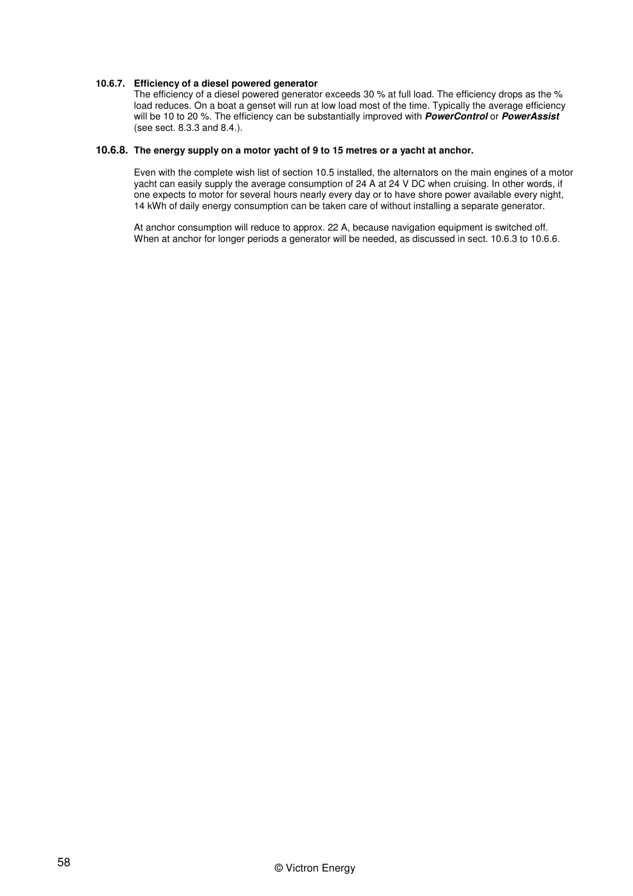#### 10.6.7. Efficiency of a diesel powered generator

The efficiency of a diesel powered generator exceeds 30 % at full load. The efficiency drops as the % load reduces. On a boat a genset will run at low load most of the time. Typically the average efficiency will be 10 to 20 %. The efficiency can be substantially improved with ***PowerControl*** or ***PowerAssist*** (see sect. 8.3.3 and 8.4.).

#### 10.6.8. The energy supply on a motor yacht of 9 to 15 metres or a yacht at anchor.

Even with the complete wish list of section 10.5 installed, the alternators on the main engines of a motor yacht can easily supply the average consumption of 24 A at 24 V DC when cruising. In other words, if one expects to motor for several hours nearly every day or to have shore power available every night, 14 kWh of daily energy consumption can be taken care of without installing a separate generator.

At anchor consumption will reduce to approx. 22 A, because navigation equipment is switched off. When at anchor for longer periods a generator will be needed, as discussed in sect. 10.6.3 to 10.6.6.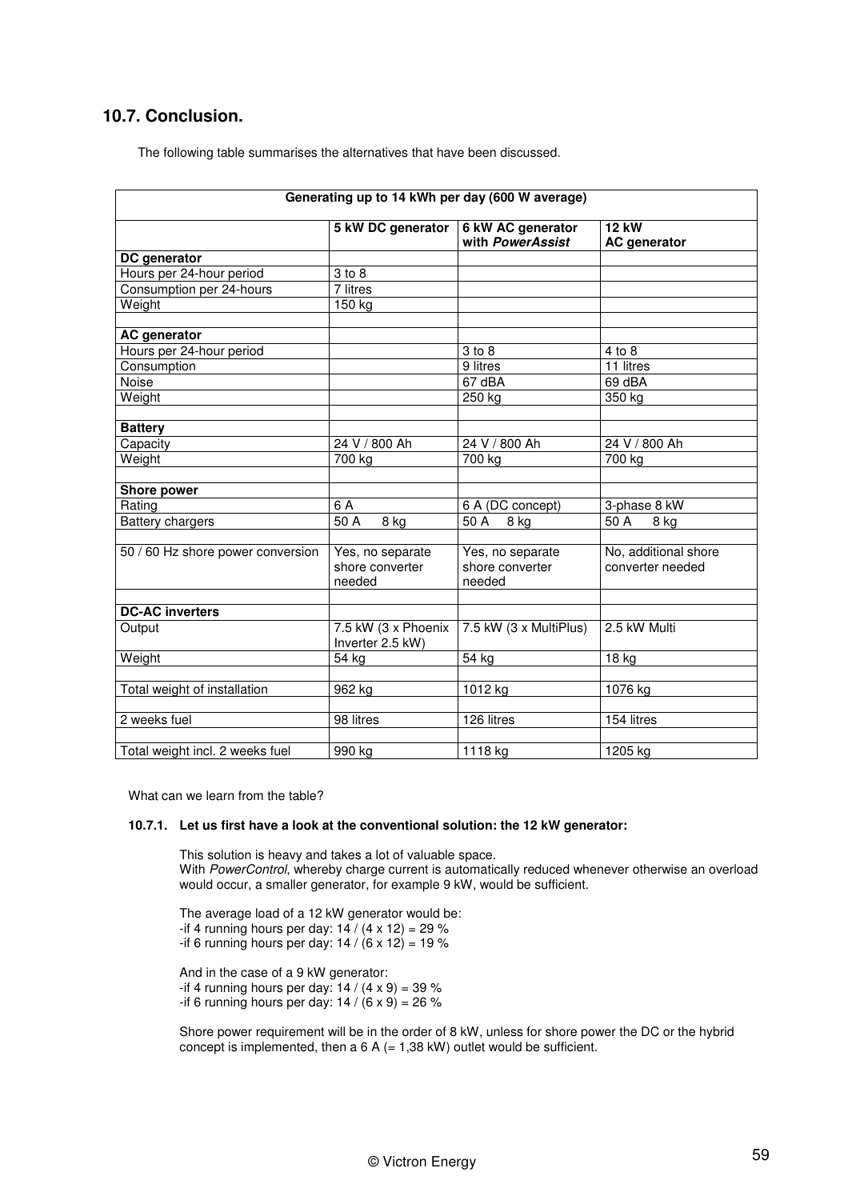## 10.7. Conclusion.

The following table summarises the alternatives that have been discussed.

| Generating up to 14 kWh per day (600 W average) | | | |
|---|---|---|---|
| | **5 kW DC generator** | **6 kW AC generator with *PowerAssist*** | **12 kW AC generator** |
| **DC generator** | | | |
| Hours per 24-hour period | 3 to 8 | | |
| Consumption per 24-hours | 7 litres | | |
| Weight | 150 kg | | |
| | | | |
| **AC generator** | | | |
| Hours per 24-hour period | | 3 to 8 | 4 to 8 |
| Consumption | | 9 litres | 11 litres |
| Noise | | 67 dBA | 69 dBA |
| Weight | | 250 kg | 350 kg |
| | | | |
| **Battery** | | | |
| Capacity | 24 V / 800 Ah | 24 V / 800 Ah | 24 V / 800 Ah |
| Weight | 700 kg | 700 kg | 700 kg |
| | | | |
| **Shore power** | | | |
| Rating | 6 A | 6 A (DC concept) | 3-phase 8 kW |
| Battery chargers | 50 A 8 kg | 50 A 8 kg | 50 A 8 kg |
| | | | |
| 50 / 60 Hz shore power conversion | Yes, no separate shore converter needed | Yes, no separate shore converter needed | No, additional shore converter needed |
| | | | |
| **DC-AC inverters** | | | |
| Output | 7.5 kW (3 x Phoenix Inverter 2.5 kW) | 7.5 kW (3 x MultiPlus) | 2.5 kW Multi |
| Weight | 54 kg | 54 kg | 18 kg |
| | | | |
| Total weight of installation | 962 kg | 1012 kg | 1076 kg |
| | | | |
| 2 weeks fuel | 98 litres | 126 litres | 154 litres |
| | | | |
| Total weight incl. 2 weeks fuel | 990 kg | 1118 kg | 1205 kg |

What can we learn from the table?

**10.7.1. Let us first have a look at the conventional solution: the 12 kW generator:**

This solution is heavy and takes a lot of valuable space.
With *PowerControl*, whereby charge current is automatically reduced whenever otherwise an overload would occur, a smaller generator, for example 9 kW, would be sufficient.

The average load of a 12 kW generator would be:
-if 4 running hours per day: 14 / (4 x 12) = 29 %
-if 6 running hours per day: 14 / (6 x 12) = 19 %

And in the case of a 9 kW generator:
-if 4 running hours per day: 14 / (4 x 9) = 39 %
-if 6 running hours per day: 14 / (6 x 9) = 26 %

Shore power requirement will be in the order of 8 kW, unless for shore power the DC or the hybrid concept is implemented, then a 6 A (= 1,38 kW) outlet would be sufficient.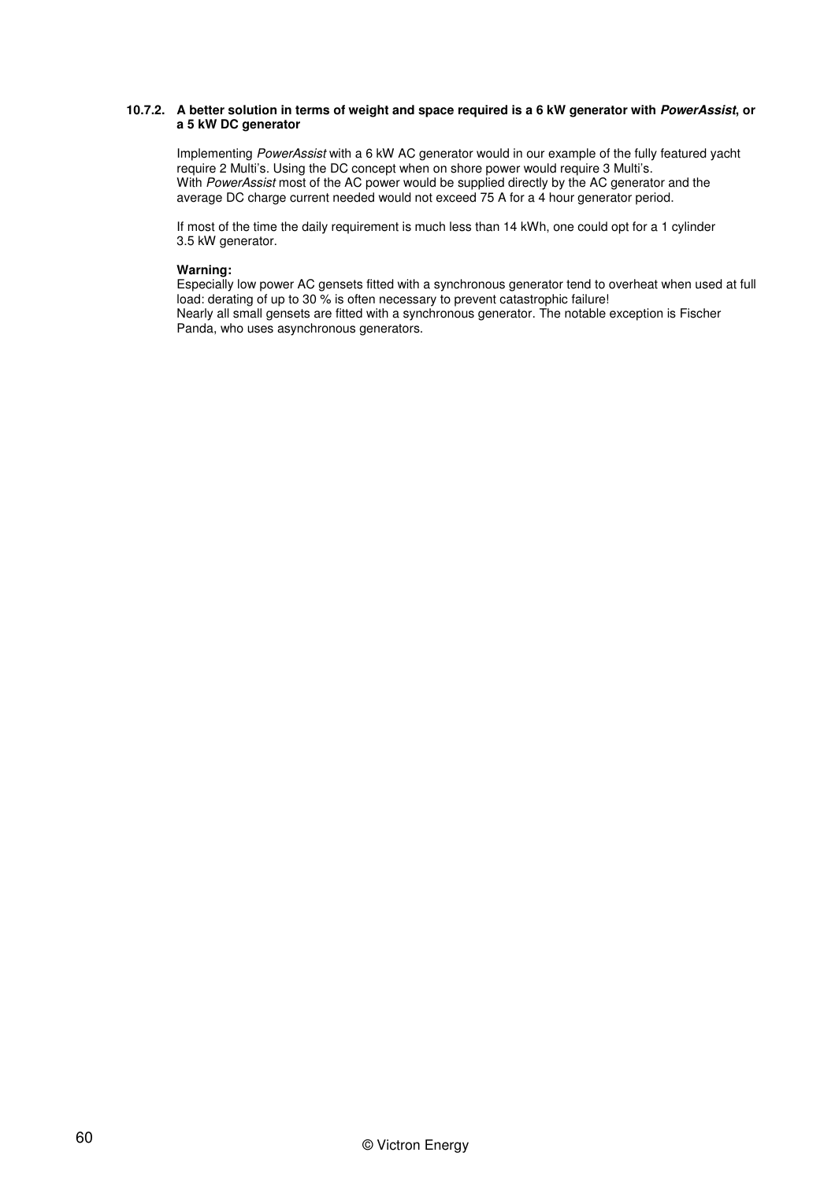### 10.7.2. A better solution in terms of weight and space required is a 6 kW generator with *PowerAssist*, or a 5 kW DC generator

Implementing *PowerAssist* with a 6 kW AC generator would in our example of the fully featured yacht require 2 Multi's. Using the DC concept when on shore power would require 3 Multi's.
With *PowerAssist* most of the AC power would be supplied directly by the AC generator and the average DC charge current needed would not exceed 75 A for a 4 hour generator period.

If most of the time the daily requirement is much less than 14 kWh, one could opt for a 1 cylinder 3.5 kW generator.

**Warning:**
Especially low power AC gensets fitted with a synchronous generator tend to overheat when used at full load: derating of up to 30 % is often necessary to prevent catastrophic failure!
Nearly all small gensets are fitted with a synchronous generator. The notable exception is Fischer Panda, who uses asynchronous generators.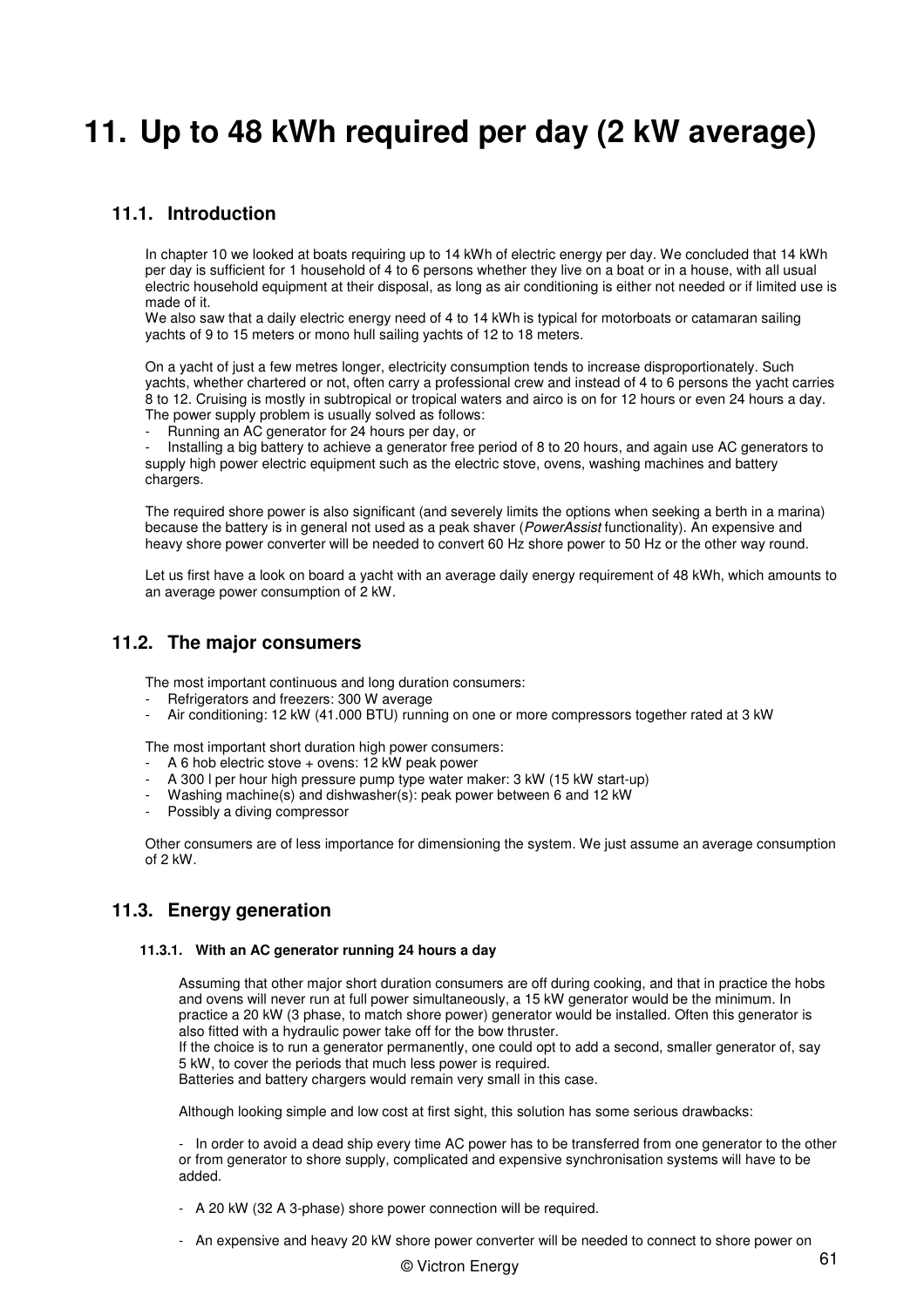# 11. Up to 48 kWh required per day (2 kW average)

## 11.1. Introduction

In chapter 10 we looked at boats requiring up to 14 kWh of electric energy per day. We concluded that 14 kWh per day is sufficient for 1 household of 4 to 6 persons whether they live on a boat or in a house, with all usual electric household equipment at their disposal, as long as air conditioning is either not needed or if limited use is made of it.
We also saw that a daily electric energy need of 4 to 14 kWh is typical for motorboats or catamaran sailing yachts of 9 to 15 meters or mono hull sailing yachts of 12 to 18 meters.

On a yacht of just a few metres longer, electricity consumption tends to increase disproportionately. Such yachts, whether chartered or not, often carry a professional crew and instead of 4 to 6 persons the yacht carries 8 to 12. Cruising is mostly in subtropical or tropical waters and airco is on for 12 hours or even 24 hours a day. The power supply problem is usually solved as follows:

- Running an AC generator for 24 hours per day, or
- Installing a big battery to achieve a generator free period of 8 to 20 hours, and again use AC generators to supply high power electric equipment such as the electric stove, ovens, washing machines and battery chargers.

The required shore power is also significant (and severely limits the options when seeking a berth in a marina) because the battery is in general not used as a peak shaver (*PowerAssist* functionality). An expensive and heavy shore power converter will be needed to convert 60 Hz shore power to 50 Hz or the other way round.

Let us first have a look on board a yacht with an average daily energy requirement of 48 kWh, which amounts to an average power consumption of 2 kW.

## 11.2. The major consumers

The most important continuous and long duration consumers:

- Refrigerators and freezers: 300 W average
- Air conditioning: 12 kW (41.000 BTU) running on one or more compressors together rated at 3 kW

The most important short duration high power consumers:

- A 6 hob electric stove + ovens: 12 kW peak power
- A 300 l per hour high pressure pump type water maker: 3 kW (15 kW start-up)
- Washing machine(s) and dishwasher(s): peak power between 6 and 12 kW
- Possibly a diving compressor

Other consumers are of less importance for dimensioning the system. We just assume an average consumption of 2 kW.

## 11.3. Energy generation

### 11.3.1. With an AC generator running 24 hours a day

Assuming that other major short duration consumers are off during cooking, and that in practice the hobs and ovens will never run at full power simultaneously, a 15 kW generator would be the minimum. In practice a 20 kW (3 phase, to match shore power) generator would be installed. Often this generator is also fitted with a hydraulic power take off for the bow thruster.
If the choice is to run a generator permanently, one could opt to add a second, smaller generator of, say 5 kW, to cover the periods that much less power is required.
Batteries and battery chargers would remain very small in this case.

Although looking simple and low cost at first sight, this solution has some serious drawbacks:

- In order to avoid a dead ship every time AC power has to be transferred from one generator to the other or from generator to shore supply, complicated and expensive synchronisation systems will have to be added.

- A 20 kW (32 A 3-phase) shore power connection will be required.

- An expensive and heavy 20 kW shore power converter will be needed to connect to shore power on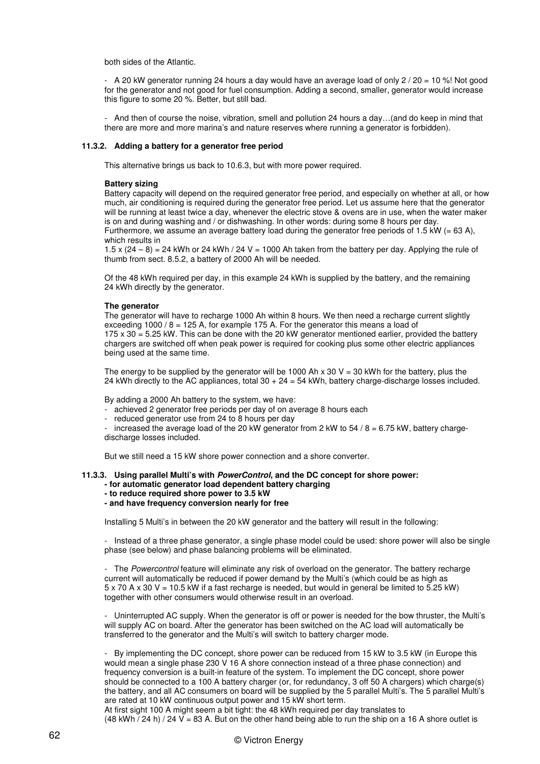both sides of the Atlantic.

- A 20 kW generator running 24 hours a day would have an average load of only 2 / 20 = 10 %! Not good for the generator and not good for fuel consumption. Adding a second, smaller, generator would increase this figure to some 20 %. Better, but still bad.

- And then of course the noise, vibration, smell and pollution 24 hours a day…(and do keep in mind that there are more and more marina's and nature reserves where running a generator is forbidden).

### 11.3.2. Adding a battery for a generator free period

This alternative brings us back to 10.6.3, but with more power required.

**Battery sizing**

Battery capacity will depend on the required generator free period, and especially on whether at all, or how much, air conditioning is required during the generator free period. Let us assume here that the generator will be running at least twice a day, whenever the electric stove & ovens are in use, when the water maker is on and during washing and / or dishwashing. In other words: during some 8 hours per day.
Furthermore, we assume an average battery load during the generator free periods of 1.5 kW (= 63 A), which results in
1.5 x (24 – 8) = 24 kWh or 24 kWh / 24 V = 1000 Ah taken from the battery per day. Applying the rule of thumb from sect. 8.5.2, a battery of 2000 Ah will be needed.

Of the 48 kWh required per day, in this example 24 kWh is supplied by the battery, and the remaining 24 kWh directly by the generator.

**The generator**

The generator will have to recharge 1000 Ah within 8 hours. We then need a recharge current slightly exceeding 1000 / 8 = 125 A, for example 175 A. For the generator this means a load of
175 x 30 = 5.25 kW. This can be done with the 20 kW generator mentioned earlier, provided the battery chargers are switched off when peak power is required for cooking plus some other electric appliances being used at the same time.

The energy to be supplied by the generator will be 1000 Ah x 30 V = 30 kWh for the battery, plus the 24 kWh directly to the AC appliances, total 30 + 24 = 54 kWh, battery charge-discharge losses included.

By adding a 2000 Ah battery to the system, we have:

- achieved 2 generator free periods per day of on average 8 hours each
- reduced generator use from 24 to 8 hours per day
- increased the average load of the 20 kW generator from 2 kW to 54 / 8 = 6.75 kW, battery charge-discharge losses included.

But we still need a 15 kW shore power connection and a shore converter.

### 11.3.3. Using parallel Multi's with *PowerControl*, and the DC concept for shore power:
**- for automatic generator load dependent battery charging**
**- to reduce required shore power to 3.5 kW**
**- and have frequency conversion nearly for free**

Installing 5 Multi's in between the 20 kW generator and the battery will result in the following:

- Instead of a three phase generator, a single phase model could be used: shore power will also be single phase (see below) and phase balancing problems will be eliminated.

- The *Powercontrol* feature will eliminate any risk of overload on the generator. The battery recharge current will automatically be reduced if power demand by the Multi's (which could be as high as 5 x 70 A x 30 V = 10.5 kW if a fast recharge is needed, but would in general be limited to 5.25 kW) together with other consumers would otherwise result in an overload.

- Uninterrupted AC supply. When the generator is off or power is needed for the bow thruster, the Multi's will supply AC on board. After the generator has been switched on the AC load will automatically be transferred to the generator and the Multi's will switch to battery charger mode.

- By implementing the DC concept, shore power can be reduced from 15 kW to 3.5 kW (in Europe this would mean a single phase 230 V 16 A shore connection instead of a three phase connection) and frequency conversion is a built-in feature of the system. To implement the DC concept, shore power should be connected to a 100 A battery charger (or, for redundancy, 3 off 50 A chargers) which charge(s) the battery, and all AC consumers on board will be supplied by the 5 parallel Multi's. The 5 parallel Multi's are rated at 10 kW continuous output power and 15 kW short term.
At first sight 100 A might seem a bit tight: the 48 kWh required per day translates to
(48 kWh / 24 h) / 24 V = 83 A. But on the other hand being able to run the ship on a 16 A shore outlet is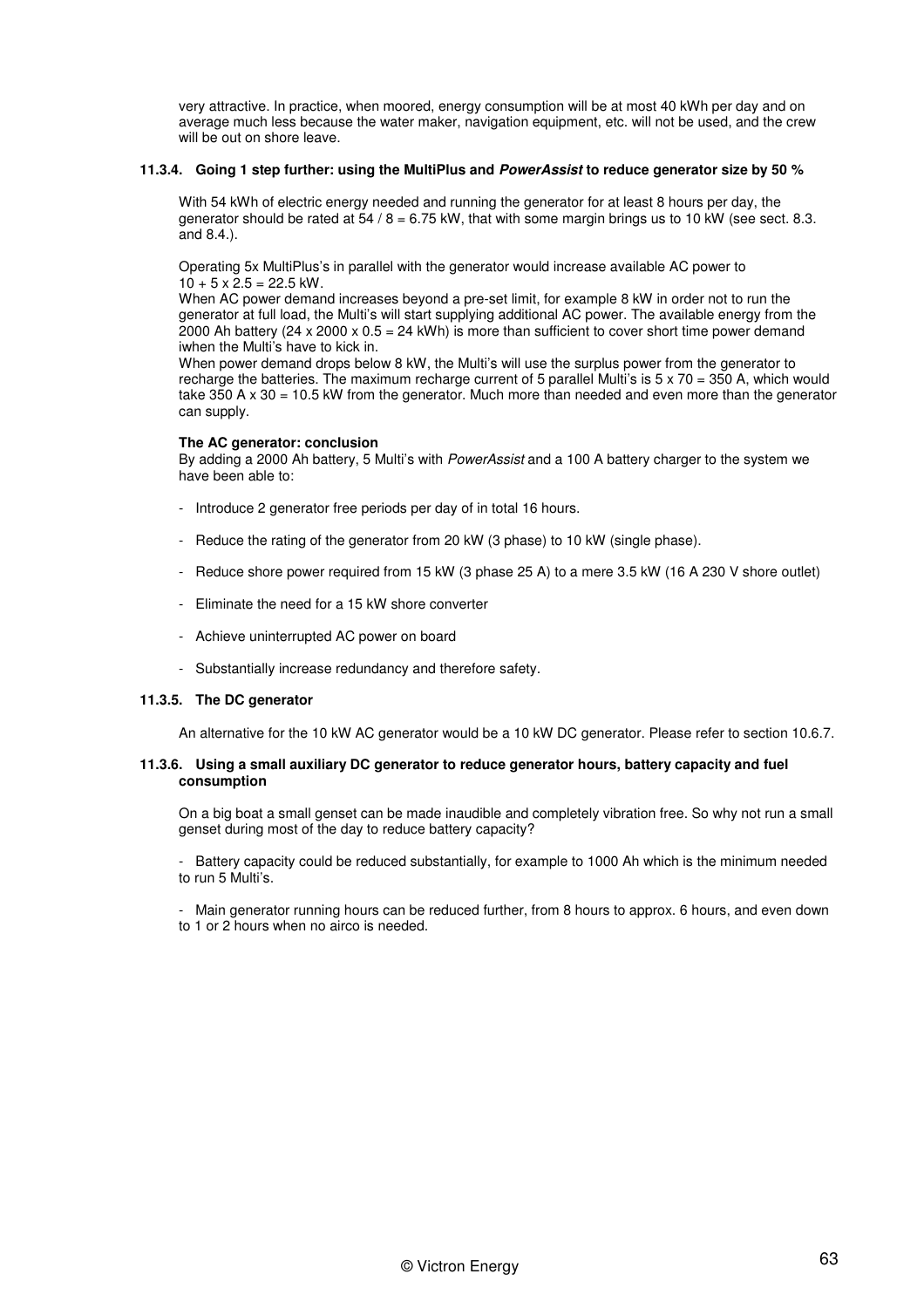very attractive. In practice, when moored, energy consumption will be at most 40 kWh per day and on average much less because the water maker, navigation equipment, etc. will not be used, and the crew will be out on shore leave.

### 11.3.4. Going 1 step further: using the MultiPlus and *PowerAssist* to reduce generator size by 50 %

With 54 kWh of electric energy needed and running the generator for at least 8 hours per day, the generator should be rated at 54 / 8 = 6.75 kW, that with some margin brings us to 10 kW (see sect. 8.3. and 8.4.).

Operating 5x MultiPlus's in parallel with the generator would increase available AC power to 10 + 5 x 2.5 = 22.5 kW.
When AC power demand increases beyond a pre-set limit, for example 8 kW in order not to run the generator at full load, the Multi's will start supplying additional AC power. The available energy from the 2000 Ah battery (24 x 2000 x 0.5 = 24 kWh) is more than sufficient to cover short time power demand iwhen the Multi's have to kick in.
When power demand drops below 8 kW, the Multi's will use the surplus power from the generator to recharge the batteries. The maximum recharge current of 5 parallel Multi's is 5 x 70 = 350 A, which would take 350 A x 30 = 10.5 kW from the generator. Much more than needed and even more than the generator can supply.

**The AC generator: conclusion**
By adding a 2000 Ah battery, 5 Multi's with *PowerAssist* and a 100 A battery charger to the system we have been able to:

- Introduce 2 generator free periods per day of in total 16 hours.
- Reduce the rating of the generator from 20 kW (3 phase) to 10 kW (single phase).
- Reduce shore power required from 15 kW (3 phase 25 A) to a mere 3.5 kW (16 A 230 V shore outlet)
- Eliminate the need for a 15 kW shore converter
- Achieve uninterrupted AC power on board
- Substantially increase redundancy and therefore safety.

### 11.3.5. The DC generator

An alternative for the 10 kW AC generator would be a 10 kW DC generator. Please refer to section 10.6.7.

### 11.3.6. Using a small auxiliary DC generator to reduce generator hours, battery capacity and fuel consumption

On a big boat a small genset can be made inaudible and completely vibration free. So why not run a small genset during most of the day to reduce battery capacity?

- Battery capacity could be reduced substantially, for example to 1000 Ah which is the minimum needed to run 5 Multi's.

- Main generator running hours can be reduced further, from 8 hours to approx. 6 hours, and even down to 1 or 2 hours when no airco is needed.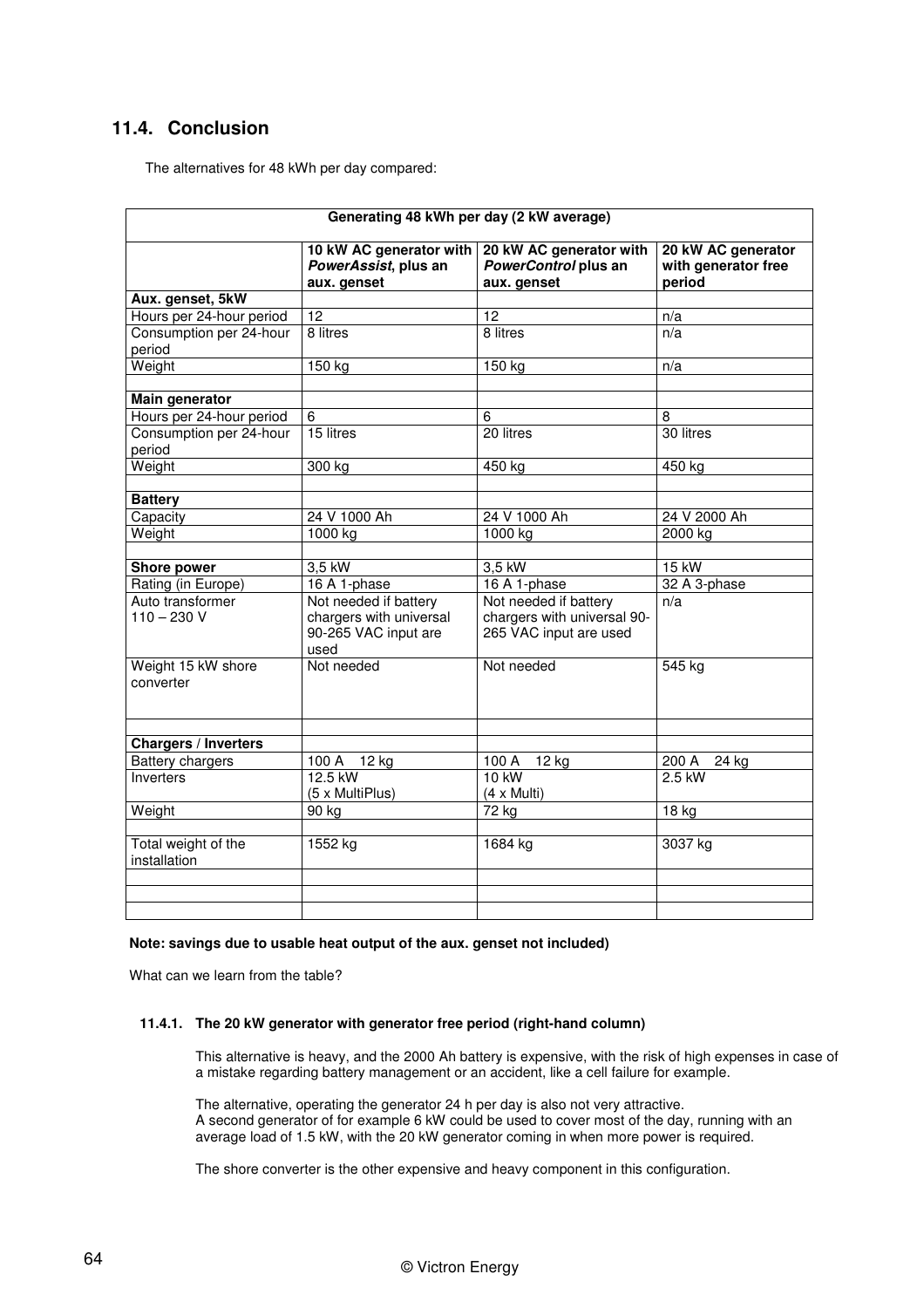## 11.4. Conclusion

The alternatives for 48 kWh per day compared:

| Generating 48 kWh per day (2 kW average) | | | |
|---|---|---|---|
| | **10 kW AC generator with *PowerAssist*, plus an aux. genset** | **20 kW AC generator with *PowerControl* plus an aux. genset** | **20 kW AC generator with generator free period** |
| **Aux. genset, 5kW** | | | |
| Hours per 24-hour period | 12 | 12 | n/a |
| Consumption per 24-hour period | 8 litres | 8 litres | n/a |
| Weight | 150 kg | 150 kg | n/a |
| | | | |
| **Main generator** | | | |
| Hours per 24-hour period | 6 | 6 | 8 |
| Consumption per 24-hour period | 15 litres | 20 litres | 30 litres |
| Weight | 300 kg | 450 kg | 450 kg |
| | | | |
| **Battery** | | | |
| Capacity | 24 V 1000 Ah | 24 V 1000 Ah | 24 V 2000 Ah |
| Weight | 1000 kg | 1000 kg | 2000 kg |
| | | | |
| **Shore power** | 3,5 kW | 3,5 kW | 15 kW |
| Rating (in Europe) | 16 A 1-phase | 16 A 1-phase | 32 A 3-phase |
| Auto transformer 110 – 230 V | Not needed if battery chargers with universal 90-265 VAC input are used | Not needed if battery chargers with universal 90-265 VAC input are used | n/a |
| Weight 15 kW shore converter | Not needed | Not needed | 545 kg |
| | | | |
| **Chargers / Inverters** | | | |
| Battery chargers | 100 A 12 kg | 100 A 12 kg | 200 A 24 kg |
| Inverters | 12.5 kW (5 x MultiPlus) | 10 kW (4 x Multi) | 2.5 kW |
| Weight | 90 kg | 72 kg | 18 kg |
| | | | |
| Total weight of the installation | 1552 kg | 1684 kg | 3037 kg |

**Note: savings due to usable heat output of the aux. genset not included)**

What can we learn from the table?

### 11.4.1. The 20 kW generator with generator free period (right-hand column)

This alternative is heavy, and the 2000 Ah battery is expensive, with the risk of high expenses in case of a mistake regarding battery management or an accident, like a cell failure for example.

The alternative, operating the generator 24 h per day is also not very attractive.
A second generator of for example 6 kW could be used to cover most of the day, running with an average load of 1.5 kW, with the 20 kW generator coming in when more power is required.

The shore converter is the other expensive and heavy component in this configuration.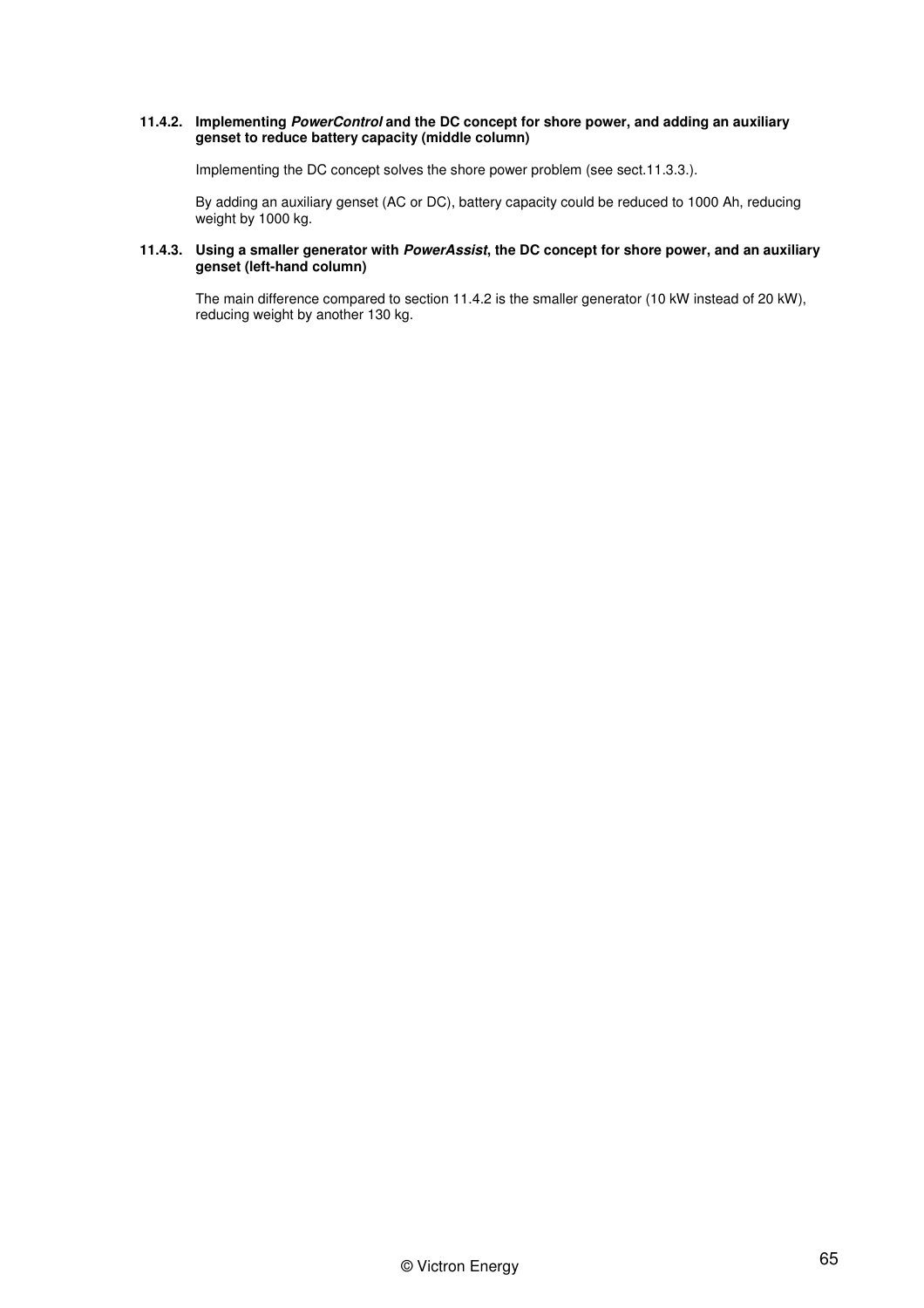#### 11.4.2. Implementing ***PowerControl*** and the DC concept for shore power, and adding an auxiliary genset to reduce battery capacity (middle column)

Implementing the DC concept solves the shore power problem (see sect.11.3.3.).

By adding an auxiliary genset (AC or DC), battery capacity could be reduced to 1000 Ah, reducing weight by 1000 kg.

#### 11.4.3. Using a smaller generator with ***PowerAssist***, the DC concept for shore power, and an auxiliary genset (left-hand column)

The main difference compared to section 11.4.2 is the smaller generator (10 kW instead of 20 kW), reducing weight by another 130 kg.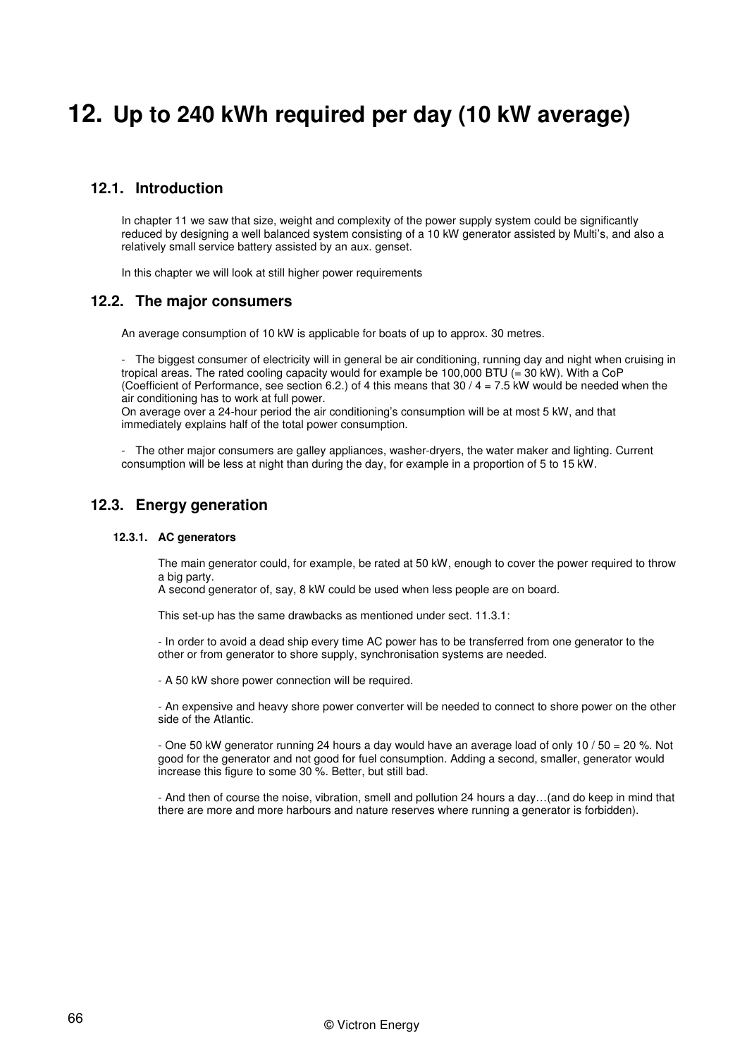# 12. Up to 240 kWh required per day (10 kW average)

## 12.1. Introduction

In chapter 11 we saw that size, weight and complexity of the power supply system could be significantly reduced by designing a well balanced system consisting of a 10 kW generator assisted by Multi's, and also a relatively small service battery assisted by an aux. genset.

In this chapter we will look at still higher power requirements

## 12.2. The major consumers

An average consumption of 10 kW is applicable for boats of up to approx. 30 metres.

- The biggest consumer of electricity will in general be air conditioning, running day and night when cruising in tropical areas. The rated cooling capacity would for example be 100,000 BTU (= 30 kW). With a CoP (Coefficient of Performance, see section 6.2.) of 4 this means that 30 / 4 = 7.5 kW would be needed when the air conditioning has to work at full power.
On average over a 24-hour period the air conditioning's consumption will be at most 5 kW, and that immediately explains half of the total power consumption.

- The other major consumers are galley appliances, washer-dryers, the water maker and lighting. Current consumption will be less at night than during the day, for example in a proportion of 5 to 15 kW.

## 12.3. Energy generation

### 12.3.1. AC generators

The main generator could, for example, be rated at 50 kW, enough to cover the power required to throw a big party.
A second generator of, say, 8 kW could be used when less people are on board.

This set-up has the same drawbacks as mentioned under sect. 11.3.1:

- In order to avoid a dead ship every time AC power has to be transferred from one generator to the other or from generator to shore supply, synchronisation systems are needed.

- A 50 kW shore power connection will be required.

- An expensive and heavy shore power converter will be needed to connect to shore power on the other side of the Atlantic.

- One 50 kW generator running 24 hours a day would have an average load of only 10 / 50 = 20 %. Not good for the generator and not good for fuel consumption. Adding a second, smaller, generator would increase this figure to some 30 %. Better, but still bad.

- And then of course the noise, vibration, smell and pollution 24 hours a day…(and do keep in mind that there are more and more harbours and nature reserves where running a generator is forbidden).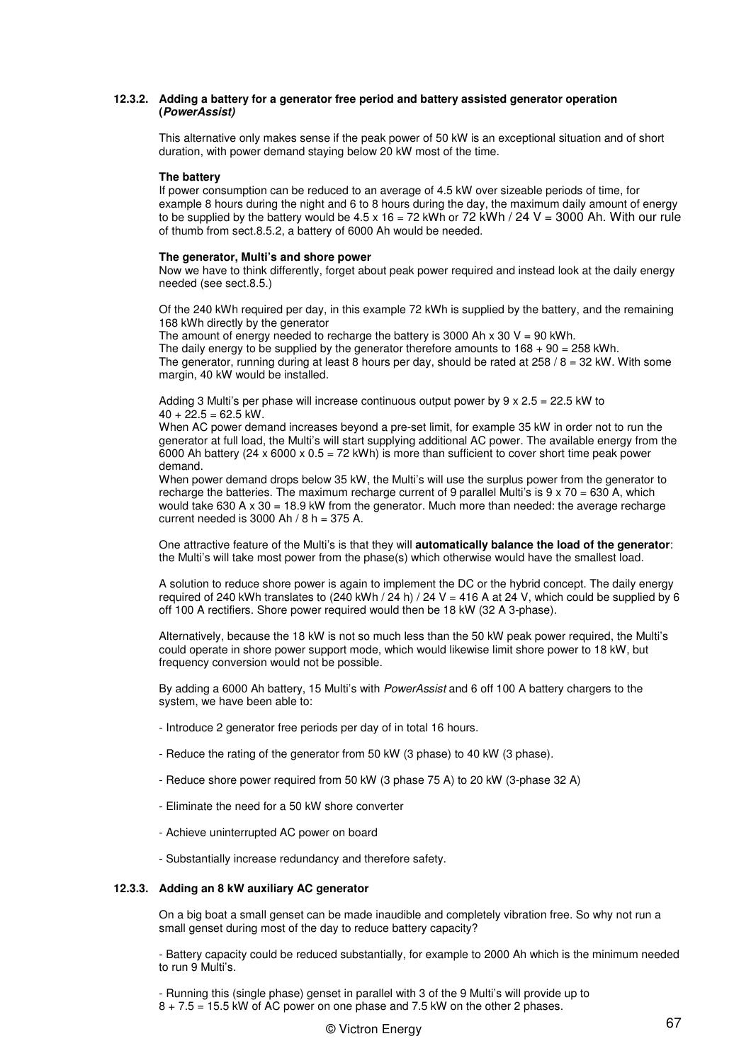### 12.3.2. Adding a battery for a generator free period and battery assisted generator operation (*PowerAssist)*

This alternative only makes sense if the peak power of 50 kW is an exceptional situation and of short duration, with power demand staying below 20 kW most of the time.

**The battery**

If power consumption can be reduced to an average of 4.5 kW over sizeable periods of time, for example 8 hours during the night and 6 to 8 hours during the day, the maximum daily amount of energy to be supplied by the battery would be 4.5 x 16 = 72 kWh or 72 kWh / 24 V = 3000 Ah. With our rule of thumb from sect.8.5.2, a battery of 6000 Ah would be needed.

**The generator, Multi's and shore power**

Now we have to think differently, forget about peak power required and instead look at the daily energy needed (see sect.8.5.)

Of the 240 kWh required per day, in this example 72 kWh is supplied by the battery, and the remaining 168 kWh directly by the generator

The amount of energy needed to recharge the battery is 3000 Ah x 30 V = 90 kWh.

The daily energy to be supplied by the generator therefore amounts to 168 + 90 = 258 kWh.

The generator, running during at least 8 hours per day, should be rated at 258 / 8 = 32 kW. With some margin, 40 kW would be installed.

Adding 3 Multi's per phase will increase continuous output power by 9 x 2.5 = 22.5 kW to 40 + 22.5 = 62.5 kW.

When AC power demand increases beyond a pre-set limit, for example 35 kW in order not to run the generator at full load, the Multi's will start supplying additional AC power. The available energy from the 6000 Ah battery (24 x 6000 x 0.5 = 72 kWh) is more than sufficient to cover short time peak power demand.

When power demand drops below 35 kW, the Multi's will use the surplus power from the generator to recharge the batteries. The maximum recharge current of 9 parallel Multi's is 9 x 70 = 630 A, which would take 630 A x 30 = 18.9 kW from the generator. Much more than needed: the average recharge current needed is 3000 Ah / 8 h = 375 A.

One attractive feature of the Multi's is that they will **automatically balance the load of the generator**: the Multi's will take most power from the phase(s) which otherwise would have the smallest load.

A solution to reduce shore power is again to implement the DC or the hybrid concept. The daily energy required of 240 kWh translates to (240 kWh / 24 h) / 24 V = 416 A at 24 V, which could be supplied by 6 off 100 A rectifiers. Shore power required would then be 18 kW (32 A 3-phase).

Alternatively, because the 18 kW is not so much less than the 50 kW peak power required, the Multi's could operate in shore power support mode, which would likewise limit shore power to 18 kW, but frequency conversion would not be possible.

By adding a 6000 Ah battery, 15 Multi's with *PowerAssist* and 6 off 100 A battery chargers to the system, we have been able to:

- Introduce 2 generator free periods per day of in total 16 hours.

- Reduce the rating of the generator from 50 kW (3 phase) to 40 kW (3 phase).

- Reduce shore power required from 50 kW (3 phase 75 A) to 20 kW (3-phase 32 A)

- Eliminate the need for a 50 kW shore converter

- Achieve uninterrupted AC power on board

- Substantially increase redundancy and therefore safety.

### 12.3.3. Adding an 8 kW auxiliary AC generator

On a big boat a small genset can be made inaudible and completely vibration free. So why not run a small genset during most of the day to reduce battery capacity?

- Battery capacity could be reduced substantially, for example to 2000 Ah which is the minimum needed to run 9 Multi's.

- Running this (single phase) genset in parallel with 3 of the 9 Multi's will provide up to 8 + 7.5 = 15.5 kW of AC power on one phase and 7.5 kW on the other 2 phases.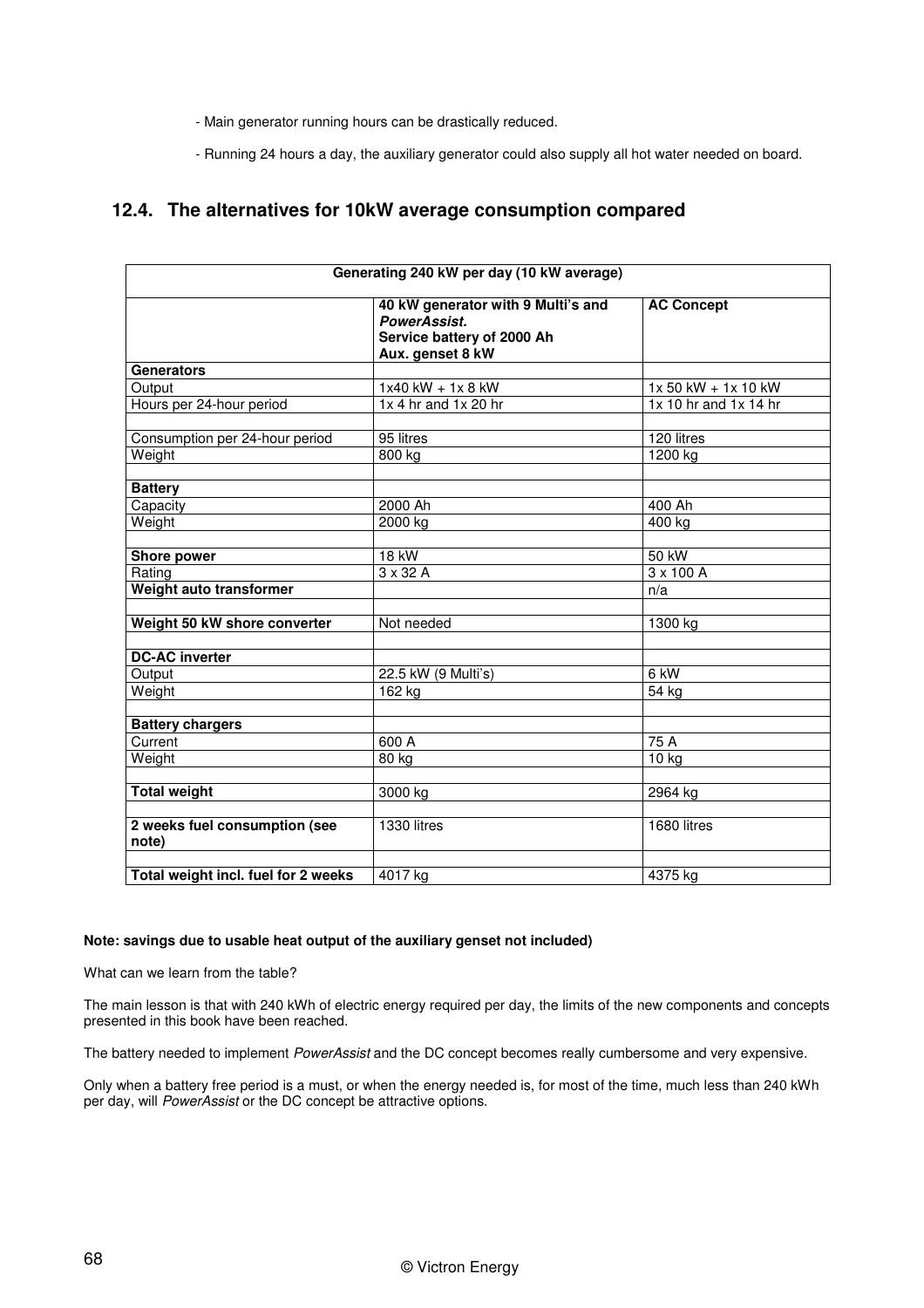- Main generator running hours can be drastically reduced.

- Running 24 hours a day, the auxiliary generator could also supply all hot water needed on board.

## 12.4. The alternatives for 10kW average consumption compared

| Generating 240 kW per day (10 kW average) | | |
|---|---|---|
| | **40 kW generator with 9 Multi's and *PowerAssist.* Service battery of 2000 Ah Aux. genset 8 kW** | **AC Concept** |
| **Generators** | | |
| Output | 1x40 kW + 1x 8 kW | 1x 50 kW + 1x 10 kW |
| Hours per 24-hour period | 1x 4 hr and 1x 20 hr | 1x 10 hr and 1x 14 hr |
| | | |
| Consumption per 24-hour period | 95 litres | 120 litres |
| Weight | 800 kg | 1200 kg |
| | | |
| **Battery** | | |
| Capacity | 2000 Ah | 400 Ah |
| Weight | 2000 kg | 400 kg |
| | | |
| **Shore power** | 18 kW | 50 kW |
| Rating | 3 x 32 A | 3 x 100 A |
| **Weight auto transformer** | | n/a |
| | | |
| **Weight 50 kW shore converter** | Not needed | 1300 kg |
| | | |
| **DC-AC inverter** | | |
| Output | 22.5 kW (9 Multi's) | 6 kW |
| Weight | 162 kg | 54 kg |
| | | |
| **Battery chargers** | | |
| Current | 600 A | 75 A |
| Weight | 80 kg | 10 kg |
| | | |
| **Total weight** | 3000 kg | 2964 kg |
| | | |
| **2 weeks fuel consumption (see note)** | 1330 litres | 1680 litres |
| | | |
| **Total weight incl. fuel for 2 weeks** | 4017 kg | 4375 kg |

**Note: savings due to usable heat output of the auxiliary genset not included)**

What can we learn from the table?

The main lesson is that with 240 kWh of electric energy required per day, the limits of the new components and concepts presented in this book have been reached.

The battery needed to implement *PowerAssist* and the DC concept becomes really cumbersome and very expensive.

Only when a battery free period is a must, or when the energy needed is, for most of the time, much less than 240 kWh per day, will *PowerAssist* or the DC concept be attractive options.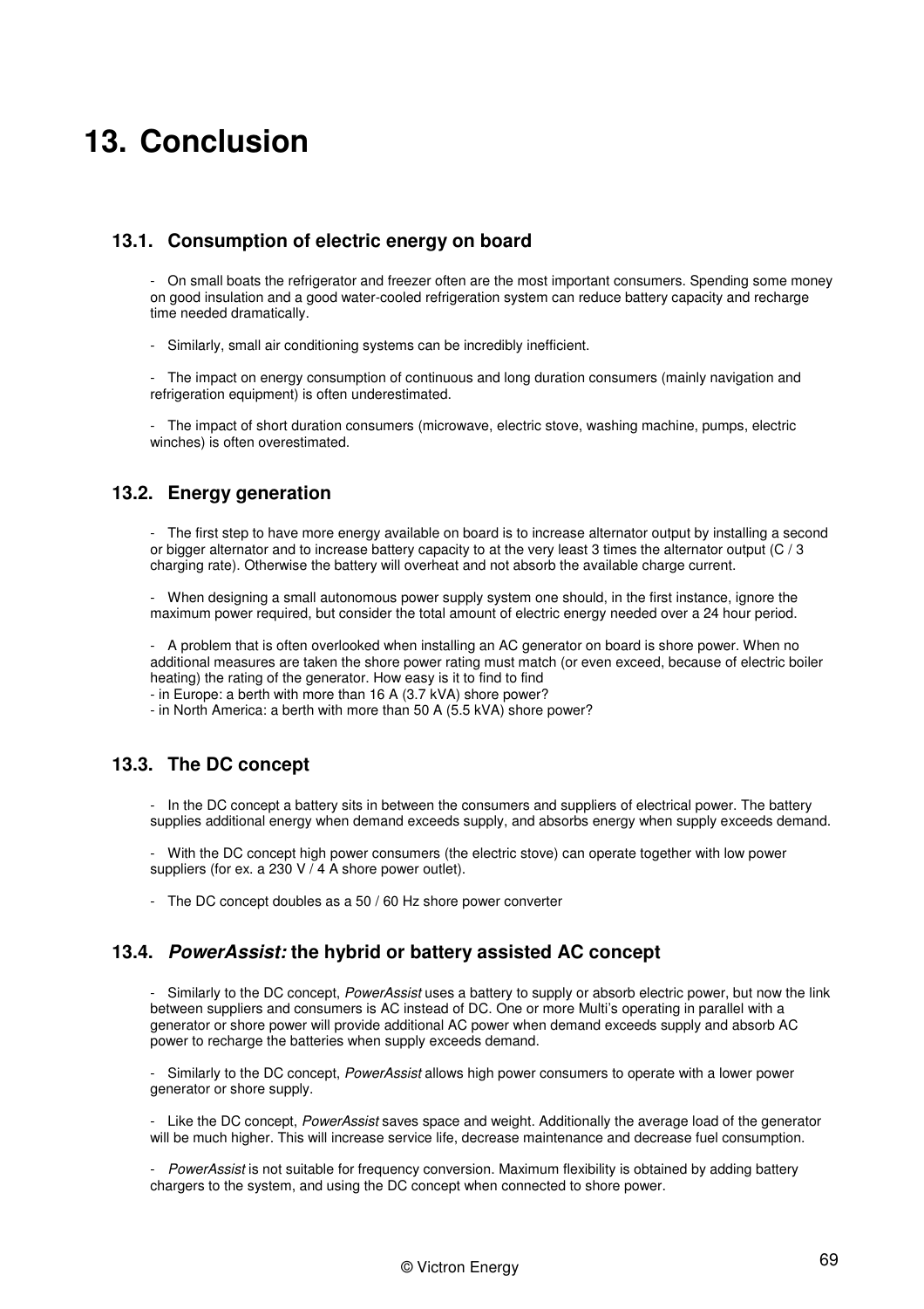# 13. Conclusion

## 13.1. Consumption of electric energy on board

- On small boats the refrigerator and freezer often are the most important consumers. Spending some money on good insulation and a good water-cooled refrigeration system can reduce battery capacity and recharge time needed dramatically.

- Similarly, small air conditioning systems can be incredibly inefficient.

- The impact on energy consumption of continuous and long duration consumers (mainly navigation and refrigeration equipment) is often underestimated.

- The impact of short duration consumers (microwave, electric stove, washing machine, pumps, electric winches) is often overestimated.

## 13.2. Energy generation

- The first step to have more energy available on board is to increase alternator output by installing a second or bigger alternator and to increase battery capacity to at the very least 3 times the alternator output (C / 3 charging rate). Otherwise the battery will overheat and not absorb the available charge current.

- When designing a small autonomous power supply system one should, in the first instance, ignore the maximum power required, but consider the total amount of electric energy needed over a 24 hour period.

- A problem that is often overlooked when installing an AC generator on board is shore power. When no additional measures are taken the shore power rating must match (or even exceed, because of electric boiler heating) the rating of the generator. How easy is it to find to find
- in Europe: a berth with more than 16 A (3.7 kVA) shore power?
- in North America: a berth with more than 50 A (5.5 kVA) shore power?

## 13.3. The DC concept

- In the DC concept a battery sits in between the consumers and suppliers of electrical power. The battery supplies additional energy when demand exceeds supply, and absorbs energy when supply exceeds demand.

- With the DC concept high power consumers (the electric stove) can operate together with low power suppliers (for ex. a 230 V / 4 A shore power outlet).

- The DC concept doubles as a 50 / 60 Hz shore power converter

## 13.4. *PowerAssist:* the hybrid or battery assisted AC concept

- Similarly to the DC concept, *PowerAssist* uses a battery to supply or absorb electric power, but now the link between suppliers and consumers is AC instead of DC. One or more Multi's operating in parallel with a generator or shore power will provide additional AC power when demand exceeds supply and absorb AC power to recharge the batteries when supply exceeds demand.

- Similarly to the DC concept, *PowerAssist* allows high power consumers to operate with a lower power generator or shore supply.

- Like the DC concept, *PowerAssist* saves space and weight. Additionally the average load of the generator will be much higher. This will increase service life, decrease maintenance and decrease fuel consumption.

- *PowerAssist* is not suitable for frequency conversion. Maximum flexibility is obtained by adding battery chargers to the system, and using the DC concept when connected to shore power.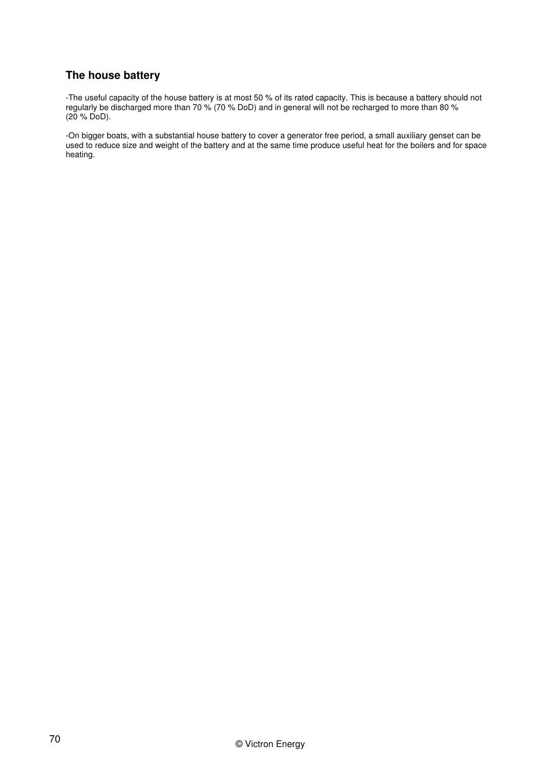## The house battery

-The useful capacity of the house battery is at most 50 % of its rated capacity. This is because a battery should not regularly be discharged more than 70 % (70 % DoD) and in general will not be recharged to more than 80 % (20 % DoD).

-On bigger boats, with a substantial house battery to cover a generator free period, a small auxiliary genset can be used to reduce size and weight of the battery and at the same time produce useful heat for the boilers and for space heating.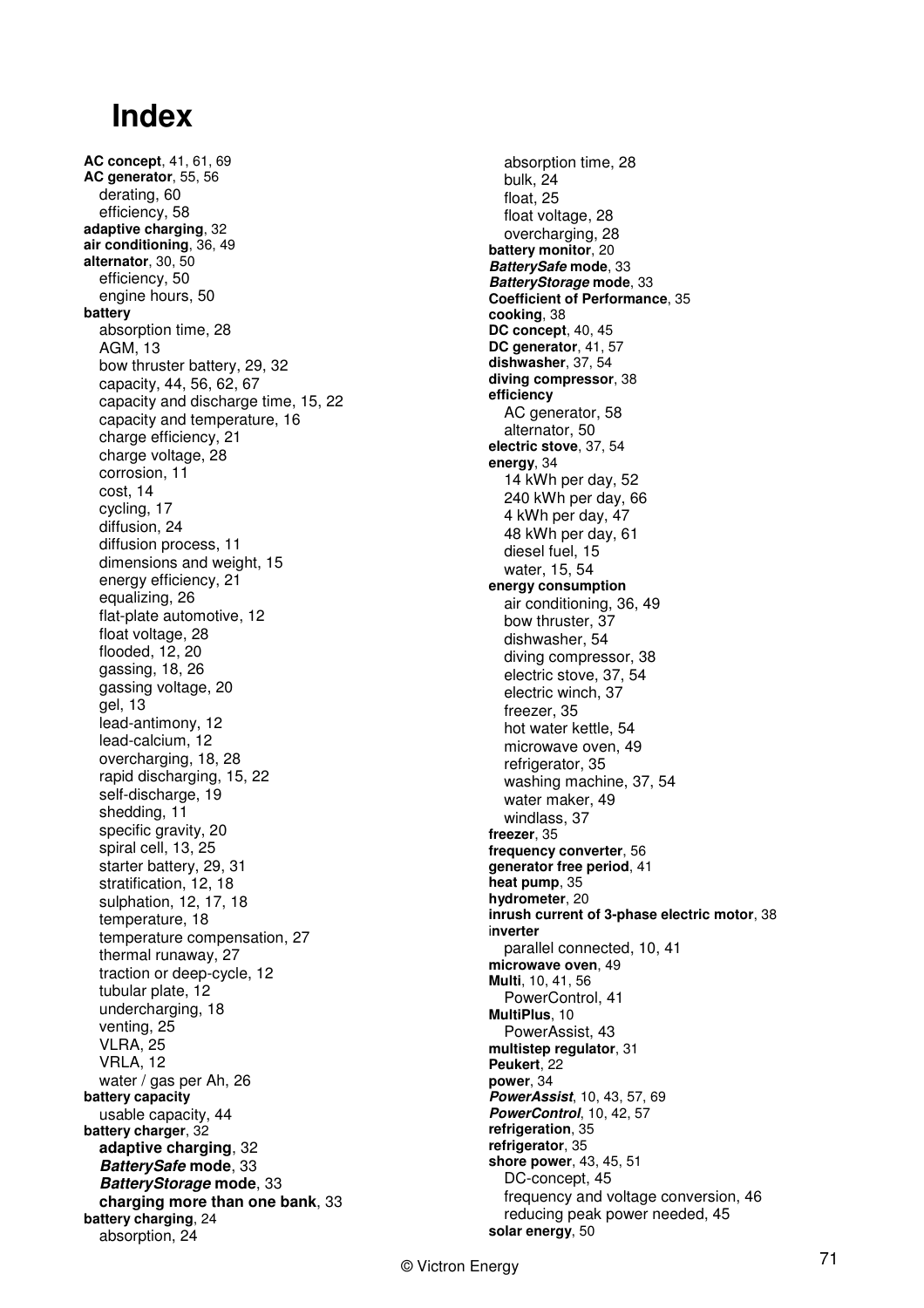# Index

**AC concept**, 41, 61, 69
**AC generator**, 55, 56
  derating, 60
  efficiency, 58
**adaptive charging**, 32
**air conditioning**, 36, 49
**alternator**, 30, 50
  efficiency, 50
  engine hours, 50
**battery**
  absorption time, 28
  AGM, 13
  bow thruster battery, 29, 32
  capacity, 44, 56, 62, 67
  capacity and discharge time, 15, 22
  capacity and temperature, 16
  charge efficiency, 21
  charge voltage, 28
  corrosion, 11
  cost, 14
  cycling, 17
  diffusion, 24
  diffusion process, 11
  dimensions and weight, 15
  energy efficiency, 21
  equalizing, 26
  flat-plate automotive, 12
  float voltage, 28
  flooded, 12, 20
  gassing, 18, 26
  gassing voltage, 20
  gel, 13
  lead-antimony, 12
  lead-calcium, 12
  overcharging, 18, 28
  rapid discharging, 15, 22
  self-discharge, 19
  shedding, 11
  specific gravity, 20
  spiral cell, 13, 25
  starter battery, 29, 31
  stratification, 12, 18
  sulphation, 12, 17, 18
  temperature, 18
  temperature compensation, 27
  thermal runaway, 27
  traction or deep-cycle, 12
  tubular plate, 12
  undercharging, 18
  venting, 25
  VLRA, 25
  VRLA, 12
  water / gas per Ah, 26
**battery capacity**
  usable capacity, 44
**battery charger**, 32
  **adaptive charging**, 32
  ***BatterySafe* mode**, 33
  ***BatteryStorage* mode**, 33
  **charging more than one bank**, 33
**battery charging**, 24
  absorption, 24
  absorption time, 28
  bulk, 24
  float, 25
  float voltage, 28
  overcharging, 28
**battery monitor**, 20
***BatterySafe* mode**, 33
***BatteryStorage* mode**, 33
**Coefficient of Performance**, 35
**cooking**, 38
**DC concept**, 40, 45
**DC generator**, 41, 57
**dishwasher**, 37, 54
**diving compressor**, 38
**efficiency**
  AC generator, 58
  alternator, 50
**electric stove**, 37, 54
**energy**, 34
  14 kWh per day, 52
  240 kWh per day, 66
  4 kWh per day, 47
  48 kWh per day, 61
  diesel fuel, 15
  water, 15, 54
**energy consumption**
  air conditioning, 36, 49
  bow thruster, 37
  dishwasher, 54
  diving compressor, 38
  electric stove, 37, 54
  electric winch, 37
  freezer, 35
  hot water kettle, 54
  microwave oven, 49
  refrigerator, 35
  washing machine, 37, 54
  water maker, 49
  windlass, 37
**freezer**, 35
**frequency converter**, 56
**generator free period**, 41
**heat pump**, 35
**hydrometer**, 20
**inrush current of 3-phase electric motor**, 38
**inverter**
  parallel connected, 10, 41
**microwave oven**, 49
**Multi**, 10, 41, 56
  PowerControl, 41
**MultiPlus**, 10
  PowerAssist, 43
**multistep regulator**, 31
**Peukert**, 22
**power**, 34
***PowerAssist***, 10, 43, 57, 69
***PowerControl***, 10, 42, 57
**refrigeration**, 35
**refrigerator**, 35
**shore power**, 43, 45, 51
  DC-concept, 45
  frequency and voltage conversion, 46
  reducing peak power needed, 45
**solar energy**, 50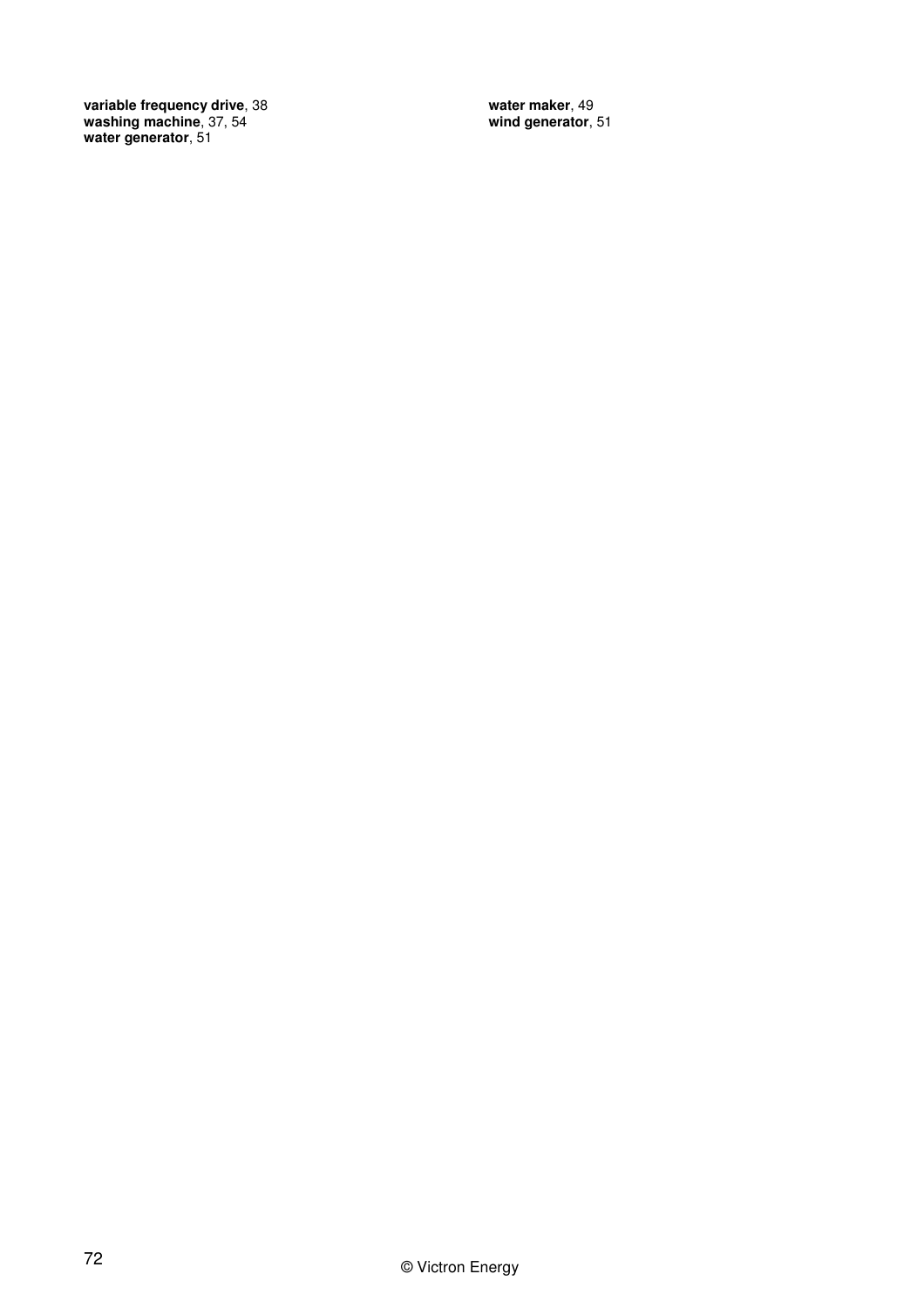**variable frequency drive**, 38
**washing machine**, 37, 54
**water generator**, 51
**water maker**, 49
**wind generator**, 51

© Victron Energy